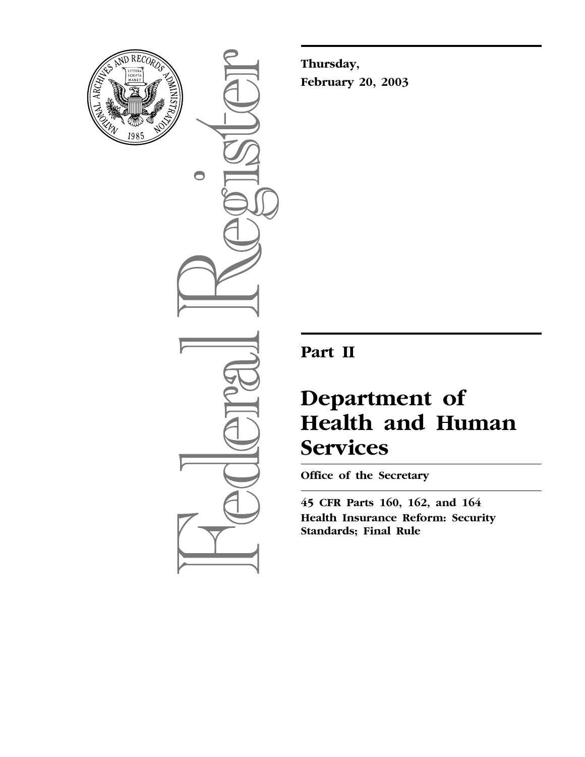**Thursday,**

**February 20, 2003**

---

# Part II

# Department of Health and Human Services

**Office of the Secretary**

---

**45 CFR Parts 160, 162, and 164**

**Health Insurance Reform: Security Standards; Final Rule**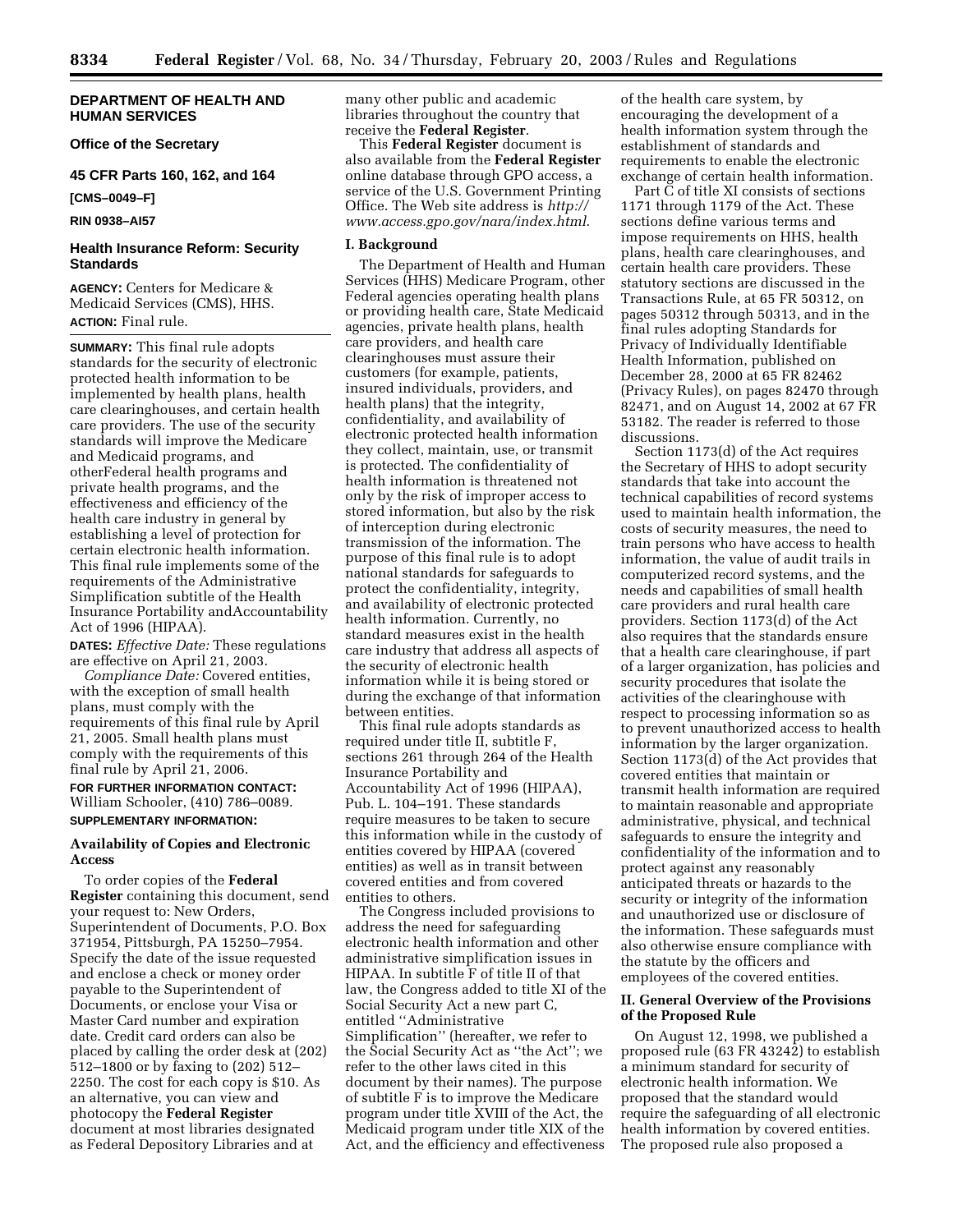**DEPARTMENT OF HEALTH AND HUMAN SERVICES**

**Office of the Secretary**

**45 CFR Parts 160, 162, and 164**

**[CMS–0049–F]**

**RIN 0938–AI57**

## Health Insurance Reform: Security Standards

**AGENCY:** Centers for Medicare & Medicaid Services (CMS), HHS.

**ACTION:** Final rule.

**SUMMARY:** This final rule adopts standards for the security of electronic protected health information to be implemented by health plans, health care clearinghouses, and certain health care providers. The use of the security standards will improve the Medicare and Medicaid programs, and otherFederal health programs and private health programs, and the effectiveness and efficiency of the health care industry in general by establishing a level of protection for certain electronic health information. This final rule implements some of the requirements of the Administrative Simplification subtitle of the Health Insurance Portability andAccountability Act of 1996 (HIPAA).

**DATES:** *Effective Date:* These regulations are effective on April 21, 2003.

*Compliance Date:* Covered entities, with the exception of small health plans, must comply with the requirements of this final rule by April 21, 2005. Small health plans must comply with the requirements of this final rule by April 21, 2006.

**FOR FURTHER INFORMATION CONTACT:** William Schooler, (410) 786–0089.

**SUPPLEMENTARY INFORMATION:**

### Availability of Copies and Electronic Access

To order copies of the **Federal Register** containing this document, send your request to: New Orders, Superintendent of Documents, P.O. Box 371954, Pittsburgh, PA 15250–7954. Specify the date of the issue requested and enclose a check or money order payable to the Superintendent of Documents, or enclose your Visa or Master Card number and expiration date. Credit card orders can also be placed by calling the order desk at (202) 512–1800 or by faxing to (202) 512–2250. The cost for each copy is $10. As an alternative, you can view and photocopy the **Federal Register** document at most libraries designated as Federal Depository Libraries and at many other public and academic libraries throughout the country that receive the **Federal Register**.

This **Federal Register** document is also available from the **Federal Register** online database through GPO access, a service of the U.S. Government Printing Office. The Web site address is *http://www.access.gpo.gov/nara/index.html.*

### I. Background

The Department of Health and Human Services (HHS) Medicare Program, other Federal agencies operating health plans or providing health care, State Medicaid agencies, private health plans, health care providers, and health care clearinghouses must assure their customers (for example, patients, insured individuals, providers, and health plans) that the integrity, confidentiality, and availability of electronic protected health information they collect, maintain, use, or transmit is protected. The confidentiality of health information is threatened not only by the risk of improper access to stored information, but also by the risk of interception during electronic transmission of the information. The purpose of this final rule is to adopt national standards for safeguards to protect the confidentiality, integrity, and availability of electronic protected health information. Currently, no standard measures exist in the health care industry that address all aspects of the security of electronic health information while it is being stored or during the exchange of that information between entities.

This final rule adopts standards as required under title II, subtitle F, sections 261 through 264 of the Health Insurance Portability and Accountability Act of 1996 (HIPAA), Pub. L. 104–191. These standards require measures to be taken to secure this information while in the custody of entities covered by HIPAA (covered entities) as well as in transit between covered entities and from covered entities to others.

The Congress included provisions to address the need for safeguarding electronic health information and other administrative simplification issues in HIPAA. In subtitle F of title II of that law, the Congress added to title XI of the Social Security Act a new part C, entitled ''Administrative Simplification'' (hereafter, we refer to the Social Security Act as ''the Act''; we refer to the other laws cited in this document by their names). The purpose of subtitle F is to improve the Medicare program under title XVIII of the Act, the Medicaid program under title XIX of the Act, and the efficiency and effectiveness of the health care system, by encouraging the development of a health information system through the establishment of standards and requirements to enable the electronic exchange of certain health information.

Part C of title XI consists of sections 1171 through 1179 of the Act. These sections define various terms and impose requirements on HHS, health plans, health care clearinghouses, and certain health care providers. These statutory sections are discussed in the Transactions Rule, at 65 FR 50312, on pages 50312 through 50313, and in the final rules adopting Standards for Privacy of Individually Identifiable Health Information, published on December 28, 2000 at 65 FR 82462 (Privacy Rules), on pages 82470 through 82471, and on August 14, 2002 at 67 FR 53182. The reader is referred to those discussions.

Section 1173(d) of the Act requires the Secretary of HHS to adopt security standards that take into account the technical capabilities of record systems used to maintain health information, the costs of security measures, the need to train persons who have access to health information, the value of audit trails in computerized record systems, and the needs and capabilities of small health care providers and rural health care providers. Section 1173(d) of the Act also requires that the standards ensure that a health care clearinghouse, if part of a larger organization, has policies and security procedures that isolate the activities of the clearinghouse with respect to processing information so as to prevent unauthorized access to health information by the larger organization. Section 1173(d) of the Act provides that covered entities that maintain or transmit health information are required to maintain reasonable and appropriate administrative, physical, and technical safeguards to ensure the integrity and confidentiality of the information and to protect against any reasonably anticipated threats or hazards to the security or integrity of the information and unauthorized use or disclosure of the information. These safeguards must also otherwise ensure compliance with the statute by the officers and employees of the covered entities.

### II. General Overview of the Provisions of the Proposed Rule

On August 12, 1998, we published a proposed rule (63 FR 43242) to establish a minimum standard for security of electronic health information. We proposed that the standard would require the safeguarding of all electronic health information by covered entities. The proposed rule also proposed a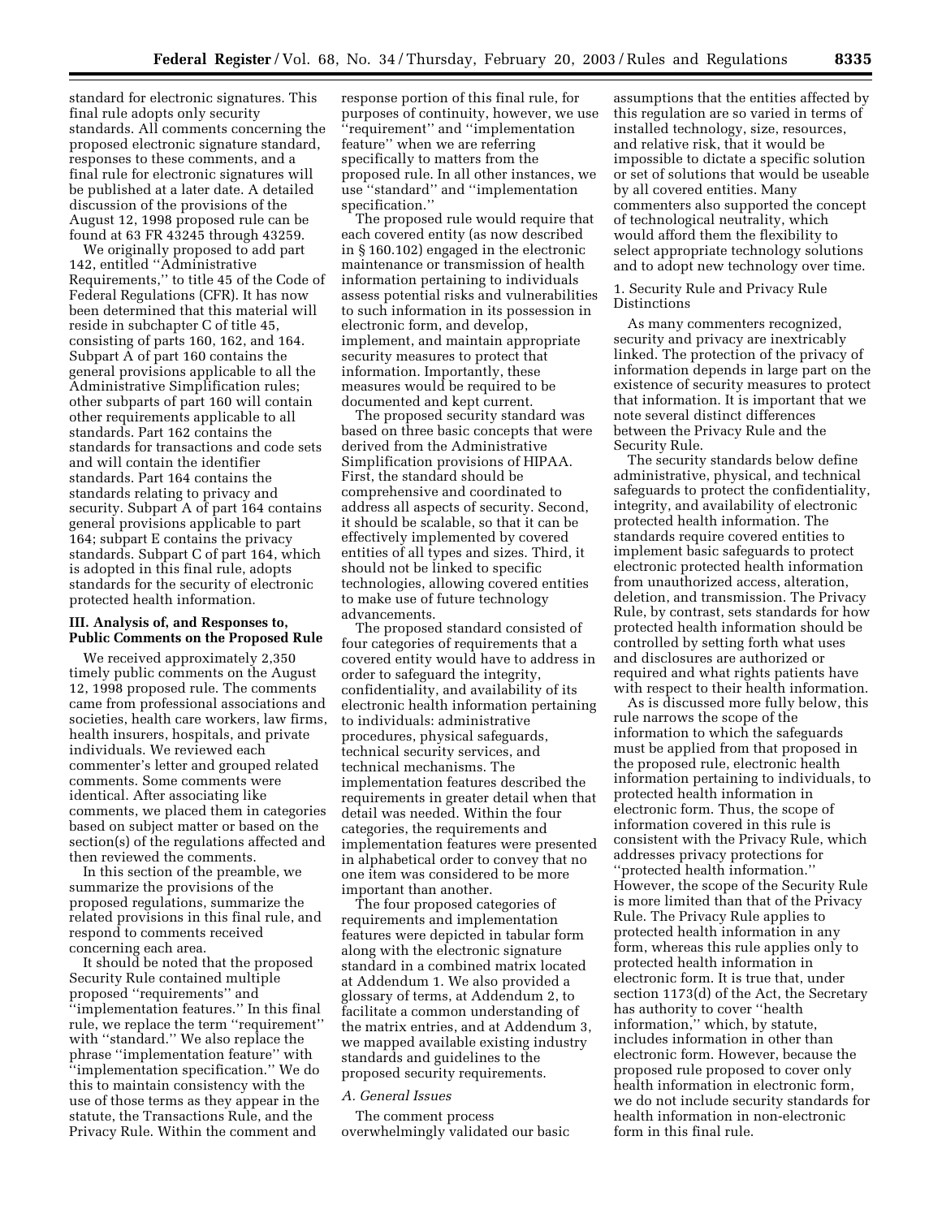standard for electronic signatures. This final rule adopts only security standards. All comments concerning the proposed electronic signature standard, responses to these comments, and a final rule for electronic signatures will be published at a later date. A detailed discussion of the provisions of the August 12, 1998 proposed rule can be found at 63 FR 43245 through 43259.

We originally proposed to add part 142, entitled ''Administrative Requirements,'' to title 45 of the Code of Federal Regulations (CFR). It has now been determined that this material will reside in subchapter C of title 45, consisting of parts 160, 162, and 164. Subpart A of part 160 contains the general provisions applicable to all the Administrative Simplification rules; other subparts of part 160 will contain other requirements applicable to all standards. Part 162 contains the standards for transactions and code sets and will contain the identifier standards. Part 164 contains the standards relating to privacy and security. Subpart A of part 164 contains general provisions applicable to part 164; subpart E contains the privacy standards. Subpart C of part 164, which is adopted in this final rule, adopts standards for the security of electronic protected health information.

## III. Analysis of, and Responses to, Public Comments on the Proposed Rule

We received approximately 2,350 timely public comments on the August 12, 1998 proposed rule. The comments came from professional associations and societies, health care workers, law firms, health insurers, hospitals, and private individuals. We reviewed each commenter's letter and grouped related comments. Some comments were identical. After associating like comments, we placed them in categories based on subject matter or based on the section(s) of the regulations affected and then reviewed the comments.

In this section of the preamble, we summarize the provisions of the proposed regulations, summarize the related provisions in this final rule, and respond to comments received concerning each area.

It should be noted that the proposed Security Rule contained multiple proposed ''requirements'' and ''implementation features.'' In this final rule, we replace the term ''requirement'' with ''standard.'' We also replace the phrase ''implementation feature'' with ''implementation specification.'' We do this to maintain consistency with the use of those terms as they appear in the statute, the Transactions Rule, and the Privacy Rule. Within the comment and response portion of this final rule, for purposes of continuity, however, we use ''requirement'' and ''implementation feature'' when we are referring specifically to matters from the proposed rule. In all other instances, we use ''standard'' and ''implementation specification.''

The proposed rule would require that each covered entity (as now described in § 160.102) engaged in the electronic maintenance or transmission of health information pertaining to individuals assess potential risks and vulnerabilities to such information in its possession in electronic form, and develop, implement, and maintain appropriate security measures to protect that information. Importantly, these measures would be required to be documented and kept current.

The proposed security standard was based on three basic concepts that were derived from the Administrative Simplification provisions of HIPAA. First, the standard should be comprehensive and coordinated to address all aspects of security. Second, it should be scalable, so that it can be effectively implemented by covered entities of all types and sizes. Third, it should not be linked to specific technologies, allowing covered entities to make use of future technology advancements.

The proposed standard consisted of four categories of requirements that a covered entity would have to address in order to safeguard the integrity, confidentiality, and availability of its electronic health information pertaining to individuals: administrative procedures, physical safeguards, technical security services, and technical mechanisms. The implementation features described the requirements in greater detail when that detail was needed. Within the four categories, the requirements and implementation features were presented in alphabetical order to convey that no one item was considered to be more important than another.

The four proposed categories of requirements and implementation features were depicted in tabular form along with the electronic signature standard in a combined matrix located at Addendum 1. We also provided a glossary of terms, at Addendum 2, to facilitate a common understanding of the matrix entries, and at Addendum 3, we mapped available existing industry standards and guidelines to the proposed security requirements.

### *A. General Issues*

The comment process overwhelmingly validated our basic assumptions that the entities affected by this regulation are so varied in terms of installed technology, size, resources, and relative risk, that it would be impossible to dictate a specific solution or set of solutions that would be useable by all covered entities. Many commenters also supported the concept of technological neutrality, which would afford them the flexibility to select appropriate technology solutions and to adopt new technology over time.

#### 1. Security Rule and Privacy Rule Distinctions

As many commenters recognized, security and privacy are inextricably linked. The protection of the privacy of information depends in large part on the existence of security measures to protect that information. It is important that we note several distinct differences between the Privacy Rule and the Security Rule.

The security standards below define administrative, physical, and technical safeguards to protect the confidentiality, integrity, and availability of electronic protected health information. The standards require covered entities to implement basic safeguards to protect electronic protected health information from unauthorized access, alteration, deletion, and transmission. The Privacy Rule, by contrast, sets standards for how protected health information should be controlled by setting forth what uses and disclosures are authorized or required and what rights patients have with respect to their health information.

As is discussed more fully below, this rule narrows the scope of the information to which the safeguards must be applied from that proposed in the proposed rule, electronic health information pertaining to individuals, to protected health information in electronic form. Thus, the scope of information covered in this rule is consistent with the Privacy Rule, which addresses privacy protections for ''protected health information.'' However, the scope of the Security Rule is more limited than that of the Privacy Rule. The Privacy Rule applies to protected health information in any form, whereas this rule applies only to protected health information in electronic form. It is true that, under section 1173(d) of the Act, the Secretary has authority to cover ''health information,'' which, by statute, includes information in other than electronic form. However, because the proposed rule proposed to cover only health information in electronic form, we do not include security standards for health information in non-electronic form in this final rule.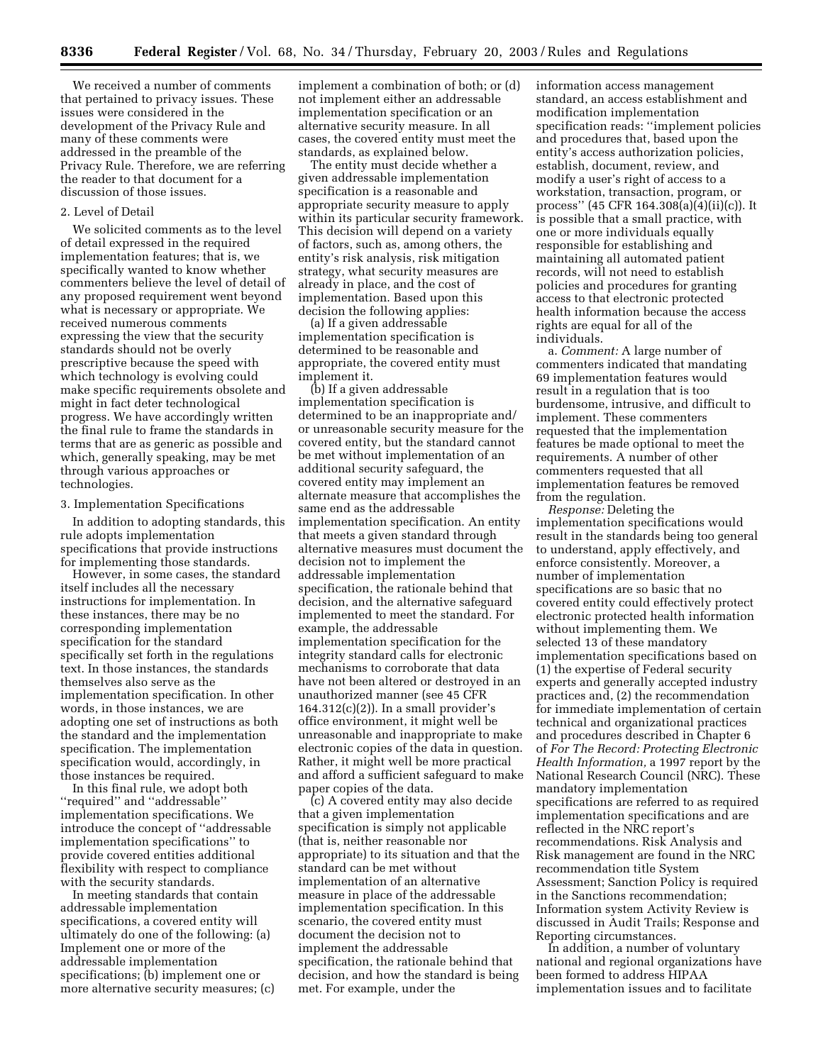We received a number of comments that pertained to privacy issues. These issues were considered in the development of the Privacy Rule and many of these comments were addressed in the preamble of the Privacy Rule. Therefore, we are referring the reader to that document for a discussion of those issues.

2. Level of Detail

We solicited comments as to the level of detail expressed in the required implementation features; that is, we specifically wanted to know whether commenters believe the level of detail of any proposed requirement went beyond what is necessary or appropriate. We received numerous comments expressing the view that the security standards should not be overly prescriptive because the speed with which technology is evolving could make specific requirements obsolete and might in fact deter technological progress. We have accordingly written the final rule to frame the standards in terms that are as generic as possible and which, generally speaking, may be met through various approaches or technologies.

3. Implementation Specifications

In addition to adopting standards, this rule adopts implementation specifications that provide instructions for implementing those standards.

However, in some cases, the standard itself includes all the necessary instructions for implementation. In these instances, there may be no corresponding implementation specification for the standard specifically set forth in the regulations text. In those instances, the standards themselves also serve as the implementation specification. In other words, in those instances, we are adopting one set of instructions as both the standard and the implementation specification. The implementation specification would, accordingly, in those instances be required.

In this final rule, we adopt both ''required'' and ''addressable'' implementation specifications. We introduce the concept of ''addressable implementation specifications'' to provide covered entities additional flexibility with respect to compliance with the security standards.

In meeting standards that contain addressable implementation specifications, a covered entity will ultimately do one of the following: (a) Implement one or more of the addressable implementation specifications; (b) implement one or more alternative security measures; (c) implement a combination of both; or (d) not implement either an addressable implementation specification or an alternative security measure. In all cases, the covered entity must meet the standards, as explained below.

The entity must decide whether a given addressable implementation specification is a reasonable and appropriate security measure to apply within its particular security framework. This decision will depend on a variety of factors, such as, among others, the entity's risk analysis, risk mitigation strategy, what security measures are already in place, and the cost of implementation. Based upon this decision the following applies:

(a) If a given addressable implementation specification is determined to be reasonable and appropriate, the covered entity must implement it.

(b) If a given addressable implementation specification is determined to be an inappropriate and/or unreasonable security measure for the covered entity, but the standard cannot be met without implementation of an additional security safeguard, the covered entity may implement an alternate measure that accomplishes the same end as the addressable implementation specification. An entity that meets a given standard through alternative measures must document the decision not to implement the addressable implementation specification, the rationale behind that decision, and the alternative safeguard implemented to meet the standard. For example, the addressable implementation specification for the integrity standard calls for electronic mechanisms to corroborate that data have not been altered or destroyed in an unauthorized manner (see 45 CFR 164.312(c)(2)). In a small provider's office environment, it might well be unreasonable and inappropriate to make electronic copies of the data in question. Rather, it might well be more practical and afford a sufficient safeguard to make paper copies of the data.

(c) A covered entity may also decide that a given implementation specification is simply not applicable (that is, neither reasonable nor appropriate) to its situation and that the standard can be met without implementation of an alternative measure in place of the addressable implementation specification. In this scenario, the covered entity must document the decision not to implement the addressable specification, the rationale behind that decision, and how the standard is being met. For example, under the information access management standard, an access establishment and modification implementation specification reads: ''implement policies and procedures that, based upon the entity's access authorization policies, establish, document, review, and modify a user's right of access to a workstation, transaction, program, or process'' (45 CFR 164.308(a)(4)(ii)(c)). It is possible that a small practice, with one or more individuals equally responsible for establishing and maintaining all automated patient records, will not need to establish policies and procedures for granting access to that electronic protected health information because the access rights are equal for all of the individuals.

a. *Comment:* A large number of commenters indicated that mandating 69 implementation features would result in a regulation that is too burdensome, intrusive, and difficult to implement. These commenters requested that the implementation features be made optional to meet the requirements. A number of other commenters requested that all implementation features be removed from the regulation.

*Response:* Deleting the implementation specifications would result in the standards being too general to understand, apply effectively, and enforce consistently. Moreover, a number of implementation specifications are so basic that no covered entity could effectively protect electronic protected health information without implementing them. We selected 13 of these mandatory implementation specifications based on (1) the expertise of Federal security experts and generally accepted industry practices and, (2) the recommendation for immediate implementation of certain technical and organizational practices and procedures described in Chapter 6 of *For The Record: Protecting Electronic Health Information,* a 1997 report by the National Research Council (NRC). These mandatory implementation specifications are referred to as required implementation specifications and are reflected in the NRC report's recommendations. Risk Analysis and Risk management are found in the NRC recommendation title System Assessment; Sanction Policy is required in the Sanctions recommendation; Information system Activity Review is discussed in Audit Trails; Response and Reporting circumstances.

In addition, a number of voluntary national and regional organizations have been formed to address HIPAA implementation issues and to facilitate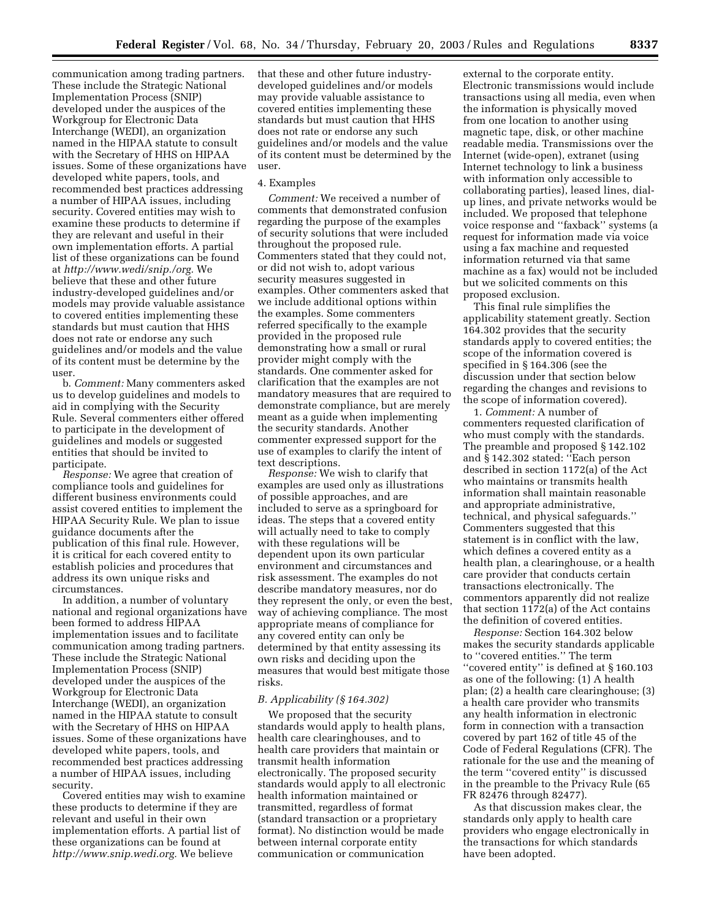communication among trading partners. These include the Strategic National Implementation Process (SNIP) developed under the auspices of the Workgroup for Electronic Data Interchange (WEDI), an organization named in the HIPAA statute to consult with the Secretary of HHS on HIPAA issues. Some of these organizations have developed white papers, tools, and recommended best practices addressing a number of HIPAA issues, including security. Covered entities may wish to examine these products to determine if they are relevant and useful in their own implementation efforts. A partial list of these organizations can be found at *http://www.wedi/snip./org.* We believe that these and other future industry-developed guidelines and/or models may provide valuable assistance to covered entities implementing these standards but must caution that HHS does not rate or endorse any such guidelines and/or models and the value of its content must be determine by the user.

b. *Comment:* Many commenters asked us to develop guidelines and models to aid in complying with the Security Rule. Several commenters either offered to participate in the development of guidelines and models or suggested entities that should be invited to participate.

*Response:* We agree that creation of compliance tools and guidelines for different business environments could assist covered entities to implement the HIPAA Security Rule. We plan to issue guidance documents after the publication of this final rule. However, it is critical for each covered entity to establish policies and procedures that address its own unique risks and circumstances.

In addition, a number of voluntary national and regional organizations have been formed to address HIPAA implementation issues and to facilitate communication among trading partners. These include the Strategic National Implementation Process (SNIP) developed under the auspices of the Workgroup for Electronic Data Interchange (WEDI), an organization named in the HIPAA statute to consult with the Secretary of HHS on HIPAA issues. Some of these organizations have developed white papers, tools, and recommended best practices addressing a number of HIPAA issues, including security.

Covered entities may wish to examine these products to determine if they are relevant and useful in their own implementation efforts. A partial list of these organizations can be found at *http://www.snip.wedi.org.* We believe that these and other future industry-developed guidelines and/or models may provide valuable assistance to covered entities implementing these standards but must caution that HHS does not rate or endorse any such guidelines and/or models and the value of its content must be determined by the user.

4. Examples

*Comment:* We received a number of comments that demonstrated confusion regarding the purpose of the examples of security solutions that were included throughout the proposed rule. Commenters stated that they could not, or did not wish to, adopt various security measures suggested in examples. Other commenters asked that we include additional options within the examples. Some commenters referred specifically to the example provided in the proposed rule demonstrating how a small or rural provider might comply with the standards. One commenter asked for clarification that the examples are not mandatory measures that are required to demonstrate compliance, but are merely meant as a guide when implementing the security standards. Another commenter expressed support for the use of examples to clarify the intent of text descriptions.

*Response:* We wish to clarify that examples are used only as illustrations of possible approaches, and are included to serve as a springboard for ideas. The steps that a covered entity will actually need to take to comply with these regulations will be dependent upon its own particular environment and circumstances and risk assessment. The examples do not describe mandatory measures, nor do they represent the only, or even the best, way of achieving compliance. The most appropriate means of compliance for any covered entity can only be determined by that entity assessing its own risks and deciding upon the measures that would best mitigate those risks.

### *B. Applicability (§ 164.302)*

We proposed that the security standards would apply to health plans, health care clearinghouses, and to health care providers that maintain or transmit health information electronically. The proposed security standards would apply to all electronic health information maintained or transmitted, regardless of format (standard transaction or a proprietary format). No distinction would be made between internal corporate entity communication or communication external to the corporate entity. Electronic transmissions would include transactions using all media, even when the information is physically moved from one location to another using magnetic tape, disk, or other machine readable media. Transmissions over the Internet (wide-open), extranet (using Internet technology to link a business with information only accessible to collaborating parties), leased lines, dial-up lines, and private networks would be included. We proposed that telephone voice response and "faxback" systems (a request for information made via voice using a fax machine and requested information returned via that same machine as a fax) would not be included but we solicited comments on this proposed exclusion.

This final rule simplifies the applicability statement greatly. Section 164.302 provides that the security standards apply to covered entities; the scope of the information covered is specified in § 164.306 (see the discussion under that section below regarding the changes and revisions to the scope of information covered).

1. *Comment:* A number of commenters requested clarification of who must comply with the standards. The preamble and proposed § 142.102 and § 142.302 stated: "Each person described in section 1172(a) of the Act who maintains or transmits health information shall maintain reasonable and appropriate administrative, technical, and physical safeguards." Commenters suggested that this statement is in conflict with the law, which defines a covered entity as a health plan, a clearinghouse, or a health care provider that conducts certain transactions electronically. The commentors apparently did not realize that section 1172(a) of the Act contains the definition of covered entities.

*Response:* Section 164.302 below makes the security standards applicable to "covered entities." The term "covered entity" is defined at § 160.103 as one of the following: (1) A health plan; (2) a health care clearinghouse; (3) a health care provider who transmits any health information in electronic form in connection with a transaction covered by part 162 of title 45 of the Code of Federal Regulations (CFR). The rationale for the use and the meaning of the term "covered entity" is discussed in the preamble to the Privacy Rule (65 FR 82476 through 82477).

As that discussion makes clear, the standards only apply to health care providers who engage electronically in the transactions for which standards have been adopted.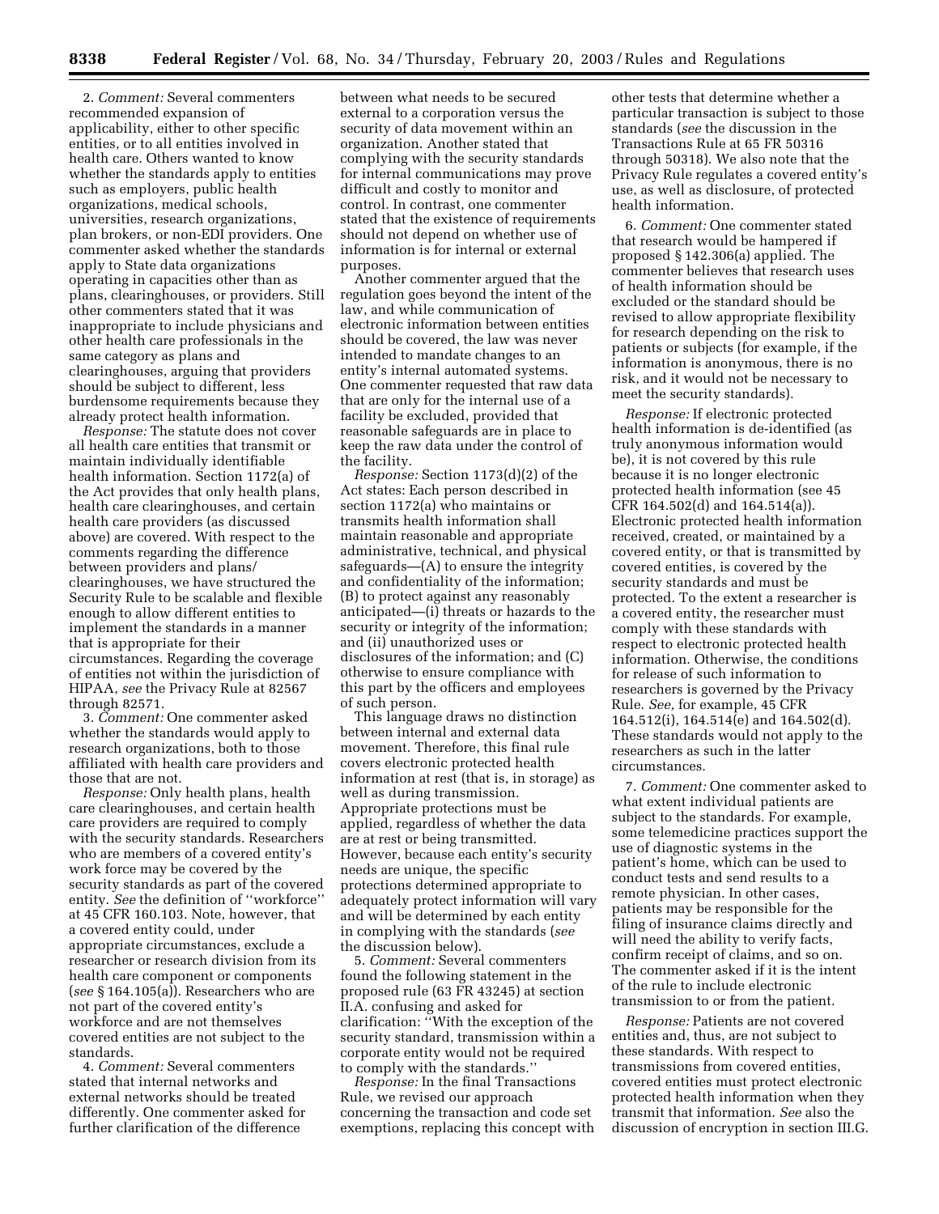2. *Comment:* Several commenters recommended expansion of applicability, either to other specific entities, or to all entities involved in health care. Others wanted to know whether the standards apply to entities such as employers, public health organizations, medical schools, universities, research organizations, plan brokers, or non-EDI providers. One commenter asked whether the standards apply to State data organizations operating in capacities other than as plans, clearinghouses, or providers. Still other commenters stated that it was inappropriate to include physicians and other health care professionals in the same category as plans and clearinghouses, arguing that providers should be subject to different, less burdensome requirements because they already protect health information.

*Response:* The statute does not cover all health care entities that transmit or maintain individually identifiable health information. Section 1172(a) of the Act provides that only health plans, health care clearinghouses, and certain health care providers (as discussed above) are covered. With respect to the comments regarding the difference between providers and plans/clearinghouses, we have structured the Security Rule to be scalable and flexible enough to allow different entities to implement the standards in a manner that is appropriate for their circumstances. Regarding the coverage of entities not within the jurisdiction of HIPAA, *see* the Privacy Rule at 82567 through 82571.

3. *Comment:* One commenter asked whether the standards would apply to research organizations, both to those affiliated with health care providers and those that are not.

*Response:* Only health plans, health care clearinghouses, and certain health care providers are required to comply with the security standards. Researchers who are members of a covered entity's work force may be covered by the security standards as part of the covered entity. *See* the definition of ''workforce'' at 45 CFR 160.103. Note, however, that a covered entity could, under appropriate circumstances, exclude a researcher or research division from its health care component or components (*see* § 164.105(a)). Researchers who are not part of the covered entity's workforce and are not themselves covered entities are not subject to the standards.

4. *Comment:* Several commenters stated that internal networks and external networks should be treated differently. One commenter asked for further clarification of the difference between what needs to be secured external to a corporation versus the security of data movement within an organization. Another stated that complying with the security standards for internal communications may prove difficult and costly to monitor and control. In contrast, one commenter stated that the existence of requirements should not depend on whether use of information is for internal or external purposes.

Another commenter argued that the regulation goes beyond the intent of the law, and while communication of electronic information between entities should be covered, the law was never intended to mandate changes to an entity's internal automated systems. One commenter requested that raw data that are only for the internal use of a facility be excluded, provided that reasonable safeguards are in place to keep the raw data under the control of the facility.

*Response:* Section 1173(d)(2) of the Act states: Each person described in section 1172(a) who maintains or transmits health information shall maintain reasonable and appropriate administrative, technical, and physical safeguards—(A) to ensure the integrity and confidentiality of the information; (B) to protect against any reasonably anticipated—(i) threats or hazards to the security or integrity of the information; and (ii) unauthorized uses or disclosures of the information; and (C) otherwise to ensure compliance with this part by the officers and employees of such person.

This language draws no distinction between internal and external data movement. Therefore, this final rule covers electronic protected health information at rest (that is, in storage) as well as during transmission. Appropriate protections must be applied, regardless of whether the data are at rest or being transmitted. However, because each entity's security needs are unique, the specific protections determined appropriate to adequately protect information will vary and will be determined by each entity in complying with the standards (*see* the discussion below).

5. *Comment:* Several commenters found the following statement in the proposed rule (63 FR 43245) at section II.A. confusing and asked for clarification: ''With the exception of the security standard, transmission within a corporate entity would not be required to comply with the standards.''

*Response:* In the final Transactions Rule, we revised our approach concerning the transaction and code set exemptions, replacing this concept with other tests that determine whether a particular transaction is subject to those standards (*see* the discussion in the Transactions Rule at 65 FR 50316 through 50318). We also note that the Privacy Rule regulates a covered entity's use, as well as disclosure, of protected health information.

6. *Comment:* One commenter stated that research would be hampered if proposed § 142.306(a) applied. The commenter believes that research uses of health information should be excluded or the standard should be revised to allow appropriate flexibility for research depending on the risk to patients or subjects (for example, if the information is anonymous, there is no risk, and it would not be necessary to meet the security standards).

*Response:* If electronic protected health information is de-identified (as truly anonymous information would be), it is not covered by this rule because it is no longer electronic protected health information (see 45 CFR 164.502(d) and 164.514(a)). Electronic protected health information received, created, or maintained by a covered entity, or that is transmitted by covered entities, is covered by the security standards and must be protected. To the extent a researcher is a covered entity, the researcher must comply with these standards with respect to electronic protected health information. Otherwise, the conditions for release of such information to researchers is governed by the Privacy Rule. *See,* for example, 45 CFR 164.512(i), 164.514(e) and 164.502(d). These standards would not apply to the researchers as such in the latter circumstances.

7. *Comment:* One commenter asked to what extent individual patients are subject to the standards. For example, some telemedicine practices support the use of diagnostic systems in the patient's home, which can be used to conduct tests and send results to a remote physician. In other cases, patients may be responsible for the filing of insurance claims directly and will need the ability to verify facts, confirm receipt of claims, and so on. The commenter asked if it is the intent of the rule to include electronic transmission to or from the patient.

*Response:* Patients are not covered entities and, thus, are not subject to these standards. With respect to transmissions from covered entities, covered entities must protect electronic protected health information when they transmit that information. *See* also the discussion of encryption in section III.G.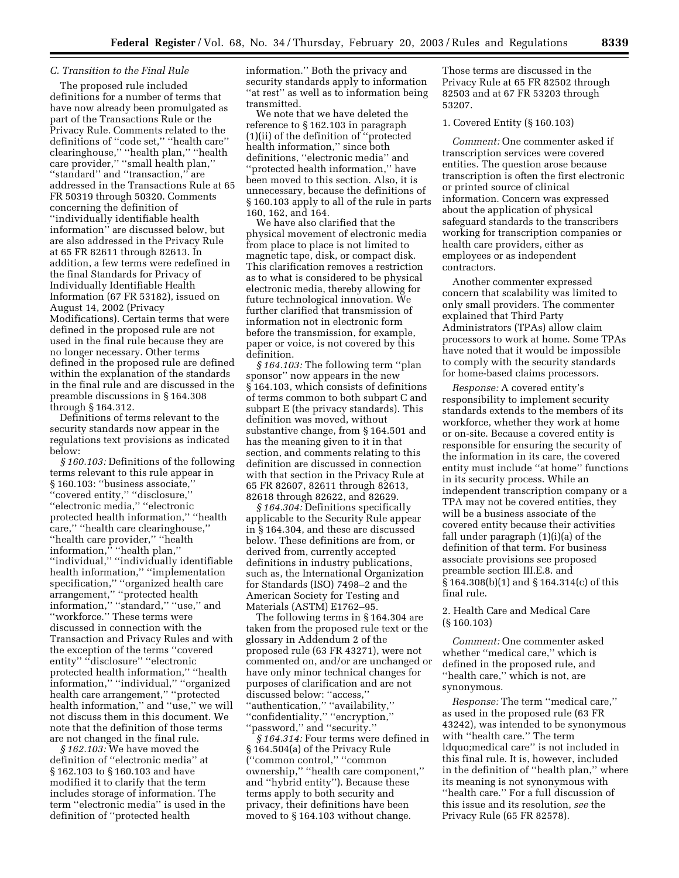### C. Transition to the Final Rule

The proposed rule included definitions for a number of terms that have now already been promulgated as part of the Transactions Rule or the Privacy Rule. Comments related to the definitions of ''code set,'' ''health care'' clearinghouse,'' ''health plan,'' ''health care provider,'' ''small health plan,'' ''standard'' and ''transaction,'' are addressed in the Transactions Rule at 65 FR 50319 through 50320. Comments concerning the definition of ''individually identifiable health information'' are discussed below, but are also addressed in the Privacy Rule at 65 FR 82611 through 82613. In addition, a few terms were redefined in the final Standards for Privacy of Individually Identifiable Health Information (67 FR 53182), issued on August 14, 2002 (Privacy Modifications). Certain terms that were defined in the proposed rule are not used in the final rule because they are no longer necessary. Other terms defined in the proposed rule are defined within the explanation of the standards in the final rule and are discussed in the preamble discussions in § 164.308 through § 164.312.

Definitions of terms relevant to the security standards now appear in the regulations text provisions as indicated below:

*§ 160.103:* Definitions of the following terms relevant to this rule appear in § 160.103: ''business associate,'' ''covered entity,'' ''disclosure,'' ''electronic media,'' ''electronic protected health information,'' ''health care,'' ''health care clearinghouse,'' ''health care provider,'' ''health information,'' ''health plan,'' ''individual,'' ''individually identifiable health information,'' ''implementation specification,'' ''organized health care arrangement,'' ''protected health information,'' ''standard,'' ''use,'' and ''workforce.'' These terms were discussed in connection with the Transaction and Privacy Rules and with the exception of the terms ''covered entity'' ''disclosure'' ''electronic protected health information,'' ''health information,'' ''individual,'' ''organized health care arrangement,'' ''protected health information,'' and ''use,'' we will not discuss them in this document. We note that the definition of those terms are not changed in the final rule.

*§ 162.103:* We have moved the definition of ''electronic media'' at § 162.103 to § 160.103 and have modified it to clarify that the term includes storage of information. The term ''electronic media'' is used in the definition of ''protected health information.'' Both the privacy and security standards apply to information ''at rest'' as well as to information being transmitted.

We note that we have deleted the reference to § 162.103 in paragraph (1)(ii) of the definition of ''protected health information,'' since both definitions, ''electronic media'' and ''protected health information,'' have been moved to this section. Also, it is unnecessary, because the definitions of § 160.103 apply to all of the rule in parts 160, 162, and 164.

We have also clarified that the physical movement of electronic media from place to place is not limited to magnetic tape, disk, or compact disk. This clarification removes a restriction as to what is considered to be physical electronic media, thereby allowing for future technological innovation. We further clarified that transmission of information not in electronic form before the transmission, for example, paper or voice, is not covered by this definition.

*§ 164.103:* The following term ''plan sponsor'' now appears in the new § 164.103, which consists of definitions of terms common to both subpart C and subpart E (the privacy standards). This definition was moved, without substantive change, from § 164.501 and has the meaning given to it in that section, and comments relating to this definition are discussed in connection with that section in the Privacy Rule at 65 FR 82607, 82611 through 82613, 82618 through 82622, and 82629.

*§ 164.304:* Definitions specifically applicable to the Security Rule appear in § 164.304, and these are discussed below. These definitions are from, or derived from, currently accepted definitions in industry publications, such as, the International Organization for Standards (ISO) 7498–2 and the American Society for Testing and Materials (ASTM) E1762–95.

The following terms in § 164.304 are taken from the proposed rule text or the glossary in Addendum 2 of the proposed rule (63 FR 43271), were not commented on, and/or are unchanged or have only minor technical changes for purposes of clarification and are not discussed below: ''access,'' ''authentication,'' ''availability,'' ''confidentiality,'' ''encryption,'' ''password,'' and ''security.''

*§ 164.314:* Four terms were defined in § 164.504(a) of the Privacy Rule (''common control,'' ''common ownership,'' ''health care component,'' and ''hybrid entity''). Because these terms apply to both security and privacy, their definitions have been moved to § 164.103 without change. Those terms are discussed in the Privacy Rule at 65 FR 82502 through 82503 and at 67 FR 53203 through 53207.

#### 1. Covered Entity (§ 160.103)

*Comment:* One commenter asked if transcription services were covered entities. The question arose because transcription is often the first electronic or printed source of clinical information. Concern was expressed about the application of physical safeguard standards to the transcribers working for transcription companies or health care providers, either as employees or as independent contractors.

Another commenter expressed concern that scalability was limited to only small providers. The commenter explained that Third Party Administrators (TPAs) allow claim processors to work at home. Some TPAs have noted that it would be impossible to comply with the security standards for home-based claims processors.

*Response:* A covered entity's responsibility to implement security standards extends to the members of its workforce, whether they work at home or on-site. Because a covered entity is responsible for ensuring the security of the information in its care, the covered entity must include ''at home'' functions in its security process. While an independent transcription company or a TPA may not be covered entities, they will be a business associate of the covered entity because their activities fall under paragraph (1)(i)(a) of the definition of that term. For business associate provisions see proposed preamble section III.E.8. and § 164.308(b)(1) and § 164.314(c) of this final rule.

#### 2. Health Care and Medical Care (§ 160.103)

*Comment:* One commenter asked whether ''medical care,'' which is defined in the proposed rule, and ''health care,'' which is not, are synonymous.

*Response:* The term ''medical care,'' as used in the proposed rule (63 FR 43242), was intended to be synonymous with ''health care.'' The term ldquo;medical care'' is not included in this final rule. It is, however, included in the definition of ''health plan,'' where its meaning is not synonymous with ''health care.'' For a full discussion of this issue and its resolution, *see* the Privacy Rule (65 FR 82578).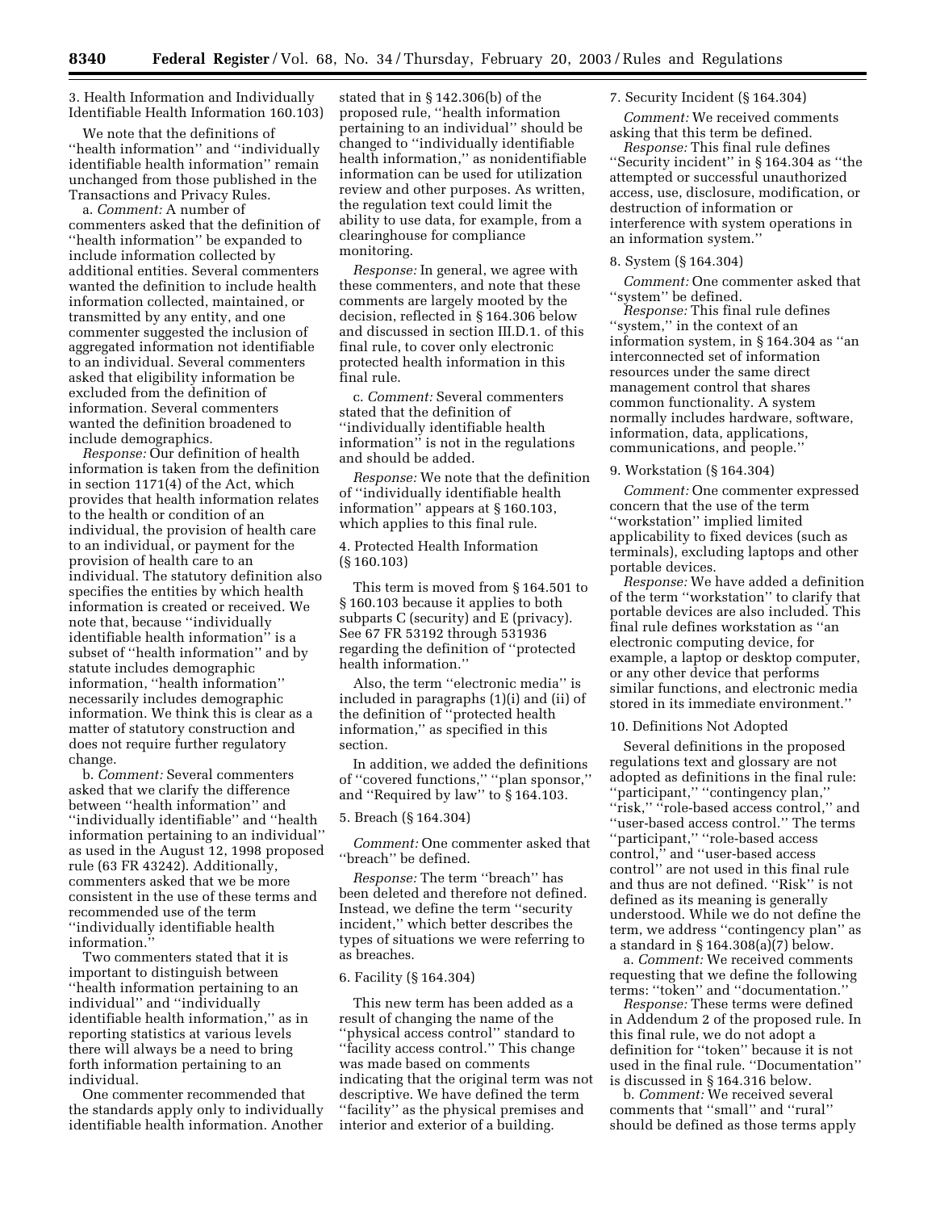3. Health Information and Individually Identifiable Health Information 160.103)

We note that the definitions of ''health information'' and ''individually identifiable health information'' remain unchanged from those published in the Transactions and Privacy Rules.

a. *Comment:* A number of commenters asked that the definition of ''health information'' be expanded to include information collected by additional entities. Several commenters wanted the definition to include health information collected, maintained, or transmitted by any entity, and one commenter suggested the inclusion of aggregated information not identifiable to an individual. Several commenters asked that eligibility information be excluded from the definition of information. Several commenters wanted the definition broadened to include demographics.

*Response:* Our definition of health information is taken from the definition in section 1171(4) of the Act, which provides that health information relates to the health or condition of an individual, the provision of health care to an individual, or payment for the provision of health care to an individual. The statutory definition also specifies the entities by which health information is created or received. We note that, because ''individually identifiable health information'' is a subset of ''health information'' and by statute includes demographic information, ''health information'' necessarily includes demographic information. We think this is clear as a matter of statutory construction and does not require further regulatory change.

b. *Comment:* Several commenters asked that we clarify the difference between ''health information'' and ''individually identifiable'' and ''health information pertaining to an individual'' as used in the August 12, 1998 proposed rule (63 FR 43242). Additionally, commenters asked that we be more consistent in the use of these terms and recommended use of the term ''individually identifiable health information.''

Two commenters stated that it is important to distinguish between ''health information pertaining to an individual'' and ''individually identifiable health information,'' as in reporting statistics at various levels there will always be a need to bring forth information pertaining to an individual.

One commenter recommended that the standards apply only to individually identifiable health information. Another stated that in § 142.306(b) of the proposed rule, ''health information pertaining to an individual'' should be changed to ''individually identifiable health information,'' as nonidentifiable information can be used for utilization review and other purposes. As written, the regulation text could limit the ability to use data, for example, from a clearinghouse for compliance monitoring.

*Response:* In general, we agree with these commenters, and note that these comments are largely mooted by the decision, reflected in § 164.306 below and discussed in section III.D.1. of this final rule, to cover only electronic protected health information in this final rule.

c. *Comment:* Several commenters stated that the definition of ''individually identifiable health information'' is not in the regulations and should be added.

*Response:* We note that the definition of ''individually identifiable health information'' appears at § 160.103, which applies to this final rule.

4. Protected Health Information (§ 160.103)

This term is moved from § 164.501 to § 160.103 because it applies to both subparts C (security) and E (privacy). See 67 FR 53192 through 531936 regarding the definition of ''protected health information.''

Also, the term ''electronic media'' is included in paragraphs (1)(i) and (ii) of the definition of ''protected health information,'' as specified in this section.

In addition, we added the definitions of ''covered functions,'' ''plan sponsor,'' and ''Required by law'' to § 164.103.

5. Breach (§ 164.304)

*Comment:* One commenter asked that ''breach'' be defined.

*Response:* The term ''breach'' has been deleted and therefore not defined. Instead, we define the term ''security incident,'' which better describes the types of situations we were referring to as breaches.

6. Facility (§ 164.304)

This new term has been added as a result of changing the name of the ''physical access control'' standard to ''facility access control.'' This change was made based on comments indicating that the original term was not descriptive. We have defined the term ''facility'' as the physical premises and interior and exterior of a building.

7. Security Incident (§ 164.304)

*Comment:* We received comments asking that this term be defined.

*Response:* This final rule defines ''Security incident'' in § 164.304 as ''the attempted or successful unauthorized access, use, disclosure, modification, or destruction of information or interference with system operations in an information system.''

8. System (§ 164.304)

*Comment:* One commenter asked that ''system'' be defined.

*Response:* This final rule defines ''system,'' in the context of an information system, in § 164.304 as ''an interconnected set of information resources under the same direct management control that shares common functionality. A system normally includes hardware, software, information, data, applications, communications, and people.''

9. Workstation (§ 164.304)

*Comment:* One commenter expressed concern that the use of the term ''workstation'' implied limited applicability to fixed devices (such as terminals), excluding laptops and other portable devices.

*Response:* We have added a definition of the term ''workstation'' to clarify that portable devices are also included. This final rule defines workstation as ''an electronic computing device, for example, a laptop or desktop computer, or any other device that performs similar functions, and electronic media stored in its immediate environment.''

10. Definitions Not Adopted

Several definitions in the proposed regulations text and glossary are not adopted as definitions in the final rule: ''participant,'' ''contingency plan,'' ''risk,'' ''role-based access control,'' and ''user-based access control.'' The terms ''participant,'' ''role-based access control,'' and ''user-based access control'' are not used in this final rule and thus are not defined. ''Risk'' is not defined as its meaning is generally understood. While we do not define the term, we address ''contingency plan'' as a standard in § 164.308(a)(7) below.

a. *Comment:* We received comments requesting that we define the following terms: ''token'' and ''documentation.''

*Response:* These terms were defined in Addendum 2 of the proposed rule. In this final rule, we do not adopt a definition for ''token'' because it is not used in the final rule. ''Documentation'' is discussed in § 164.316 below.

b. *Comment:* We received several comments that ''small'' and ''rural'' should be defined as those terms apply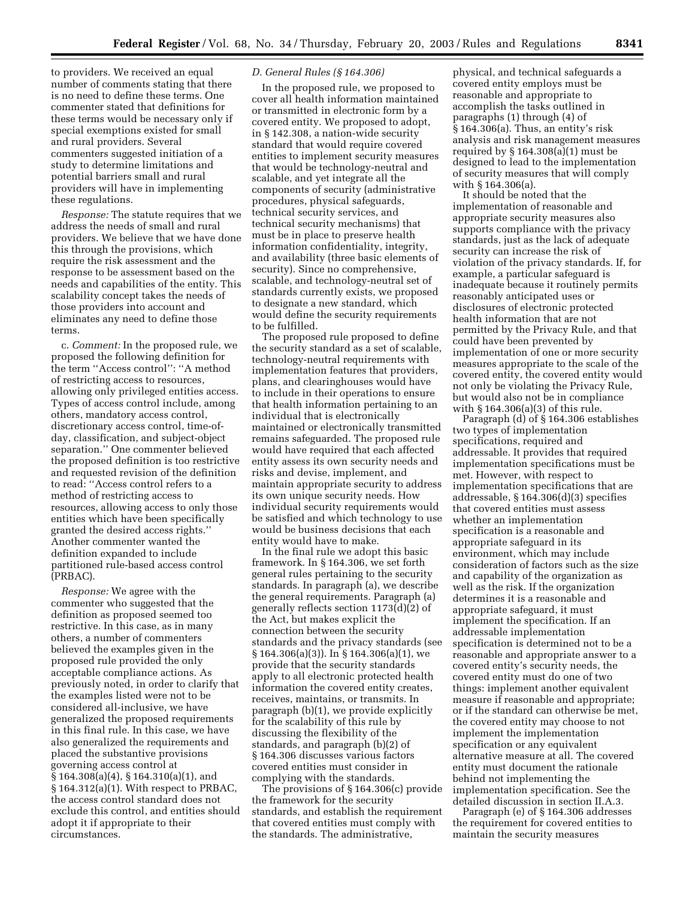to providers. We received an equal number of comments stating that there is no need to define these terms. One commenter stated that definitions for these terms would be necessary only if special exemptions existed for small and rural providers. Several commenters suggested initiation of a study to determine limitations and potential barriers small and rural providers will have in implementing these regulations.

*Response:* The statute requires that we address the needs of small and rural providers. We believe that we have done this through the provisions, which require the risk assessment and the response to be assessment based on the needs and capabilities of the entity. This scalability concept takes the needs of those providers into account and eliminates any need to define those terms.

c. *Comment:* In the proposed rule, we proposed the following definition for the term ''Access control'': ''A method of restricting access to resources, allowing only privileged entities access. Types of access control include, among others, mandatory access control, discretionary access control, time-of-day, classification, and subject-object separation.'' One commenter believed the proposed definition is too restrictive and requested revision of the definition to read: ''Access control refers to a method of restricting access to resources, allowing access to only those entities which have been specifically granted the desired access rights.'' Another commenter wanted the definition expanded to include partitioned rule-based access control (PRBAC).

*Response:* We agree with the commenter who suggested that the definition as proposed seemed too restrictive. In this case, as in many others, a number of commenters believed the examples given in the proposed rule provided the only acceptable compliance actions. As previously noted, in order to clarify that the examples listed were not to be considered all-inclusive, we have generalized the proposed requirements in this final rule. In this case, we have also generalized the requirements and placed the substantive provisions governing access control at § 164.308(a)(4), § 164.310(a)(1), and § 164.312(a)(1). With respect to PRBAC, the access control standard does not exclude this control, and entities should adopt it if appropriate to their circumstances.

### *D. General Rules (§ 164.306)*

In the proposed rule, we proposed to cover all health information maintained or transmitted in electronic form by a covered entity. We proposed to adopt, in § 142.308, a nation-wide security standard that would require covered entities to implement security measures that would be technology-neutral and scalable, and yet integrate all the components of security (administrative procedures, physical safeguards, technical security services, and technical security mechanisms) that must be in place to preserve health information confidentiality, integrity, and availability (three basic elements of security). Since no comprehensive, scalable, and technology-neutral set of standards currently exists, we proposed to designate a new standard, which would define the security requirements to be fulfilled.

The proposed rule proposed to define the security standard as a set of scalable, technology-neutral requirements with implementation features that providers, plans, and clearinghouses would have to include in their operations to ensure that health information pertaining to an individual that is electronically maintained or electronically transmitted remains safeguarded. The proposed rule would have required that each affected entity assess its own security needs and risks and devise, implement, and maintain appropriate security to address its own unique security needs. How individual security requirements would be satisfied and which technology to use would be business decisions that each entity would have to make.

In the final rule we adopt this basic framework. In § 164.306, we set forth general rules pertaining to the security standards. In paragraph (a), we describe the general requirements. Paragraph (a) generally reflects section 1173(d)(2) of the Act, but makes explicit the connection between the security standards and the privacy standards (see § 164.306(a)(3)). In § 164.306(a)(1), we provide that the security standards apply to all electronic protected health information the covered entity creates, receives, maintains, or transmits. In paragraph (b)(1), we provide explicitly for the scalability of this rule by discussing the flexibility of the standards, and paragraph (b)(2) of § 164.306 discusses various factors covered entities must consider in complying with the standards.

The provisions of § 164.306(c) provide the framework for the security standards, and establish the requirement that covered entities must comply with the standards. The administrative, physical, and technical safeguards a covered entity employs must be reasonable and appropriate to accomplish the tasks outlined in paragraphs (1) through (4) of § 164.306(a). Thus, an entity's risk analysis and risk management measures required by § 164.308(a)(1) must be designed to lead to the implementation of security measures that will comply with § 164.306(a).

It should be noted that the implementation of reasonable and appropriate security measures also supports compliance with the privacy standards, just as the lack of adequate security can increase the risk of violation of the privacy standards. If, for example, a particular safeguard is inadequate because it routinely permits reasonably anticipated uses or disclosures of electronic protected health information that are not permitted by the Privacy Rule, and that could have been prevented by implementation of one or more security measures appropriate to the scale of the covered entity, the covered entity would not only be violating the Privacy Rule, but would also not be in compliance with § 164.306(a)(3) of this rule.

Paragraph (d) of § 164.306 establishes two types of implementation specifications, required and addressable. It provides that required implementation specifications must be met. However, with respect to implementation specifications that are addressable, § 164.306(d)(3) specifies that covered entities must assess whether an implementation specification is a reasonable and appropriate safeguard in its environment, which may include consideration of factors such as the size and capability of the organization as well as the risk. If the organization determines it is a reasonable and appropriate safeguard, it must implement the specification. If an addressable implementation specification is determined not to be a reasonable and appropriate answer to a covered entity's security needs, the covered entity must do one of two things: implement another equivalent measure if reasonable and appropriate; or if the standard can otherwise be met, the covered entity may choose to not implement the implementation specification or any equivalent alternative measure at all. The covered entity must document the rationale behind not implementing the implementation specification. See the detailed discussion in section II.A.3.

Paragraph (e) of § 164.306 addresses the requirement for covered entities to maintain the security measures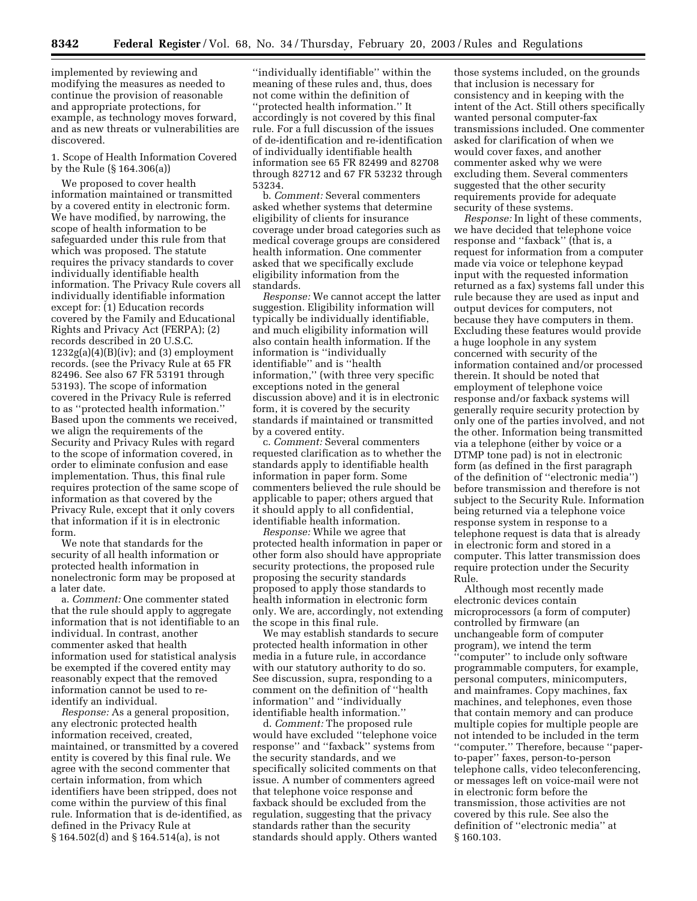implemented by reviewing and modifying the measures as needed to continue the provision of reasonable and appropriate protections, for example, as technology moves forward, and as new threats or vulnerabilities are discovered.

1. Scope of Health Information Covered by the Rule (§ 164.306(a))

We proposed to cover health information maintained or transmitted by a covered entity in electronic form. We have modified, by narrowing, the scope of health information to be safeguarded under this rule from that which was proposed. The statute requires the privacy standards to cover individually identifiable health information. The Privacy Rule covers all individually identifiable information except for: (1) Education records covered by the Family and Educational Rights and Privacy Act (FERPA); (2) records described in 20 U.S.C. 1232g(a)(4)(B)(iv); and (3) employment records. (see the Privacy Rule at 65 FR 82496. See also 67 FR 53191 through 53193). The scope of information covered in the Privacy Rule is referred to as ''protected health information.'' Based upon the comments we received, we align the requirements of the Security and Privacy Rules with regard to the scope of information covered, in order to eliminate confusion and ease implementation. Thus, this final rule requires protection of the same scope of information as that covered by the Privacy Rule, except that it only covers that information if it is in electronic form.

We note that standards for the security of all health information or protected health information in nonelectronic form may be proposed at a later date.

a. *Comment:* One commenter stated that the rule should apply to aggregate information that is not identifiable to an individual. In contrast, another commenter asked that health information used for statistical analysis be exempted if the covered entity may reasonably expect that the removed information cannot be used to re-identify an individual.

*Response:* As a general proposition, any electronic protected health information received, created, maintained, or transmitted by a covered entity is covered by this final rule. We agree with the second commenter that certain information, from which identifiers have been stripped, does not come within the purview of this final rule. Information that is de-identified, as defined in the Privacy Rule at § 164.502(d) and § 164.514(a), is not ''individually identifiable'' within the meaning of these rules and, thus, does not come within the definition of ''protected health information.'' It accordingly is not covered by this final rule. For a full discussion of the issues of de-identification and re-identification of individually identifiable health information see 65 FR 82499 and 82708 through 82712 and 67 FR 53232 through 53234.

b. *Comment:* Several commenters asked whether systems that determine eligibility of clients for insurance coverage under broad categories such as medical coverage groups are considered health information. One commenter asked that we specifically exclude eligibility information from the standards.

*Response:* We cannot accept the latter suggestion. Eligibility information will typically be individually identifiable, and much eligibility information will also contain health information. If the information is ''individually identifiable'' and is ''health information,'' (with three very specific exceptions noted in the general discussion above) and it is in electronic form, it is covered by the security standards if maintained or transmitted by a covered entity.

c. *Comment:* Several commenters requested clarification as to whether the standards apply to identifiable health information in paper form. Some commenters believed the rule should be applicable to paper; others argued that it should apply to all confidential, identifiable health information.

*Response:* While we agree that protected health information in paper or other form also should have appropriate security protections, the proposed rule proposing the security standards proposed to apply those standards to health information in electronic form only. We are, accordingly, not extending the scope in this final rule.

We may establish standards to secure protected health information in other media in a future rule, in accordance with our statutory authority to do so. See discussion, supra, responding to a comment on the definition of ''health information'' and ''individually identifiable health information.''

d. *Comment:* The proposed rule would have excluded ''telephone voice response'' and ''faxback'' systems from the security standards, and we specifically solicited comments on that issue. A number of commenters agreed that telephone voice response and faxback should be excluded from the regulation, suggesting that the privacy standards rather than the security standards should apply. Others wanted those systems included, on the grounds that inclusion is necessary for consistency and in keeping with the intent of the Act. Still others specifically wanted personal computer-fax transmissions included. One commenter asked for clarification of when we would cover faxes, and another commenter asked why we were excluding them. Several commenters suggested that the other security requirements provide for adequate security of these systems.

*Response:* In light of these comments, we have decided that telephone voice response and ''faxback'' (that is, a request for information from a computer made via voice or telephone keypad input with the requested information returned as a fax) systems fall under this rule because they are used as input and output devices for computers, not because they have computers in them. Excluding these features would provide a huge loophole in any system concerned with security of the information contained and/or processed therein. It should be noted that employment of telephone voice response and/or faxback systems will generally require security protection by only one of the parties involved, and not the other. Information being transmitted via a telephone (either by voice or a DTMP tone pad) is not in electronic form (as defined in the first paragraph of the definition of ''electronic media'') before transmission and therefore is not subject to the Security Rule. Information being returned via a telephone voice response system in response to a telephone request is data that is already in electronic form and stored in a computer. This latter transmission does require protection under the Security Rule.

Although most recently made electronic devices contain microprocessors (a form of computer) controlled by firmware (an unchangeable form of computer program), we intend the term ''computer'' to include only software programmable computers, for example, personal computers, minicomputers, and mainframes. Copy machines, fax machines, and telephones, even those that contain memory and can produce multiple copies for multiple people are not intended to be included in the term ''computer.'' Therefore, because ''paper-to-paper'' faxes, person-to-person telephone calls, video teleconferencing, or messages left on voice-mail were not in electronic form before the transmission, those activities are not covered by this rule. See also the definition of ''electronic media'' at § 160.103.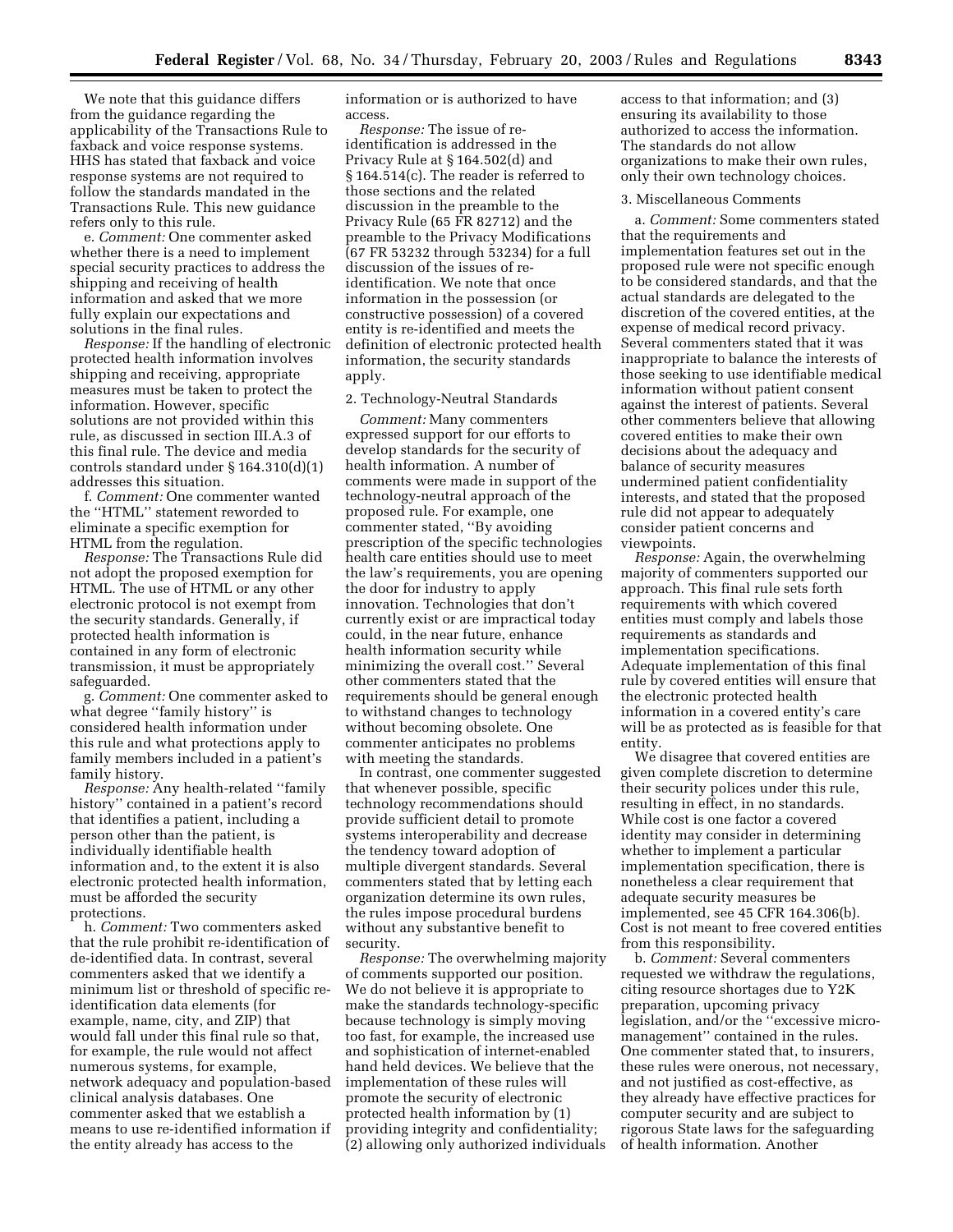We note that this guidance differs from the guidance regarding the applicability of the Transactions Rule to faxback and voice response systems. HHS has stated that faxback and voice response systems are not required to follow the standards mandated in the Transactions Rule. This new guidance refers only to this rule.

e. *Comment:* One commenter asked whether there is a need to implement special security practices to address the shipping and receiving of health information and asked that we more fully explain our expectations and solutions in the final rules.

*Response:* If the handling of electronic protected health information involves shipping and receiving, appropriate measures must be taken to protect the information. However, specific solutions are not provided within this rule, as discussed in section III.A.3 of this final rule. The device and media controls standard under § 164.310(d)(1) addresses this situation.

f. *Comment:* One commenter wanted the ''HTML'' statement reworded to eliminate a specific exemption for HTML from the regulation.

*Response:* The Transactions Rule did not adopt the proposed exemption for HTML. The use of HTML or any other electronic protocol is not exempt from the security standards. Generally, if protected health information is contained in any form of electronic transmission, it must be appropriately safeguarded.

g. *Comment:* One commenter asked to what degree ''family history'' is considered health information under this rule and what protections apply to family members included in a patient's family history.

*Response:* Any health-related ''family history'' contained in a patient's record that identifies a patient, including a person other than the patient, is individually identifiable health information and, to the extent it is also electronic protected health information, must be afforded the security protections.

h. *Comment:* Two commenters asked that the rule prohibit re-identification of de-identified data. In contrast, several commenters asked that we identify a minimum list or threshold of specific re-identification data elements (for example, name, city, and ZIP) that would fall under this final rule so that, for example, the rule would not affect numerous systems, for example, network adequacy and population-based clinical analysis databases. One commenter asked that we establish a means to use re-identified information if the entity already has access to the information or is authorized to have access.

*Response:* The issue of re-identification is addressed in the Privacy Rule at § 164.502(d) and § 164.514(c). The reader is referred to those sections and the related discussion in the preamble to the Privacy Rule (65 FR 82712) and the preamble to the Privacy Modifications (67 FR 53232 through 53234) for a full discussion of the issues of re-identification. We note that once information in the possession (or constructive possession) of a covered entity is re-identified and meets the definition of electronic protected health information, the security standards apply.

2. Technology-Neutral Standards

*Comment:* Many commenters expressed support for our efforts to develop standards for the security of health information. A number of comments were made in support of the technology-neutral approach of the proposed rule. For example, one commenter stated, ''By avoiding prescription of the specific technologies health care entities should use to meet the law's requirements, you are opening the door for industry to apply innovation. Technologies that don't currently exist or are impractical today could, in the near future, enhance health information security while minimizing the overall cost.'' Several other commenters stated that the requirements should be general enough to withstand changes to technology without becoming obsolete. One commenter anticipates no problems with meeting the standards.

In contrast, one commenter suggested that whenever possible, specific technology recommendations should provide sufficient detail to promote systems interoperability and decrease the tendency toward adoption of multiple divergent standards. Several commenters stated that by letting each organization determine its own rules, the rules impose procedural burdens without any substantive benefit to security.

*Response:* The overwhelming majority of comments supported our position. We do not believe it is appropriate to make the standards technology-specific because technology is simply moving too fast, for example, the increased use and sophistication of internet-enabled hand held devices. We believe that the implementation of these rules will promote the security of electronic protected health information by (1) providing integrity and confidentiality; (2) allowing only authorized individuals access to that information; and (3) ensuring its availability to those authorized to access the information. The standards do not allow organizations to make their own rules, only their own technology choices.

3. Miscellaneous Comments

a. *Comment:* Some commenters stated that the requirements and implementation features set out in the proposed rule were not specific enough to be considered standards, and that the actual standards are delegated to the discretion of the covered entities, at the expense of medical record privacy. Several commenters stated that it was inappropriate to balance the interests of those seeking to use identifiable medical information without patient consent against the interest of patients. Several other commenters believe that allowing covered entities to make their own decisions about the adequacy and balance of security measures undermined patient confidentiality interests, and stated that the proposed rule did not appear to adequately consider patient concerns and viewpoints.

*Response:* Again, the overwhelming majority of commenters supported our approach. This final rule sets forth requirements with which covered entities must comply and labels those requirements as standards and implementation specifications. Adequate implementation of this final rule by covered entities will ensure that the electronic protected health information in a covered entity's care will be as protected as is feasible for that entity.

We disagree that covered entities are given complete discretion to determine their security polices under this rule, resulting in effect, in no standards. While cost is one factor a covered identity may consider in determining whether to implement a particular implementation specification, there is nonetheless a clear requirement that adequate security measures be implemented, see 45 CFR 164.306(b). Cost is not meant to free covered entities from this responsibility.

b. *Comment:* Several commenters requested we withdraw the regulations, citing resource shortages due to Y2K preparation, upcoming privacy legislation, and/or the ''excessive micro-management'' contained in the rules. One commenter stated that, to insurers, these rules were onerous, not necessary, and not justified as cost-effective, as they already have effective practices for computer security and are subject to rigorous State laws for the safeguarding of health information. Another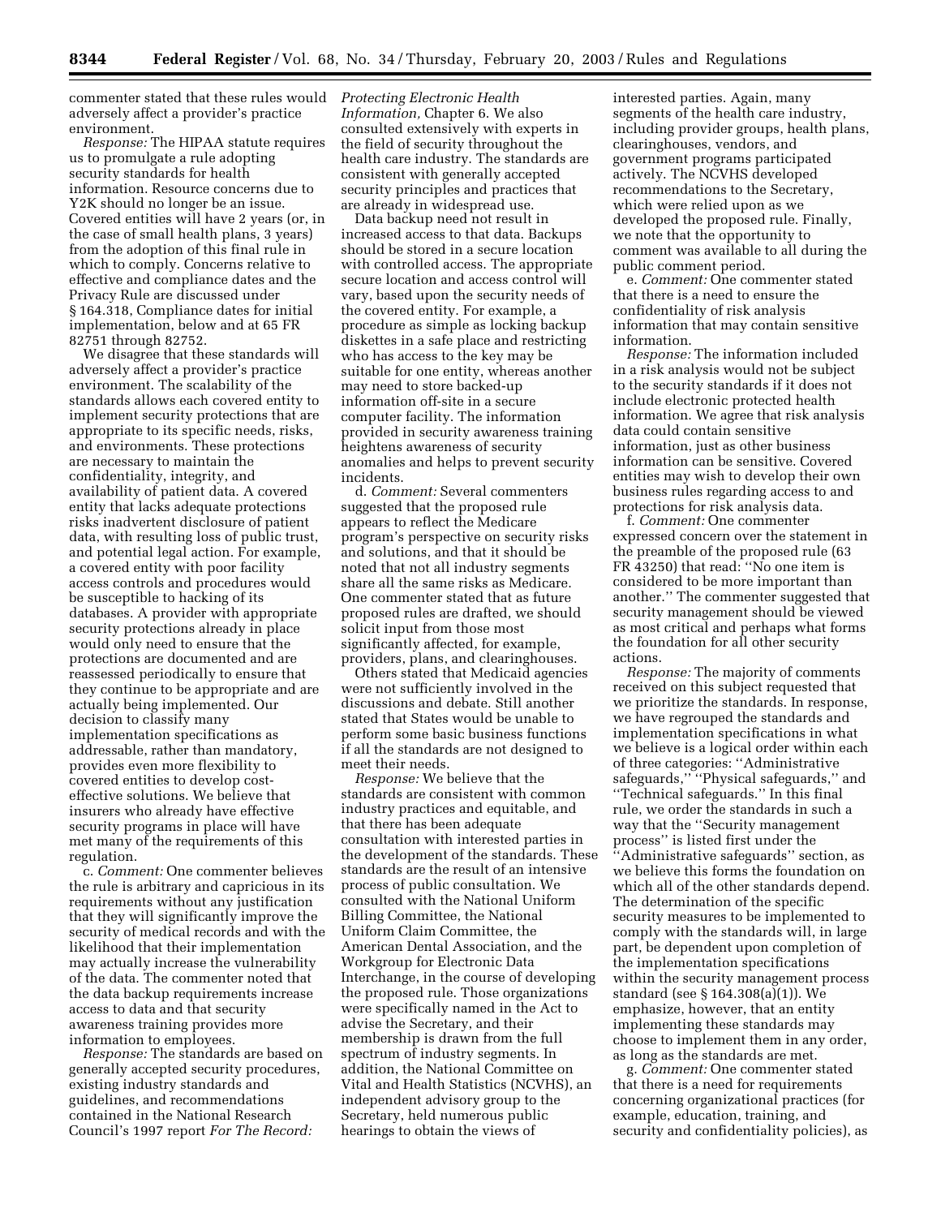commenter stated that these rules would adversely affect a provider's practice environment.

*Response:* The HIPAA statute requires us to promulgate a rule adopting security standards for health information. Resource concerns due to Y2K should no longer be an issue. Covered entities will have 2 years (or, in the case of small health plans, 3 years) from the adoption of this final rule in which to comply. Concerns relative to effective and compliance dates and the Privacy Rule are discussed under § 164.318, Compliance dates for initial implementation, below and at 65 FR 82751 through 82752.

We disagree that these standards will adversely affect a provider's practice environment. The scalability of the standards allows each covered entity to implement security protections that are appropriate to its specific needs, risks, and environments. These protections are necessary to maintain the confidentiality, integrity, and availability of patient data. A covered entity that lacks adequate protections risks inadvertent disclosure of patient data, with resulting loss of public trust, and potential legal action. For example, a covered entity with poor facility access controls and procedures would be susceptible to hacking of its databases. A provider with appropriate security protections already in place would only need to ensure that the protections are documented and are reassessed periodically to ensure that they continue to be appropriate and are actually being implemented. Our decision to classify many implementation specifications as addressable, rather than mandatory, provides even more flexibility to covered entities to develop cost-effective solutions. We believe that insurers who already have effective security programs in place will have met many of the requirements of this regulation.

c. *Comment:* One commenter believes the rule is arbitrary and capricious in its requirements without any justification that they will significantly improve the security of medical records and with the likelihood that their implementation may actually increase the vulnerability of the data. The commenter noted that the data backup requirements increase access to data and that security awareness training provides more information to employees.

*Response:* The standards are based on generally accepted security procedures, existing industry standards and guidelines, and recommendations contained in the National Research Council's 1997 report *For The Record: Protecting Electronic Health Information,* Chapter 6. We also consulted extensively with experts in the field of security throughout the health care industry. The standards are consistent with generally accepted security principles and practices that are already in widespread use.

Data backup need not result in increased access to that data. Backups should be stored in a secure location with controlled access. The appropriate secure location and access control will vary, based upon the security needs of the covered entity. For example, a procedure as simple as locking backup diskettes in a safe place and restricting who has access to the key may be suitable for one entity, whereas another may need to store backed-up information off-site in a secure computer facility. The information provided in security awareness training heightens awareness of security anomalies and helps to prevent security incidents.

d. *Comment:* Several commenters suggested that the proposed rule appears to reflect the Medicare program's perspective on security risks and solutions, and that it should be noted that not all industry segments share all the same risks as Medicare. One commenter stated that as future proposed rules are drafted, we should solicit input from those most significantly affected, for example, providers, plans, and clearinghouses.

Others stated that Medicaid agencies were not sufficiently involved in the discussions and debate. Still another stated that States would be unable to perform some basic business functions if all the standards are not designed to meet their needs.

*Response:* We believe that the standards are consistent with common industry practices and equitable, and that there has been adequate consultation with interested parties in the development of the standards. These standards are the result of an intensive process of public consultation. We consulted with the National Uniform Billing Committee, the National Uniform Claim Committee, the American Dental Association, and the Workgroup for Electronic Data Interchange, in the course of developing the proposed rule. Those organizations were specifically named in the Act to advise the Secretary, and their membership is drawn from the full spectrum of industry segments. In addition, the National Committee on Vital and Health Statistics (NCVHS), an independent advisory group to the Secretary, held numerous public hearings to obtain the views of interested parties. Again, many segments of the health care industry, including provider groups, health plans, clearinghouses, vendors, and government programs participated actively. The NCVHS developed recommendations to the Secretary, which were relied upon as we developed the proposed rule. Finally, we note that the opportunity to comment was available to all during the public comment period.

e. *Comment:* One commenter stated that there is a need to ensure the confidentiality of risk analysis information that may contain sensitive information.

*Response:* The information included in a risk analysis would not be subject to the security standards if it does not include electronic protected health information. We agree that risk analysis data could contain sensitive information, just as other business information can be sensitive. Covered entities may wish to develop their own business rules regarding access to and protections for risk analysis data.

f. *Comment:* One commenter expressed concern over the statement in the preamble of the proposed rule (63 FR 43250) that read: "No one item is considered to be more important than another." The commenter suggested that security management should be viewed as most critical and perhaps what forms the foundation for all other security actions.

*Response:* The majority of comments received on this subject requested that we prioritize the standards. In response, we have regrouped the standards and implementation specifications in what we believe is a logical order within each of three categories: "Administrative safeguards," "Physical safeguards," and "Technical safeguards." In this final rule, we order the standards in such a way that the "Security management process" is listed first under the "Administrative safeguards" section, as we believe this forms the foundation on which all of the other standards depend. The determination of the specific security measures to be implemented to comply with the standards will, in large part, be dependent upon completion of the implementation specifications within the security management process standard (see § 164.308(a)(1)). We emphasize, however, that an entity implementing these standards may choose to implement them in any order, as long as the standards are met.

g. *Comment:* One commenter stated that there is a need for requirements concerning organizational practices (for example, education, training, and security and confidentiality policies), as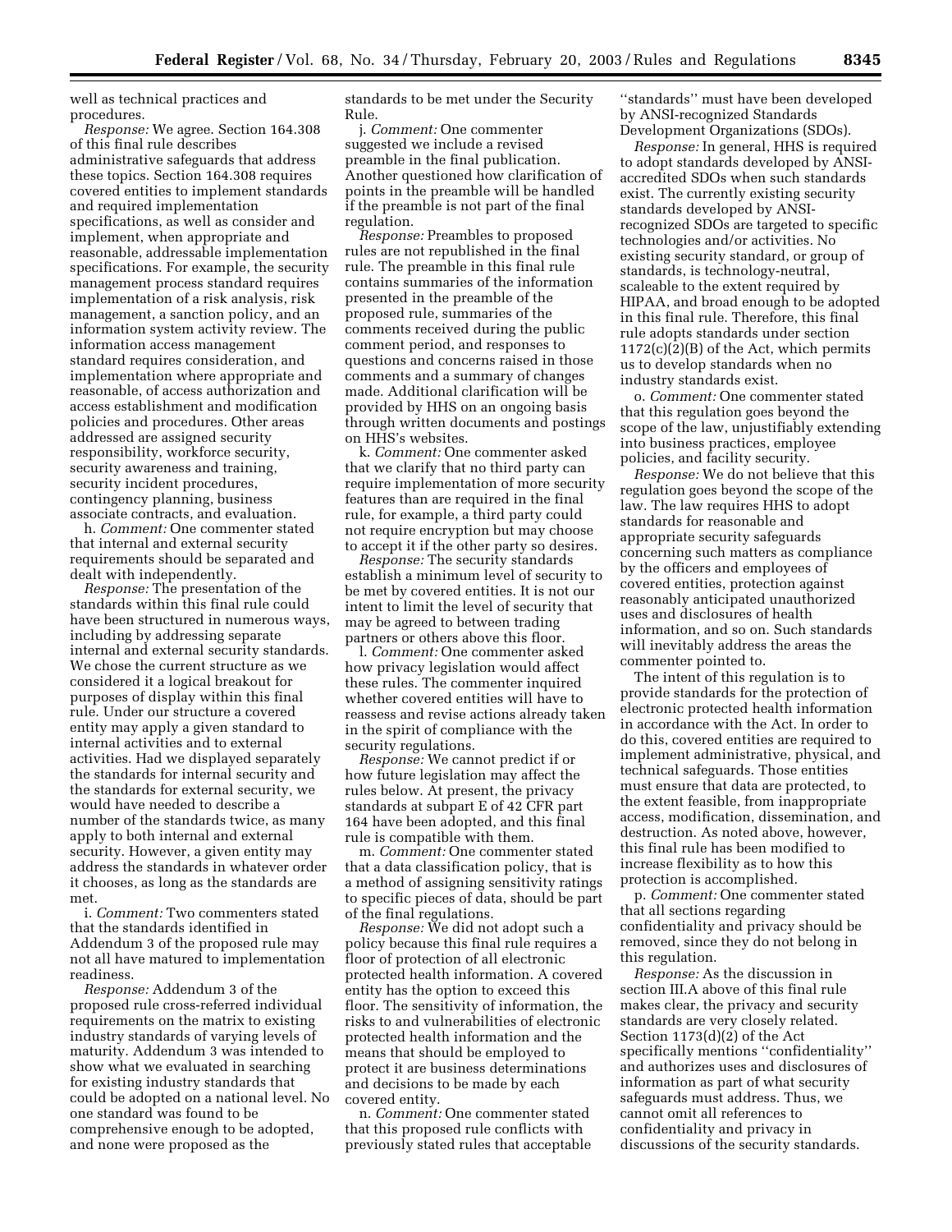well as technical practices and procedures.

*Response:* We agree. Section 164.308 of this final rule describes administrative safeguards that address these topics. Section 164.308 requires covered entities to implement standards and required implementation specifications, as well as consider and implement, when appropriate and reasonable, addressable implementation specifications. For example, the security management process standard requires implementation of a risk analysis, risk management, a sanction policy, and an information system activity review. The information access management standard requires consideration, and implementation where appropriate and reasonable, of access authorization and access establishment and modification policies and procedures. Other areas addressed are assigned security responsibility, workforce security, security awareness and training, security incident procedures, contingency planning, business associate contracts, and evaluation.

h. *Comment:* One commenter stated that internal and external security requirements should be separated and dealt with independently.

*Response:* The presentation of the standards within this final rule could have been structured in numerous ways, including by addressing separate internal and external security standards. We chose the current structure as we considered it a logical breakout for purposes of display within this final rule. Under our structure a covered entity may apply a given standard to internal activities and to external activities. Had we displayed separately the standards for internal security and the standards for external security, we would have needed to describe a number of the standards twice, as many apply to both internal and external security. However, a given entity may address the standards in whatever order it chooses, as long as the standards are met.

i. *Comment:* Two commenters stated that the standards identified in Addendum 3 of the proposed rule may not all have matured to implementation readiness.

*Response:* Addendum 3 of the proposed rule cross-referred individual requirements on the matrix to existing industry standards of varying levels of maturity. Addendum 3 was intended to show what we evaluated in searching for existing industry standards that could be adopted on a national level. No one standard was found to be comprehensive enough to be adopted, and none were proposed as the standards to be met under the Security Rule.

j. *Comment:* One commenter suggested we include a revised preamble in the final publication. Another questioned how clarification of points in the preamble will be handled if the preamble is not part of the final regulation.

*Response:* Preambles to proposed rules are not republished in the final rule. The preamble in this final rule contains summaries of the information presented in the preamble of the proposed rule, summaries of the comments received during the public comment period, and responses to questions and concerns raised in those comments and a summary of changes made. Additional clarification will be provided by HHS on an ongoing basis through written documents and postings on HHS's websites.

k. *Comment:* One commenter asked that we clarify that no third party can require implementation of more security features than are required in the final rule, for example, a third party could not require encryption but may choose to accept it if the other party so desires.

*Response:* The security standards establish a minimum level of security to be met by covered entities. It is not our intent to limit the level of security that may be agreed to between trading partners or others above this floor.

l. *Comment:* One commenter asked how privacy legislation would affect these rules. The commenter inquired whether covered entities will have to reassess and revise actions already taken in the spirit of compliance with the security regulations.

*Response:* We cannot predict if or how future legislation may affect the rules below. At present, the privacy standards at subpart E of 42 CFR part 164 have been adopted, and this final rule is compatible with them.

m. *Comment:* One commenter stated that a data classification policy, that is a method of assigning sensitivity ratings to specific pieces of data, should be part of the final regulations.

*Response:* We did not adopt such a policy because this final rule requires a floor of protection of all electronic protected health information. A covered entity has the option to exceed this floor. The sensitivity of information, the risks to and vulnerabilities of electronic protected health information and the means that should be employed to protect it are business determinations and decisions to be made by each covered entity.

n. *Comment:* One commenter stated that this proposed rule conflicts with previously stated rules that acceptable "standards" must have been developed by ANSI-recognized Standards Development Organizations (SDOs).

*Response:* In general, HHS is required to adopt standards developed by ANSI-accredited SDOs when such standards exist. The currently existing security standards developed by ANSI-recognized SDOs are targeted to specific technologies and/or activities. No existing security standard, or group of standards, is technology-neutral, scaleable to the extent required by HIPAA, and broad enough to be adopted in this final rule. Therefore, this final rule adopts standards under section 1172(c)(2)(B) of the Act, which permits us to develop standards when no industry standards exist.

o. *Comment:* One commenter stated that this regulation goes beyond the scope of the law, unjustifiably extending into business practices, employee policies, and facility security.

*Response:* We do not believe that this regulation goes beyond the scope of the law. The law requires HHS to adopt standards for reasonable and appropriate security safeguards concerning such matters as compliance by the officers and employees of covered entities, protection against reasonably anticipated unauthorized uses and disclosures of health information, and so on. Such standards will inevitably address the areas the commenter pointed to.

The intent of this regulation is to provide standards for the protection of electronic protected health information in accordance with the Act. In order to do this, covered entities are required to implement administrative, physical, and technical safeguards. Those entities must ensure that data are protected, to the extent feasible, from inappropriate access, modification, dissemination, and destruction. As noted above, however, this final rule has been modified to increase flexibility as to how this protection is accomplished.

p. *Comment:* One commenter stated that all sections regarding confidentiality and privacy should be removed, since they do not belong in this regulation.

*Response:* As the discussion in section III.A above of this final rule makes clear, the privacy and security standards are very closely related. Section 1173(d)(2) of the Act specifically mentions "confidentiality" and authorizes uses and disclosures of information as part of what security safeguards must address. Thus, we cannot omit all references to confidentiality and privacy in discussions of the security standards.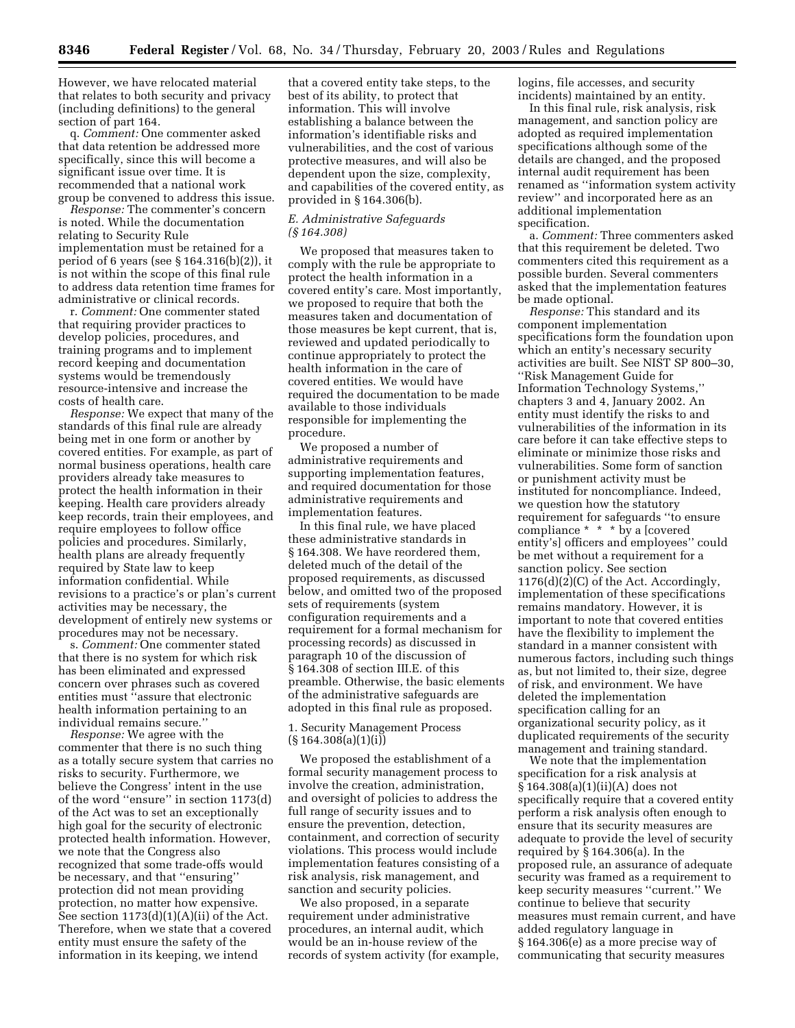However, we have relocated material that relates to both security and privacy (including definitions) to the general section of part 164.

q. *Comment:* One commenter asked that data retention be addressed more specifically, since this will become a significant issue over time. It is recommended that a national work group be convened to address this issue.

*Response:* The commenter's concern is noted. While the documentation relating to Security Rule implementation must be retained for a period of 6 years (see § 164.316(b)(2)), it is not within the scope of this final rule to address data retention time frames for administrative or clinical records.

r. *Comment:* One commenter stated that requiring provider practices to develop policies, procedures, and training programs and to implement record keeping and documentation systems would be tremendously resource-intensive and increase the costs of health care.

*Response:* We expect that many of the standards of this final rule are already being met in one form or another by covered entities. For example, as part of normal business operations, health care providers already take measures to protect the health information in their keeping. Health care providers already keep records, train their employees, and require employees to follow office policies and procedures. Similarly, health plans are already frequently required by State law to keep information confidential. While revisions to a practice's or plan's current activities may be necessary, the development of entirely new systems or procedures may not be necessary.

s. *Comment:* One commenter stated that there is no system for which risk has been eliminated and expressed concern over phrases such as covered entities must ''assure that electronic health information pertaining to an individual remains secure.''

*Response:* We agree with the commenter that there is no such thing as a totally secure system that carries no risks to security. Furthermore, we believe the Congress' intent in the use of the word ''ensure'' in section 1173(d) of the Act was to set an exceptionally high goal for the security of electronic protected health information. However, we note that the Congress also recognized that some trade-offs would be necessary, and that ''ensuring'' protection did not mean providing protection, no matter how expensive. See section 1173(d)(1)(A)(ii) of the Act. Therefore, when we state that a covered entity must ensure the safety of the information in its keeping, we intend that a covered entity take steps, to the best of its ability, to protect that information. This will involve establishing a balance between the information's identifiable risks and vulnerabilities, and the cost of various protective measures, and will also be dependent upon the size, complexity, and capabilities of the covered entity, as provided in § 164.306(b).

### *E. Administrative Safeguards (§ 164.308)*

We proposed that measures taken to comply with the rule be appropriate to protect the health information in a covered entity's care. Most importantly, we proposed to require that both the measures taken and documentation of those measures be kept current, that is, reviewed and updated periodically to continue appropriately to protect the health information in the care of covered entities. We would have required the documentation to be made available to those individuals responsible for implementing the procedure.

We proposed a number of administrative requirements and supporting implementation features, and required documentation for those administrative requirements and implementation features.

In this final rule, we have placed these administrative standards in § 164.308. We have reordered them, deleted much of the detail of the proposed requirements, as discussed below, and omitted two of the proposed sets of requirements (system configuration requirements and a requirement for a formal mechanism for processing records) as discussed in paragraph 10 of the discussion of § 164.308 of section III.E. of this preamble. Otherwise, the basic elements of the administrative safeguards are adopted in this final rule as proposed.

#### 1. Security Management Process (§ 164.308(a)(1)(i))

We proposed the establishment of a formal security management process to involve the creation, administration, and oversight of policies to address the full range of security issues and to ensure the prevention, detection, containment, and correction of security violations. This process would include implementation features consisting of a risk analysis, risk management, and sanction and security policies.

We also proposed, in a separate requirement under administrative procedures, an internal audit, which would be an in-house review of the records of system activity (for example, logins, file accesses, and security incidents) maintained by an entity.

In this final rule, risk analysis, risk management, and sanction policy are adopted as required implementation specifications although some of the details are changed, and the proposed internal audit requirement has been renamed as ''information system activity review'' and incorporated here as an additional implementation specification.

a. *Comment:* Three commenters asked that this requirement be deleted. Two commenters cited this requirement as a possible burden. Several commenters asked that the implementation features be made optional.

*Response:* This standard and its component implementation specifications form the foundation upon which an entity's necessary security activities are built. See NIST SP 800–30, ''Risk Management Guide for Information Technology Systems,'' chapters 3 and 4, January 2002. An entity must identify the risks to and vulnerabilities of the information in its care before it can take effective steps to eliminate or minimize those risks and vulnerabilities. Some form of sanction or punishment activity must be instituted for noncompliance. Indeed, we question how the statutory requirement for safeguards ''to ensure compliance * * * by a [covered entity's] officers and employees'' could be met without a requirement for a sanction policy. See section 1176(d)(2)(C) of the Act. Accordingly, implementation of these specifications remains mandatory. However, it is important to note that covered entities have the flexibility to implement the standard in a manner consistent with numerous factors, including such things as, but not limited to, their size, degree of risk, and environment. We have deleted the implementation specification calling for an organizational security policy, as it duplicated requirements of the security management and training standard.

We note that the implementation specification for a risk analysis at § 164.308(a)(1)(ii)(A) does not specifically require that a covered entity perform a risk analysis often enough to ensure that its security measures are adequate to provide the level of security required by § 164.306(a). In the proposed rule, an assurance of adequate security was framed as a requirement to keep security measures ''current.'' We continue to believe that security measures must remain current, and have added regulatory language in § 164.306(e) as a more precise way of communicating that security measures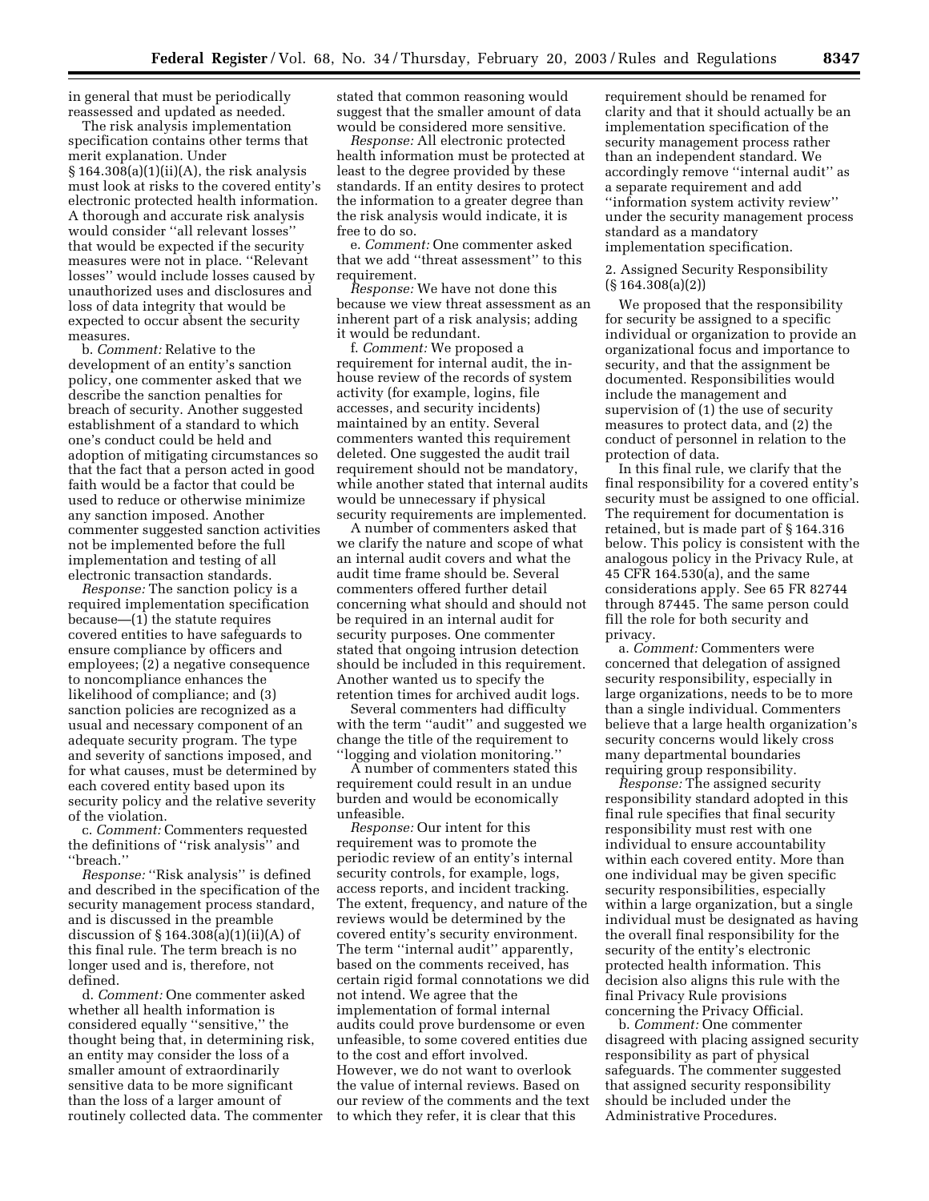in general that must be periodically reassessed and updated as needed.

The risk analysis implementation specification contains other terms that merit explanation. Under § 164.308(a)(1)(ii)(A), the risk analysis must look at risks to the covered entity's electronic protected health information. A thorough and accurate risk analysis would consider ''all relevant losses'' that would be expected if the security measures were not in place. ''Relevant losses'' would include losses caused by unauthorized uses and disclosures and loss of data integrity that would be expected to occur absent the security measures.

b. *Comment:* Relative to the development of an entity's sanction policy, one commenter asked that we describe the sanction penalties for breach of security. Another suggested establishment of a standard to which one's conduct could be held and adoption of mitigating circumstances so that the fact that a person acted in good faith would be a factor that could be used to reduce or otherwise minimize any sanction imposed. Another commenter suggested sanction activities not be implemented before the full implementation and testing of all electronic transaction standards.

*Response:* The sanction policy is a required implementation specification because—(1) the statute requires covered entities to have safeguards to ensure compliance by officers and employees; (2) a negative consequence to noncompliance enhances the likelihood of compliance; and (3) sanction policies are recognized as a usual and necessary component of an adequate security program. The type and severity of sanctions imposed, and for what causes, must be determined by each covered entity based upon its security policy and the relative severity of the violation.

c. *Comment:* Commenters requested the definitions of ''risk analysis'' and ''breach.''

*Response:* ''Risk analysis'' is defined and described in the specification of the security management process standard, and is discussed in the preamble discussion of § 164.308(a)(1)(ii)(A) of this final rule. The term breach is no longer used and is, therefore, not defined.

d. *Comment:* One commenter asked whether all health information is considered equally ''sensitive,'' the thought being that, in determining risk, an entity may consider the loss of a smaller amount of extraordinarily sensitive data to be more significant than the loss of a larger amount of routinely collected data. The commenter stated that common reasoning would suggest that the smaller amount of data would be considered more sensitive.

*Response:* All electronic protected health information must be protected at least to the degree provided by these standards. If an entity desires to protect the information to a greater degree than the risk analysis would indicate, it is free to do so.

e. *Comment:* One commenter asked that we add ''threat assessment'' to this requirement.

*Response:* We have not done this because we view threat assessment as an inherent part of a risk analysis; adding it would be redundant.

f. *Comment:* We proposed a requirement for internal audit, the in-house review of the records of system activity (for example, logins, file accesses, and security incidents) maintained by an entity. Several commenters wanted this requirement deleted. One suggested the audit trail requirement should not be mandatory, while another stated that internal audits would be unnecessary if physical security requirements are implemented.

A number of commenters asked that we clarify the nature and scope of what an internal audit covers and what the audit time frame should be. Several commenters offered further detail concerning what should and should not be required in an internal audit for security purposes. One commenter stated that ongoing intrusion detection should be included in this requirement. Another wanted us to specify the retention times for archived audit logs.

Several commenters had difficulty with the term ''audit'' and suggested we change the title of the requirement to ''logging and violation monitoring.''

A number of commenters stated this requirement could result in an undue burden and would be economically unfeasible.

*Response:* Our intent for this requirement was to promote the periodic review of an entity's internal security controls, for example, logs, access reports, and incident tracking. The extent, frequency, and nature of the reviews would be determined by the covered entity's security environment. The term ''internal audit'' apparently, based on the comments received, has certain rigid formal connotations we did not intend. We agree that the implementation of formal internal audits could prove burdensome or even unfeasible, to some covered entities due to the cost and effort involved. However, we do not want to overlook the value of internal reviews. Based on our review of the comments and the text to which they refer, it is clear that this requirement should be renamed for clarity and that it should actually be an implementation specification of the security management process rather than an independent standard. We accordingly remove ''internal audit'' as a separate requirement and add ''information system activity review'' under the security management process standard as a mandatory implementation specification.

2. Assigned Security Responsibility (§ 164.308(a)(2))

We proposed that the responsibility for security be assigned to a specific individual or organization to provide an organizational focus and importance to security, and that the assignment be documented. Responsibilities would include the management and supervision of (1) the use of security measures to protect data, and (2) the conduct of personnel in relation to the protection of data.

In this final rule, we clarify that the final responsibility for a covered entity's security must be assigned to one official. The requirement for documentation is retained, but is made part of § 164.316 below. This policy is consistent with the analogous policy in the Privacy Rule, at 45 CFR 164.530(a), and the same considerations apply. See 65 FR 82744 through 87445. The same person could fill the role for both security and privacy.

a. *Comment:* Commenters were concerned that delegation of assigned security responsibility, especially in large organizations, needs to be to more than a single individual. Commenters believe that a large health organization's security concerns would likely cross many departmental boundaries requiring group responsibility.

*Response:* The assigned security responsibility standard adopted in this final rule specifies that final security responsibility must rest with one individual to ensure accountability within each covered entity. More than one individual may be given specific security responsibilities, especially within a large organization, but a single individual must be designated as having the overall final responsibility for the security of the entity's electronic protected health information. This decision also aligns this rule with the final Privacy Rule provisions concerning the Privacy Official.

b. *Comment:* One commenter disagreed with placing assigned security responsibility as part of physical safeguards. The commenter suggested that assigned security responsibility should be included under the Administrative Procedures.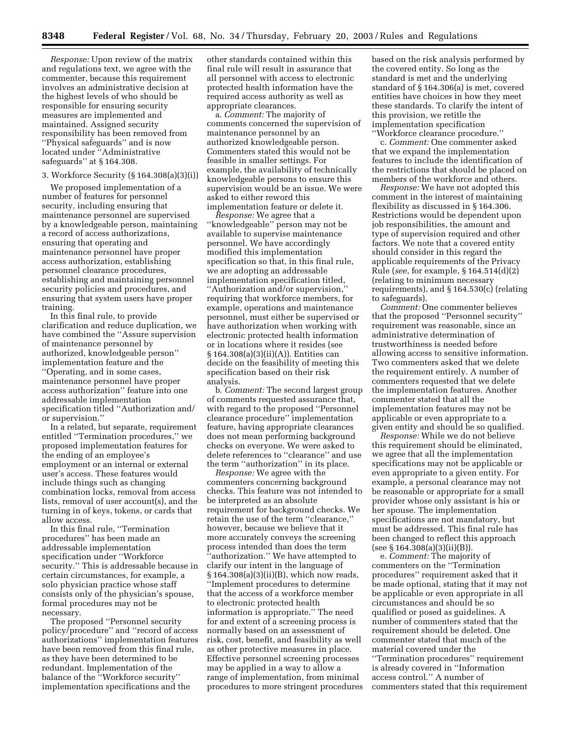*Response:* Upon review of the matrix and regulations text, we agree with the commenter, because this requirement involves an administrative decision at the highest levels of who should be responsible for ensuring security measures are implemented and maintained. Assigned security responsibility has been removed from ''Physical safeguards'' and is now located under ''Administrative safeguards'' at § 164.308.

3. Workforce Security (§ 164.308(a)(3)(i))

We proposed implementation of a number of features for personnel security, including ensuring that maintenance personnel are supervised by a knowledgeable person, maintaining a record of access authorizations, ensuring that operating and maintenance personnel have proper access authorization, establishing personnel clearance procedures, establishing and maintaining personnel security policies and procedures, and ensuring that system users have proper training.

In this final rule, to provide clarification and reduce duplication, we have combined the ''Assure supervision of maintenance personnel by authorized, knowledgeable person'' implementation feature and the ''Operating, and in some cases, maintenance personnel have proper access authorization'' feature into one addressable implementation specification titled ''Authorization and/or supervision.''

In a related, but separate, requirement entitled ''Termination procedures,'' we proposed implementation features for the ending of an employee's employment or an internal or external user's access. These features would include things such as changing combination locks, removal from access lists, removal of user account(s), and the turning in of keys, tokens, or cards that allow access.

In this final rule, ''Termination procedures'' has been made an addressable implementation specification under ''Workforce security.'' This is addressable because in certain circumstances, for example, a solo physician practice whose staff consists only of the physician's spouse, formal procedures may not be necessary.

The proposed ''Personnel security policy/procedure'' and ''record of access authorizations'' implementation features have been removed from this final rule, as they have been determined to be redundant. Implementation of the balance of the ''Workforce security'' implementation specifications and the other standards contained within this final rule will result in assurance that all personnel with access to electronic protected health information have the required access authority as well as appropriate clearances.

a. *Comment:* The majority of comments concerned the supervision of maintenance personnel by an authorized knowledgeable person. Commenters stated this would not be feasible in smaller settings. For example, the availability of technically knowledgeable persons to ensure this supervision would be an issue. We were asked to either reword this implementation feature or delete it.

*Response:* We agree that a ''knowledgeable'' person may not be available to supervise maintenance personnel. We have accordingly modified this implementation specification so that, in this final rule, we are adopting an addressable implementation specification titled, ''Authorization and/or supervision,'' requiring that workforce members, for example, operations and maintenance personnel, must either be supervised or have authorization when working with electronic protected health information or in locations where it resides (see § 164.308(a)(3)(ii)(A)). Entities can decide on the feasibility of meeting this specification based on their risk analysis.

b. *Comment:* The second largest group of comments requested assurance that, with regard to the proposed ''Personnel clearance procedure'' implementation feature, having appropriate clearances does not mean performing background checks on everyone. We were asked to delete references to ''clearance'' and use the term ''authorization'' in its place.

*Response:* We agree with the commenters concerning background checks. This feature was not intended to be interpreted as an absolute requirement for background checks. We retain the use of the term ''clearance,'' however, because we believe that it more accurately conveys the screening process intended than does the term ''authorization.'' We have attempted to clarify our intent in the language of § 164.308(a)(3)(ii)(B), which now reads, ''Implement procedures to determine that the access of a workforce member to electronic protected health information is appropriate.'' The need for and extent of a screening process is normally based on an assessment of risk, cost, benefit, and feasibility as well as other protective measures in place. Effective personnel screening processes may be applied in a way to allow a range of implementation, from minimal procedures to more stringent procedures based on the risk analysis performed by the covered entity. So long as the standard is met and the underlying standard of § 164.306(a) is met, covered entities have choices in how they meet these standards. To clarify the intent of this provision, we retitle the implementation specification ''Workforce clearance procedure.''

c. *Comment:* One commenter asked that we expand the implementation features to include the identification of the restrictions that should be placed on members of the workforce and others.

*Response:* We have not adopted this comment in the interest of maintaining flexibility as discussed in § 164.306. Restrictions would be dependent upon job responsibilities, the amount and type of supervision required and other factors. We note that a covered entity should consider in this regard the applicable requirements of the Privacy Rule (*see*, for example, § 164.514(d)(2) (relating to minimum necessary requirements), and § 164.530(c) (relating to safeguards).

*Comment:* One commenter believes that the proposed ''Personnel security'' requirement was reasonable, since an administrative determination of trustworthiness is needed before allowing access to sensitive information. Two commenters asked that we delete the requirement entirely. A number of commenters requested that we delete the implementation features. Another commenter stated that all the implementation features may not be applicable or even appropriate to a given entity and should be so qualified.

*Response:* While we do not believe this requirement should be eliminated, we agree that all the implementation specifications may not be applicable or even appropriate to a given entity. For example, a personal clearance may not be reasonable or appropriate for a small provider whose only assistant is his or her spouse. The implementation specifications are not mandatory, but must be addressed. This final rule has been changed to reflect this approach (see § 164.308(a)(3)(ii)(B)).

e. *Comment:* The majority of commenters on the ''Termination procedures'' requirement asked that it be made optional, stating that it may not be applicable or even appropriate in all circumstances and should be so qualified or posed as guidelines. A number of commenters stated that the requirement should be deleted. One commenter stated that much of the material covered under the ''Termination procedures'' requirement is already covered in ''Information access control.'' A number of commenters stated that this requirement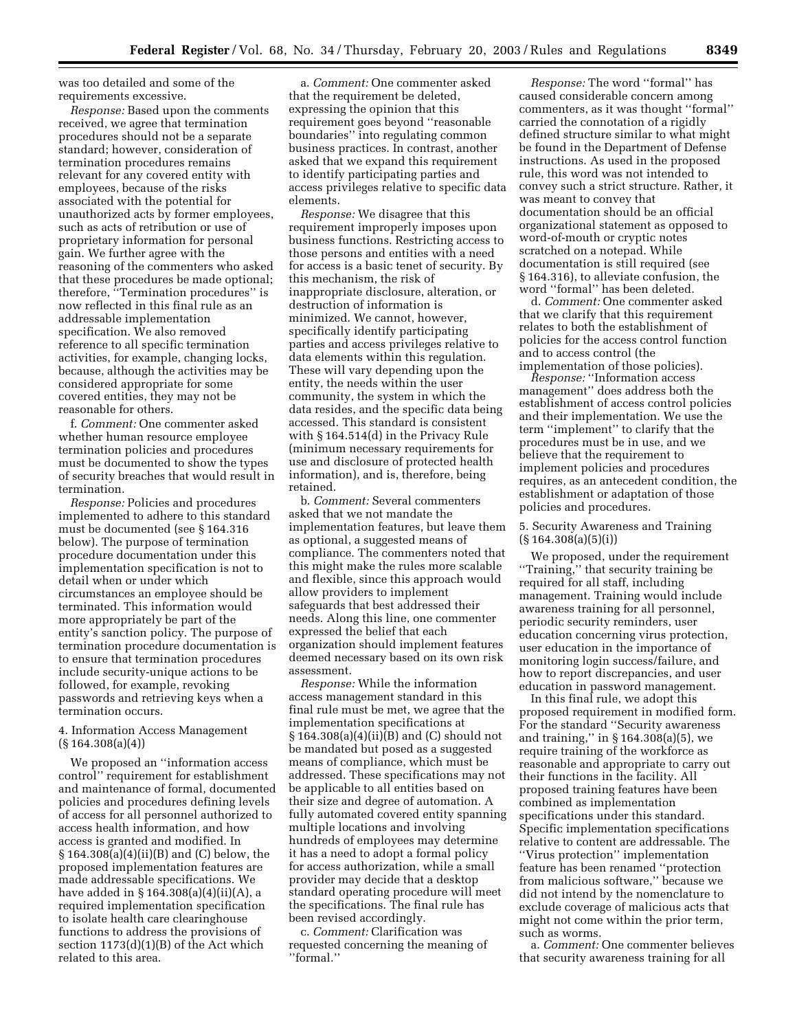was too detailed and some of the requirements excessive.

*Response:* Based upon the comments received, we agree that termination procedures should not be a separate standard; however, consideration of termination procedures remains relevant for any covered entity with employees, because of the risks associated with the potential for unauthorized acts by former employees, such as acts of retribution or use of proprietary information for personal gain. We further agree with the reasoning of the commenters who asked that these procedures be made optional; therefore, ''Termination procedures'' is now reflected in this final rule as an addressable implementation specification. We also removed reference to all specific termination activities, for example, changing locks, because, although the activities may be considered appropriate for some covered entities, they may not be reasonable for others.

f. *Comment:* One commenter asked whether human resource employee termination policies and procedures must be documented to show the types of security breaches that would result in termination.

*Response:* Policies and procedures implemented to adhere to this standard must be documented (see § 164.316 below). The purpose of termination procedure documentation under this implementation specification is not to detail when or under which circumstances an employee should be terminated. This information would more appropriately be part of the entity's sanction policy. The purpose of termination procedure documentation is to ensure that termination procedures include security-unique actions to be followed, for example, revoking passwords and retrieving keys when a termination occurs.

4. Information Access Management (§ 164.308(a)(4))

We proposed an ''information access control'' requirement for establishment and maintenance of formal, documented policies and procedures defining levels of access for all personnel authorized to access health information, and how access is granted and modified. In § 164.308(a)(4)(ii)(B) and (C) below, the proposed implementation features are made addressable specifications. We have added in § 164.308(a)(4)(ii)(A), a required implementation specification to isolate health care clearinghouse functions to address the provisions of section 1173(d)(1)(B) of the Act which related to this area.

a. *Comment:* One commenter asked that the requirement be deleted, expressing the opinion that this requirement goes beyond ''reasonable boundaries'' into regulating common business practices. In contrast, another asked that we expand this requirement to identify participating parties and access privileges relative to specific data elements.

*Response:* We disagree that this requirement improperly imposes upon business functions. Restricting access to those persons and entities with a need for access is a basic tenet of security. By this mechanism, the risk of inappropriate disclosure, alteration, or destruction of information is minimized. We cannot, however, specifically identify participating parties and access privileges relative to data elements within this regulation. These will vary depending upon the entity, the needs within the user community, the system in which the data resides, and the specific data being accessed. This standard is consistent with § 164.514(d) in the Privacy Rule (minimum necessary requirements for use and disclosure of protected health information), and is, therefore, being retained.

b. *Comment:* Several commenters asked that we not mandate the implementation features, but leave them as optional, a suggested means of compliance. The commenters noted that this might make the rules more scalable and flexible, since this approach would allow providers to implement safeguards that best addressed their needs. Along this line, one commenter expressed the belief that each organization should implement features deemed necessary based on its own risk assessment.

*Response:* While the information access management standard in this final rule must be met, we agree that the implementation specifications at § 164.308(a)(4)(ii)(B) and (C) should not be mandated but posed as a suggested means of compliance, which must be addressed. These specifications may not be applicable to all entities based on their size and degree of automation. A fully automated covered entity spanning multiple locations and involving hundreds of employees may determine it has a need to adopt a formal policy for access authorization, while a small provider may decide that a desktop standard operating procedure will meet the specifications. The final rule has been revised accordingly.

c. *Comment:* Clarification was requested concerning the meaning of ''formal.''

*Response:* The word ''formal'' has caused considerable concern among commenters, as it was thought ''formal'' carried the connotation of a rigidly defined structure similar to what might be found in the Department of Defense instructions. As used in the proposed rule, this word was not intended to convey such a strict structure. Rather, it was meant to convey that documentation should be an official organizational statement as opposed to word-of-mouth or cryptic notes scratched on a notepad. While documentation is still required (see § 164.316), to alleviate confusion, the word ''formal'' has been deleted.

d. *Comment:* One commenter asked that we clarify that this requirement relates to both the establishment of policies for the access control function and to access control (the implementation of those policies).

*Response:* ''Information access management'' does address both the establishment of access control policies and their implementation. We use the term ''implement'' to clarify that the procedures must be in use, and we believe that the requirement to implement policies and procedures requires, as an antecedent condition, the establishment or adaptation of those policies and procedures.

5. Security Awareness and Training (§ 164.308(a)(5)(i))

We proposed, under the requirement ''Training,'' that security training be required for all staff, including management. Training would include awareness training for all personnel, periodic security reminders, user education concerning virus protection, user education in the importance of monitoring login success/failure, and how to report discrepancies, and user education in password management.

In this final rule, we adopt this proposed requirement in modified form. For the standard ''Security awareness and training,'' in § 164.308(a)(5), we require training of the workforce as reasonable and appropriate to carry out their functions in the facility. All proposed training features have been combined as implementation specifications under this standard. Specific implementation specifications relative to content are addressable. The ''Virus protection'' implementation feature has been renamed ''protection from malicious software,'' because we did not intend by the nomenclature to exclude coverage of malicious acts that might not come within the prior term, such as worms.

a. *Comment:* One commenter believes that security awareness training for all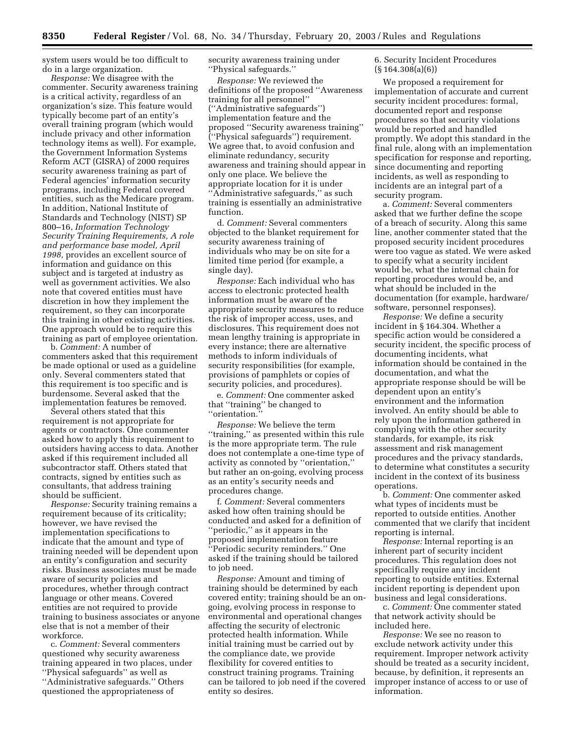system users would be too difficult to do in a large organization.

*Response:* We disagree with the commenter. Security awareness training is a critical activity, regardless of an organization's size. This feature would typically become part of an entity's overall training program (which would include privacy and other information technology items as well). For example, the Government Information Systems Reform ACT (GISRA) of 2000 requires security awareness training as part of Federal agencies' information security programs, including Federal covered entities, such as the Medicare program. In addition, National Institute of Standards and Technology (NIST) SP 800–16, *Information Technology Security Training Requirements, A role and performance base model, April 1998,* provides an excellent source of information and guidance on this subject and is targeted at industry as well as government activities. We also note that covered entities must have discretion in how they implement the requirement, so they can incorporate this training in other existing activities. One approach would be to require this training as part of employee orientation.

b. *Comment:* A number of commenters asked that this requirement be made optional or used as a guideline only. Several commenters stated that this requirement is too specific and is burdensome. Several asked that the implementation features be removed.

Several others stated that this requirement is not appropriate for agents or contractors. One commenter asked how to apply this requirement to outsiders having access to data. Another asked if this requirement included all subcontractor staff. Others stated that contracts, signed by entities such as consultants, that address training should be sufficient.

*Response:* Security training remains a requirement because of its criticality; however, we have revised the implementation specifications to indicate that the amount and type of training needed will be dependent upon an entity's configuration and security risks. Business associates must be made aware of security policies and procedures, whether through contract language or other means. Covered entities are not required to provide training to business associates or anyone else that is not a member of their workforce.

c. *Comment:* Several commenters questioned why security awareness training appeared in two places, under ''Physical safeguards'' as well as ''Administrative safeguards.'' Others questioned the appropriateness of security awareness training under ''Physical safeguards.''

*Response:* We reviewed the definitions of the proposed ''Awareness training for all personnel'' (''Administrative safeguards'') implementation feature and the proposed ''Security awareness training'' (''Physical safeguards'') requirement. We agree that, to avoid confusion and eliminate redundancy, security awareness and training should appear in only one place. We believe the appropriate location for it is under ''Administrative safeguards,'' as such training is essentially an administrative function.

d. *Comment:* Several commenters objected to the blanket requirement for security awareness training of individuals who may be on site for a limited time period (for example, a single day).

*Response:* Each individual who has access to electronic protected health information must be aware of the appropriate security measures to reduce the risk of improper access, uses, and disclosures. This requirement does not mean lengthy training is appropriate in every instance; there are alternative methods to inform individuals of security responsibilities (for example, provisions of pamphlets or copies of security policies, and procedures).

e. *Comment:* One commenter asked that ''training'' be changed to ''orientation.''

*Response:* We believe the term ''training,'' as presented within this rule is the more appropriate term. The rule does not contemplate a one-time type of activity as connoted by ''orientation,'' but rather an on-going, evolving process as an entity's security needs and procedures change.

f. *Comment:* Several commenters asked how often training should be conducted and asked for a definition of ''periodic,'' as it appears in the proposed implementation feature ''Periodic security reminders.'' One asked if the training should be tailored to job need.

*Response:* Amount and timing of training should be determined by each covered entity; training should be an on-going, evolving process in response to environmental and operational changes affecting the security of electronic protected health information. While initial training must be carried out by the compliance date, we provide flexibility for covered entities to construct training programs. Training can be tailored to job need if the covered entity so desires.

6. Security Incident Procedures (§ 164.308(a)(6))

We proposed a requirement for implementation of accurate and current security incident procedures: formal, documented report and response procedures so that security violations would be reported and handled promptly. We adopt this standard in the final rule, along with an implementation specification for response and reporting, since documenting and reporting incidents, as well as responding to incidents are an integral part of a security program.

a. *Comment:* Several commenters asked that we further define the scope of a breach of security. Along this same line, another commenter stated that the proposed security incident procedures were too vague as stated. We were asked to specify what a security incident would be, what the internal chain for reporting procedures would be, and what should be included in the documentation (for example, hardware/software, personnel responses).

*Response:* We define a security incident in § 164.304. Whether a specific action would be considered a security incident, the specific process of documenting incidents, what information should be contained in the documentation, and what the appropriate response should be will be dependent upon an entity's environment and the information involved. An entity should be able to rely upon the information gathered in complying with the other security standards, for example, its risk assessment and risk management procedures and the privacy standards, to determine what constitutes a security incident in the context of its business operations.

b. *Comment:* One commenter asked what types of incidents must be reported to outside entities. Another commented that we clarify that incident reporting is internal.

*Response:* Internal reporting is an inherent part of security incident procedures. This regulation does not specifically require any incident reporting to outside entities. External incident reporting is dependent upon business and legal considerations.

c. *Comment:* One commenter stated that network activity should be included here.

*Response:* We see no reason to exclude network activity under this requirement. Improper network activity should be treated as a security incident, because, by definition, it represents an improper instance of access to or use of information.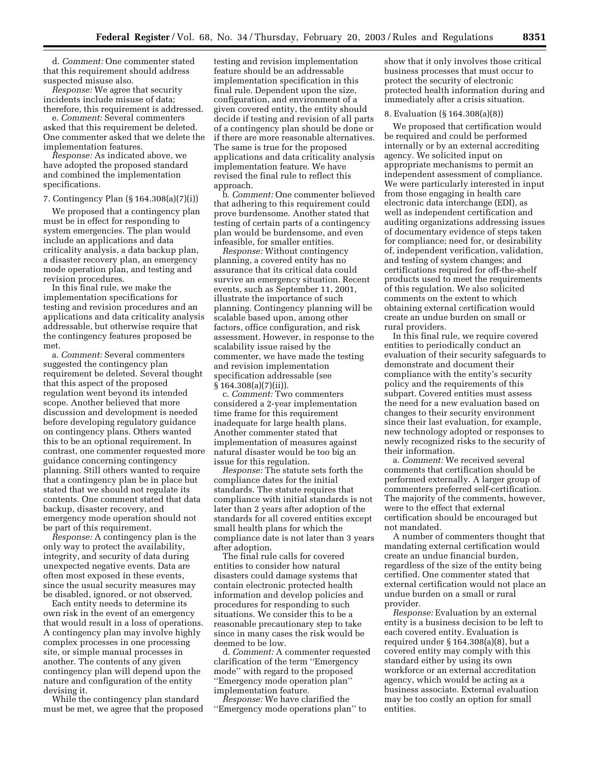d. *Comment:* One commenter stated that this requirement should address suspected misuse also.

*Response:* We agree that security incidents include misuse of data; therefore, this requirement is addressed.

e. *Comment:* Several commenters asked that this requirement be deleted. One commenter asked that we delete the implementation features.

*Response:* As indicated above, we have adopted the proposed standard and combined the implementation specifications.

7. Contingency Plan (§ 164.308(a)(7)(i))

We proposed that a contingency plan must be in effect for responding to system emergencies. The plan would include an applications and data criticality analysis, a data backup plan, a disaster recovery plan, an emergency mode operation plan, and testing and revision procedures.

In this final rule, we make the implementation specifications for testing and revision procedures and an applications and data criticality analysis addressable, but otherwise require that the contingency features proposed be met.

a. *Comment:* Several commenters suggested the contingency plan requirement be deleted. Several thought that this aspect of the proposed regulation went beyond its intended scope. Another believed that more discussion and development is needed before developing regulatory guidance on contingency plans. Others wanted this to be an optional requirement. In contrast, one commenter requested more guidance concerning contingency planning. Still others wanted to require that a contingency plan be in place but stated that we should not regulate its contents. One comment stated that data backup, disaster recovery, and emergency mode operation should not be part of this requirement.

*Response:* A contingency plan is the only way to protect the availability, integrity, and security of data during unexpected negative events. Data are often most exposed in these events, since the usual security measures may be disabled, ignored, or not observed.

Each entity needs to determine its own risk in the event of an emergency that would result in a loss of operations. A contingency plan may involve highly complex processes in one processing site, or simple manual processes in another. The contents of any given contingency plan will depend upon the nature and configuration of the entity devising it.

While the contingency plan standard must be met, we agree that the proposed testing and revision implementation feature should be an addressable implementation specification in this final rule. Dependent upon the size, configuration, and environment of a given covered entity, the entity should decide if testing and revision of all parts of a contingency plan should be done or if there are more reasonable alternatives. The same is true for the proposed applications and data criticality analysis implementation feature. We have revised the final rule to reflect this approach.

b. *Comment:* One commenter believed that adhering to this requirement could prove burdensome. Another stated that testing of certain parts of a contingency plan would be burdensome, and even infeasible, for smaller entities.

*Response:* Without contingency planning, a covered entity has no assurance that its critical data could survive an emergency situation. Recent events, such as September 11, 2001, illustrate the importance of such planning. Contingency planning will be scalable based upon, among other factors, office configuration, and risk assessment. However, in response to the scalability issue raised by the commenter, we have made the testing and revision implementation specification addressable (see § 164.308(a)(7)(ii)).

c. *Comment:* Two commenters considered a 2-year implementation time frame for this requirement inadequate for large health plans. Another commenter stated that implementation of measures against natural disaster would be too big an issue for this regulation.

*Response:* The statute sets forth the compliance dates for the initial standards. The statute requires that compliance with initial standards is not later than 2 years after adoption of the standards for all covered entities except small health plans for which the compliance date is not later than 3 years after adoption.

The final rule calls for covered entities to consider how natural disasters could damage systems that contain electronic protected health information and develop policies and procedures for responding to such situations. We consider this to be a reasonable precautionary step to take since in many cases the risk would be deemed to be low.

d. *Comment:* A commenter requested clarification of the term ''Emergency mode'' with regard to the proposed ''Emergency mode operation plan'' implementation feature.

*Response:* We have clarified the ''Emergency mode operations plan'' to show that it only involves those critical business processes that must occur to protect the security of electronic protected health information during and immediately after a crisis situation.

8. Evaluation (§ 164.308(a)(8))

We proposed that certification would be required and could be performed internally or by an external accrediting agency. We solicited input on appropriate mechanisms to permit an independent assessment of compliance. We were particularly interested in input from those engaging in health care electronic data interchange (EDI), as well as independent certification and auditing organizations addressing issues of documentary evidence of steps taken for compliance; need for, or desirability of, independent verification, validation, and testing of system changes; and certifications required for off-the-shelf products used to meet the requirements of this regulation. We also solicited comments on the extent to which obtaining external certification would create an undue burden on small or rural providers.

In this final rule, we require covered entities to periodically conduct an evaluation of their security safeguards to demonstrate and document their compliance with the entity's security policy and the requirements of this subpart. Covered entities must assess the need for a new evaluation based on changes to their security environment since their last evaluation, for example, new technology adopted or responses to newly recognized risks to the security of their information.

a. *Comment:* We received several comments that certification should be performed externally. A larger group of commenters preferred self-certification. The majority of the comments, however, were to the effect that external certification should be encouraged but not mandated.

A number of commenters thought that mandating external certification would create an undue financial burden, regardless of the size of the entity being certified. One commenter stated that external certification would not place an undue burden on a small or rural provider.

*Response:* Evaluation by an external entity is a business decision to be left to each covered entity. Evaluation is required under § 164.308(a)(8), but a covered entity may comply with this standard either by using its own workforce or an external accreditation agency, which would be acting as a business associate. External evaluation may be too costly an option for small entities.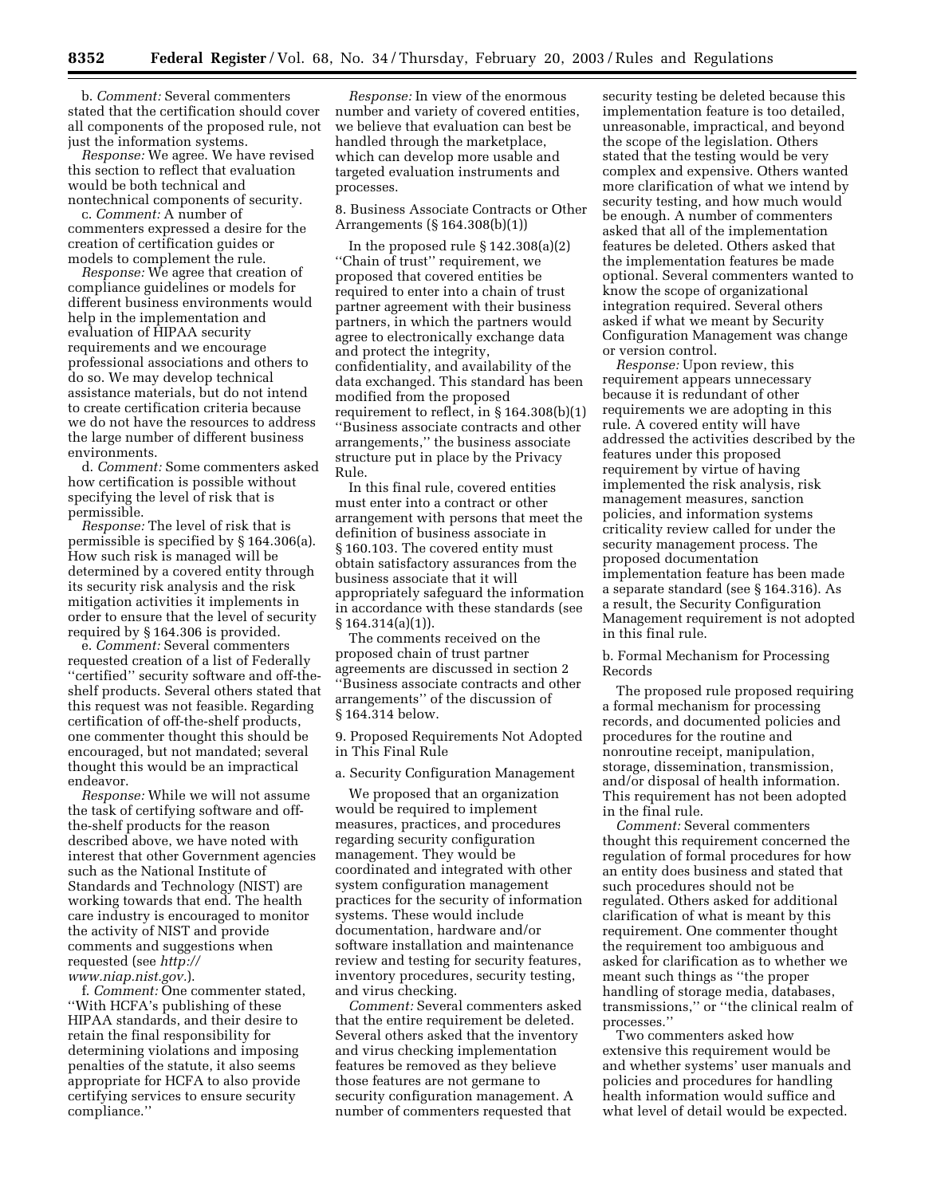b. *Comment:* Several commenters stated that the certification should cover all components of the proposed rule, not just the information systems.

*Response:* We agree. We have revised this section to reflect that evaluation would be both technical and nontechnical components of security.

c. *Comment:* A number of commenters expressed a desire for the creation of certification guides or models to complement the rule.

*Response:* We agree that creation of compliance guidelines or models for different business environments would help in the implementation and evaluation of HIPAA security requirements and we encourage professional associations and others to do so. We may develop technical assistance materials, but do not intend to create certification criteria because we do not have the resources to address the large number of different business environments.

d. *Comment:* Some commenters asked how certification is possible without specifying the level of risk that is permissible.

*Response:* The level of risk that is permissible is specified by § 164.306(a). How such risk is managed will be determined by a covered entity through its security risk analysis and the risk mitigation activities it implements in order to ensure that the level of security required by § 164.306 is provided.

e. *Comment:* Several commenters requested creation of a list of Federally ''certified'' security software and off-the-shelf products. Several others stated that this request was not feasible. Regarding certification of off-the-shelf products, one commenter thought this should be encouraged, but not mandated; several thought this would be an impractical endeavor.

*Response:* While we will not assume the task of certifying software and off-the-shelf products for the reason described above, we have noted with interest that other Government agencies such as the National Institute of Standards and Technology (NIST) are working towards that end. The health care industry is encouraged to monitor the activity of NIST and provide comments and suggestions when requested (see *http://www.niap.nist.gov.*).

f. *Comment:* One commenter stated, ''With HCFA's publishing of these HIPAA standards, and their desire to retain the final responsibility for determining violations and imposing penalties of the statute, it also seems appropriate for HCFA to also provide certifying services to ensure security compliance.''

*Response:* In view of the enormous number and variety of covered entities, we believe that evaluation can best be handled through the marketplace, which can develop more usable and targeted evaluation instruments and processes.

8. Business Associate Contracts or Other Arrangements (§ 164.308(b)(1))

In the proposed rule § 142.308(a)(2) ''Chain of trust'' requirement, we proposed that covered entities be required to enter into a chain of trust partner agreement with their business partners, in which the partners would agree to electronically exchange data and protect the integrity, confidentiality, and availability of the data exchanged. This standard has been modified from the proposed requirement to reflect, in § 164.308(b)(1) ''Business associate contracts and other arrangements,'' the business associate structure put in place by the Privacy Rule.

In this final rule, covered entities must enter into a contract or other arrangement with persons that meet the definition of business associate in § 160.103. The covered entity must obtain satisfactory assurances from the business associate that it will appropriately safeguard the information in accordance with these standards (see § 164.314(a)(1)).

The comments received on the proposed chain of trust partner agreements are discussed in section 2 ''Business associate contracts and other arrangements'' of the discussion of § 164.314 below.

9. Proposed Requirements Not Adopted in This Final Rule

a. Security Configuration Management

We proposed that an organization would be required to implement measures, practices, and procedures regarding security configuration management. They would be coordinated and integrated with other system configuration management practices for the security of information systems. These would include documentation, hardware and/or software installation and maintenance review and testing for security features, inventory procedures, security testing, and virus checking.

*Comment:* Several commenters asked that the entire requirement be deleted. Several others asked that the inventory and virus checking implementation features be removed as they believe those features are not germane to security configuration management. A number of commenters requested that security testing be deleted because this implementation feature is too detailed, unreasonable, impractical, and beyond the scope of the legislation. Others stated that the testing would be very complex and expensive. Others wanted more clarification of what we intend by security testing, and how much would be enough. A number of commenters asked that all of the implementation features be deleted. Others asked that the implementation features be made optional. Several commenters wanted to know the scope of organizational integration required. Several others asked if what we meant by Security Configuration Management was change or version control.

*Response:* Upon review, this requirement appears unnecessary because it is redundant of other requirements we are adopting in this rule. A covered entity will have addressed the activities described by the features under this proposed requirement by virtue of having implemented the risk analysis, risk management measures, sanction policies, and information systems criticality review called for under the security management process. The proposed documentation implementation feature has been made a separate standard (see § 164.316). As a result, the Security Configuration Management requirement is not adopted in this final rule.

b. Formal Mechanism for Processing Records

The proposed rule proposed requiring a formal mechanism for processing records, and documented policies and procedures for the routine and nonroutine receipt, manipulation, storage, dissemination, transmission, and/or disposal of health information. This requirement has not been adopted in the final rule.

*Comment:* Several commenters thought this requirement concerned the regulation of formal procedures for how an entity does business and stated that such procedures should not be regulated. Others asked for additional clarification of what is meant by this requirement. One commenter thought the requirement too ambiguous and asked for clarification as to whether we meant such things as ''the proper handling of storage media, databases, transmissions,'' or ''the clinical realm of processes.''

Two commenters asked how extensive this requirement would be and whether systems' user manuals and policies and procedures for handling health information would suffice and what level of detail would be expected.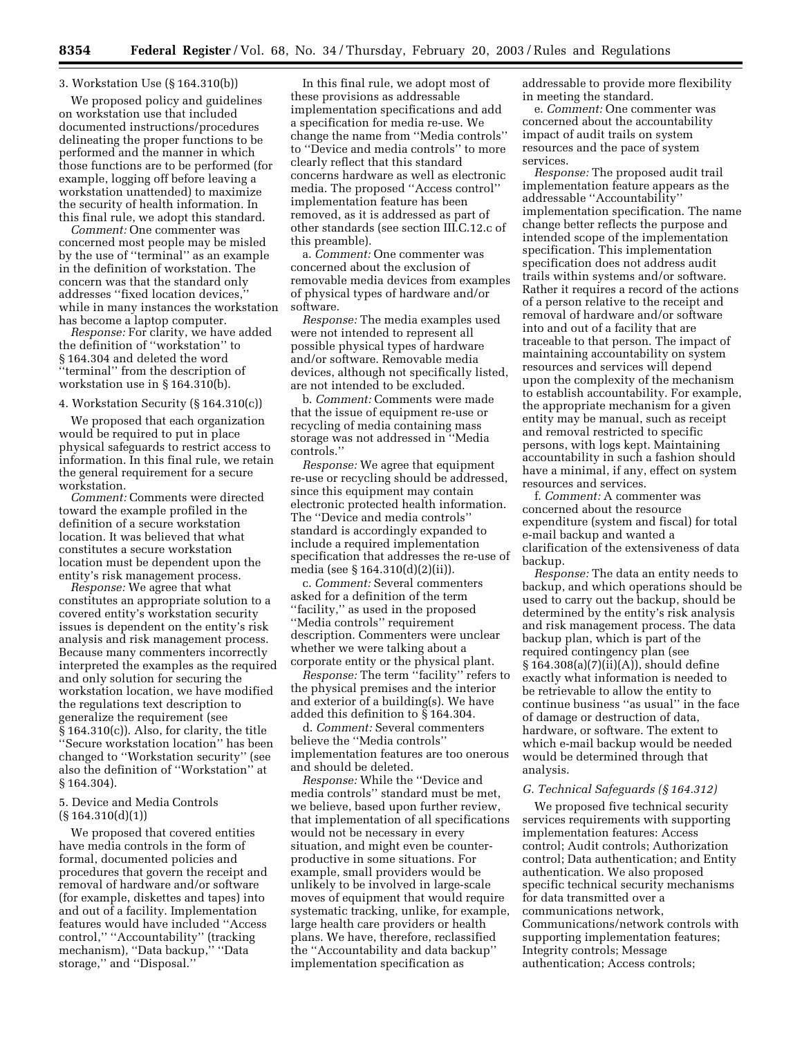3. Workstation Use (§ 164.310(b))

We proposed policy and guidelines on workstation use that included documented instructions/procedures delineating the proper functions to be performed and the manner in which those functions are to be performed (for example, logging off before leaving a workstation unattended) to maximize the security of health information. In this final rule, we adopt this standard.

*Comment:* One commenter was concerned most people may be misled by the use of ''terminal'' as an example in the definition of workstation. The concern was that the standard only addresses ''fixed location devices,'' while in many instances the workstation has become a laptop computer.

*Response:* For clarity, we have added the definition of ''workstation'' to § 164.304 and deleted the word ''terminal'' from the description of workstation use in § 164.310(b).

4. Workstation Security (§ 164.310(c))

We proposed that each organization would be required to put in place physical safeguards to restrict access to information. In this final rule, we retain the general requirement for a secure workstation.

*Comment:* Comments were directed toward the example profiled in the definition of a secure workstation location. It was believed that what constitutes a secure workstation location must be dependent upon the entity's risk management process.

*Response:* We agree that what constitutes an appropriate solution to a covered entity's workstation security issues is dependent on the entity's risk analysis and risk management process. Because many commenters incorrectly interpreted the examples as the required and only solution for securing the workstation location, we have modified the regulations text description to generalize the requirement (see § 164.310(c)). Also, for clarity, the title ''Secure workstation location'' has been changed to ''Workstation security'' (see also the definition of ''Workstation'' at § 164.304).

5. Device and Media Controls (§ 164.310(d)(1))

We proposed that covered entities have media controls in the form of formal, documented policies and procedures that govern the receipt and removal of hardware and/or software (for example, diskettes and tapes) into and out of a facility. Implementation features would have included ''Access control,'' ''Accountability'' (tracking mechanism), ''Data backup,'' ''Data storage,'' and ''Disposal.''

In this final rule, we adopt most of these provisions as addressable implementation specifications and add a specification for media re-use. We change the name from ''Media controls'' to ''Device and media controls'' to more clearly reflect that this standard concerns hardware as well as electronic media. The proposed ''Access control'' implementation feature has been removed, as it is addressed as part of other standards (see section III.C.12.c of this preamble).

a. *Comment:* One commenter was concerned about the exclusion of removable media devices from examples of physical types of hardware and/or software.

*Response:* The media examples used were not intended to represent all possible physical types of hardware and/or software. Removable media devices, although not specifically listed, are not intended to be excluded.

b. *Comment:* Comments were made that the issue of equipment re-use or recycling of media containing mass storage was not addressed in ''Media controls.''

*Response:* We agree that equipment re-use or recycling should be addressed, since this equipment may contain electronic protected health information. The ''Device and media controls'' standard is accordingly expanded to include a required implementation specification that addresses the re-use of media (see § 164.310(d)(2)(ii)).

c. *Comment:* Several commenters asked for a definition of the term ''facility,'' as used in the proposed ''Media controls'' requirement description. Commenters were unclear whether we were talking about a corporate entity or the physical plant.

*Response:* The term ''facility'' refers to the physical premises and the interior and exterior of a building(s). We have added this definition to § 164.304.

d. *Comment:* Several commenters believe the ''Media controls'' implementation features are too onerous and should be deleted.

*Response:* While the ''Device and media controls'' standard must be met, we believe, based upon further review, that implementation of all specifications would not be necessary in every situation, and might even be counter-productive in some situations. For example, small providers would be unlikely to be involved in large-scale moves of equipment that would require systematic tracking, unlike, for example, large health care providers or health plans. We have, therefore, reclassified the ''Accountability and data backup'' implementation specification as addressable to provide more flexibility in meeting the standard.

e. *Comment:* One commenter was concerned about the accountability impact of audit trails on system resources and the pace of system services.

*Response:* The proposed audit trail implementation feature appears as the addressable ''Accountability'' implementation specification. The name change better reflects the purpose and intended scope of the implementation specification. This implementation specification does not address audit trails within systems and/or software. Rather it requires a record of the actions of a person relative to the receipt and removal of hardware and/or software into and out of a facility that are traceable to that person. The impact of maintaining accountability on system resources and services will depend upon the complexity of the mechanism to establish accountability. For example, the appropriate mechanism for a given entity may be manual, such as receipt and removal restricted to specific persons, with logs kept. Maintaining accountability in such a fashion should have a minimal, if any, effect on system resources and services.

f. *Comment:* A commenter was concerned about the resource expenditure (system and fiscal) for total e-mail backup and wanted a clarification of the extensiveness of data backup.

*Response:* The data an entity needs to backup, and which operations should be used to carry out the backup, should be determined by the entity's risk analysis and risk management process. The data backup plan, which is part of the required contingency plan (see § 164.308(a)(7)(ii)(A)), should define exactly what information is needed to be retrievable to allow the entity to continue business ''as usual'' in the face of damage or destruction of data, hardware, or software. The extent to which e-mail backup would be needed would be determined through that analysis.

### *G. Technical Safeguards (§ 164.312)*

We proposed five technical security services requirements with supporting implementation features: Access control; Audit controls; Authorization control; Data authentication; and Entity authentication. We also proposed specific technical security mechanisms for data transmitted over a communications network, Communications/network controls with supporting implementation features; Integrity controls; Message authentication; Access controls;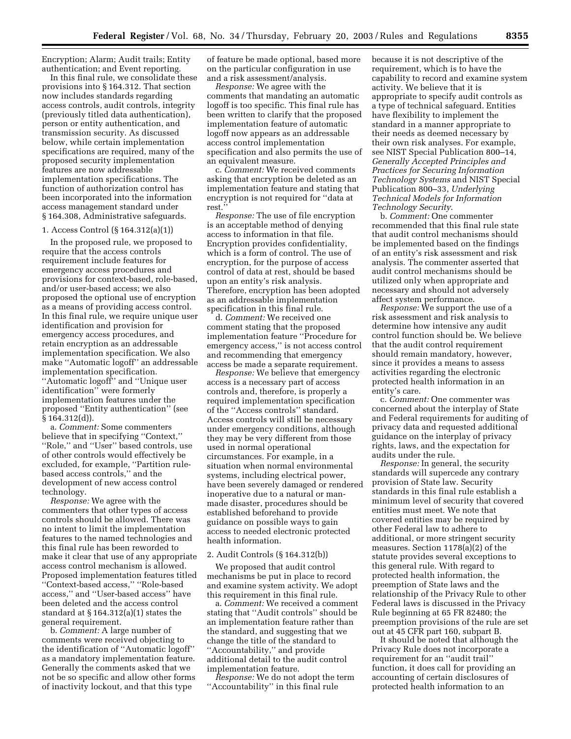Encryption; Alarm; Audit trails; Entity authentication; and Event reporting.

In this final rule, we consolidate these provisions into § 164.312. That section now includes standards regarding access controls, audit controls, integrity (previously titled data authentication), person or entity authentication, and transmission security. As discussed below, while certain implementation specifications are required, many of the proposed security implementation features are now addressable implementation specifications. The function of authorization control has been incorporated into the information access management standard under § 164.308, Administrative safeguards.

1. Access Control (§ 164.312(a)(1))

In the proposed rule, we proposed to require that the access controls requirement include features for emergency access procedures and provisions for context-based, role-based, and/or user-based access; we also proposed the optional use of encryption as a means of providing access control. In this final rule, we require unique user identification and provision for emergency access procedures, and retain encryption as an addressable implementation specification. We also make ''Automatic logoff'' an addressable implementation specification. ''Automatic logoff'' and ''Unique user identification'' were formerly implementation features under the proposed ''Entity authentication'' (see § 164.312(d)).

a. *Comment:* Some commenters believe that in specifying ''Context,'' ''Role,'' and ''User'' based controls, use of other controls would effectively be excluded, for example, ''Partition rule-based access controls,'' and the development of new access control technology.

*Response:* We agree with the commenters that other types of access controls should be allowed. There was no intent to limit the implementation features to the named technologies and this final rule has been reworded to make it clear that use of any appropriate access control mechanism is allowed. Proposed implementation features titled ''Context-based access,'' ''Role-based access,'' and ''User-based access'' have been deleted and the access control standard at § 164.312(a)(1) states the general requirement.

b. *Comment:* A large number of comments were received objecting to the identification of ''Automatic logoff'' as a mandatory implementation feature. Generally the comments asked that we not be so specific and allow other forms of inactivity lockout, and that this type of feature be made optional, based more on the particular configuration in use and a risk assessment/analysis.

*Response:* We agree with the comments that mandating an automatic logoff is too specific. This final rule has been written to clarify that the proposed implementation feature of automatic logoff now appears as an addressable access control implementation specification and also permits the use of an equivalent measure.

c. *Comment:* We received comments asking that encryption be deleted as an implementation feature and stating that encryption is not required for ''data at rest.''

*Response:* The use of file encryption is an acceptable method of denying access to information in that file. Encryption provides confidentiality, which is a form of control. The use of encryption, for the purpose of access control of data at rest, should be based upon an entity's risk analysis. Therefore, encryption has been adopted as an addressable implementation specification in this final rule.

d. *Comment:* We received one comment stating that the proposed implementation feature ''Procedure for emergency access,'' is not access control and recommending that emergency access be made a separate requirement.

*Response:* We believe that emergency access is a necessary part of access controls and, therefore, is properly a required implementation specification of the ''Access controls'' standard. Access controls will still be necessary under emergency conditions, although they may be very different from those used in normal operational circumstances. For example, in a situation when normal environmental systems, including electrical power, have been severely damaged or rendered inoperative due to a natural or man-made disaster, procedures should be established beforehand to provide guidance on possible ways to gain access to needed electronic protected health information.

2. Audit Controls (§ 164.312(b))

We proposed that audit control mechanisms be put in place to record and examine system activity. We adopt this requirement in this final rule.

a. *Comment:* We received a comment stating that ''Audit controls'' should be an implementation feature rather than the standard, and suggesting that we change the title of the standard to ''Accountability,'' and provide additional detail to the audit control implementation feature.

*Response:* We do not adopt the term ''Accountability'' in this final rule because it is not descriptive of the requirement, which is to have the capability to record and examine system activity. We believe that it is appropriate to specify audit controls as a type of technical safeguard. Entities have flexibility to implement the standard in a manner appropriate to their needs as deemed necessary by their own risk analyses. For example, see NIST Special Publication 800–14, *Generally Accepted Principles and Practices for Securing Information Technology Systems* and NIST Special Publication 800–33, *Underlying Technical Models for Information Technology Security*.

b. *Comment:* One commenter recommended that this final rule state that audit control mechanisms should be implemented based on the findings of an entity's risk assessment and risk analysis. The commenter asserted that audit control mechanisms should be utilized only when appropriate and necessary and should not adversely affect system performance.

*Response:* We support the use of a risk assessment and risk analysis to determine how intensive any audit control function should be. We believe that the audit control requirement should remain mandatory, however, since it provides a means to assess activities regarding the electronic protected health information in an entity's care.

c. *Comment:* One commenter was concerned about the interplay of State and Federal requirements for auditing of privacy data and requested additional guidance on the interplay of privacy rights, laws, and the expectation for audits under the rule.

*Response:* In general, the security standards will supercede any contrary provision of State law. Security standards in this final rule establish a minimum level of security that covered entities must meet. We note that covered entities may be required by other Federal law to adhere to additional, or more stringent security measures. Section 1178(a)(2) of the statute provides several exceptions to this general rule. With regard to protected health information, the preemption of State laws and the relationship of the Privacy Rule to other Federal laws is discussed in the Privacy Rule beginning at 65 FR 82480; the preemption provisions of the rule are set out at 45 CFR part 160, subpart B.

It should be noted that although the Privacy Rule does not incorporate a requirement for an ''audit trail'' function, it does call for providing an accounting of certain disclosures of protected health information to an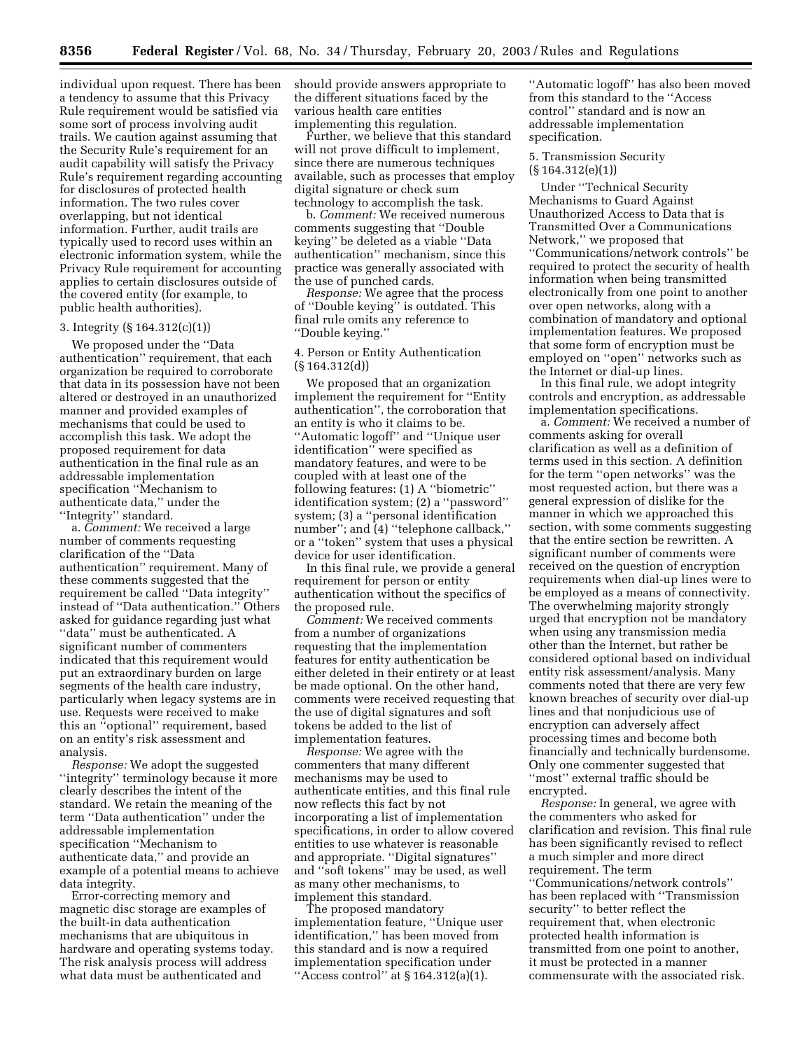individual upon request. There has been a tendency to assume that this Privacy Rule requirement would be satisfied via some sort of process involving audit trails. We caution against assuming that the Security Rule's requirement for an audit capability will satisfy the Privacy Rule's requirement regarding accounting for disclosures of protected health information. The two rules cover overlapping, but not identical information. Further, audit trails are typically used to record uses within an electronic information system, while the Privacy Rule requirement for accounting applies to certain disclosures outside of the covered entity (for example, to public health authorities).

3. Integrity (§ 164.312(c)(1))

We proposed under the ''Data authentication'' requirement, that each organization be required to corroborate that data in its possession have not been altered or destroyed in an unauthorized manner and provided examples of mechanisms that could be used to accomplish this task. We adopt the proposed requirement for data authentication in the final rule as an addressable implementation specification ''Mechanism to authenticate data,'' under the ''Integrity'' standard.

a. *Comment:* We received a large number of comments requesting clarification of the ''Data authentication'' requirement. Many of these comments suggested that the requirement be called ''Data integrity'' instead of ''Data authentication.'' Others asked for guidance regarding just what ''data'' must be authenticated. A significant number of commenters indicated that this requirement would put an extraordinary burden on large segments of the health care industry, particularly when legacy systems are in use. Requests were received to make this an ''optional'' requirement, based on an entity's risk assessment and analysis.

*Response:* We adopt the suggested ''integrity'' terminology because it more clearly describes the intent of the standard. We retain the meaning of the term ''Data authentication'' under the addressable implementation specification ''Mechanism to authenticate data,'' and provide an example of a potential means to achieve data integrity.

Error-correcting memory and magnetic disc storage are examples of the built-in data authentication mechanisms that are ubiquitous in hardware and operating systems today. The risk analysis process will address what data must be authenticated and should provide answers appropriate to the different situations faced by the various health care entities implementing this regulation.

Further, we believe that this standard will not prove difficult to implement, since there are numerous techniques available, such as processes that employ digital signature or check sum technology to accomplish the task.

b. *Comment:* We received numerous comments suggesting that ''Double keying'' be deleted as a viable ''Data authentication'' mechanism, since this practice was generally associated with the use of punched cards.

*Response:* We agree that the process of ''Double keying'' is outdated. This final rule omits any reference to ''Double keying.''

4. Person or Entity Authentication (§ 164.312(d))

We proposed that an organization implement the requirement for ''Entity authentication'', the corroboration that an entity is who it claims to be. ''Automatic logoff'' and ''Unique user identification'' were specified as mandatory features, and were to be coupled with at least one of the following features: (1) A ''biometric'' identification system; (2) a ''password'' system; (3) a ''personal identification number''; and (4) ''telephone callback,'' or a ''token'' system that uses a physical device for user identification.

In this final rule, we provide a general requirement for person or entity authentication without the specifics of the proposed rule.

*Comment:* We received comments from a number of organizations requesting that the implementation features for entity authentication be either deleted in their entirety or at least be made optional. On the other hand, comments were received requesting that the use of digital signatures and soft tokens be added to the list of implementation features.

*Response:* We agree with the commenters that many different mechanisms may be used to authenticate entities, and this final rule now reflects this fact by not incorporating a list of implementation specifications, in order to allow covered entities to use whatever is reasonable and appropriate. ''Digital signatures'' and ''soft tokens'' may be used, as well as many other mechanisms, to implement this standard.

The proposed mandatory implementation feature, ''Unique user identification,'' has been moved from this standard and is now a required implementation specification under ''Access control'' at § 164.312(a)(1). ''Automatic logoff'' has also been moved from this standard to the ''Access control'' standard and is now an addressable implementation specification.

5. Transmission Security (§ 164.312(e)(1))

Under ''Technical Security Mechanisms to Guard Against Unauthorized Access to Data that is Transmitted Over a Communications Network,'' we proposed that ''Communications/network controls'' be required to protect the security of health information when being transmitted electronically from one point to another over open networks, along with a combination of mandatory and optional implementation features. We proposed that some form of encryption must be employed on ''open'' networks such as the Internet or dial-up lines.

In this final rule, we adopt integrity controls and encryption, as addressable implementation specifications.

a. *Comment:* We received a number of comments asking for overall clarification as well as a definition of terms used in this section. A definition for the term ''open networks'' was the most requested action, but there was a general expression of dislike for the manner in which we approached this section, with some comments suggesting that the entire section be rewritten. A significant number of comments were received on the question of encryption requirements when dial-up lines were to be employed as a means of connectivity. The overwhelming majority strongly urged that encryption not be mandatory when using any transmission media other than the Internet, but rather be considered optional based on individual entity risk assessment/analysis. Many comments noted that there are very few known breaches of security over dial-up lines and that nonjudicious use of encryption can adversely affect processing times and become both financially and technically burdensome. Only one commenter suggested that ''most'' external traffic should be encrypted.

*Response:* In general, we agree with the commenters who asked for clarification and revision. This final rule has been significantly revised to reflect a much simpler and more direct requirement. The term ''Communications/network controls'' has been replaced with ''Transmission security'' to better reflect the requirement that, when electronic protected health information is transmitted from one point to another, it must be protected in a manner commensurate with the associated risk.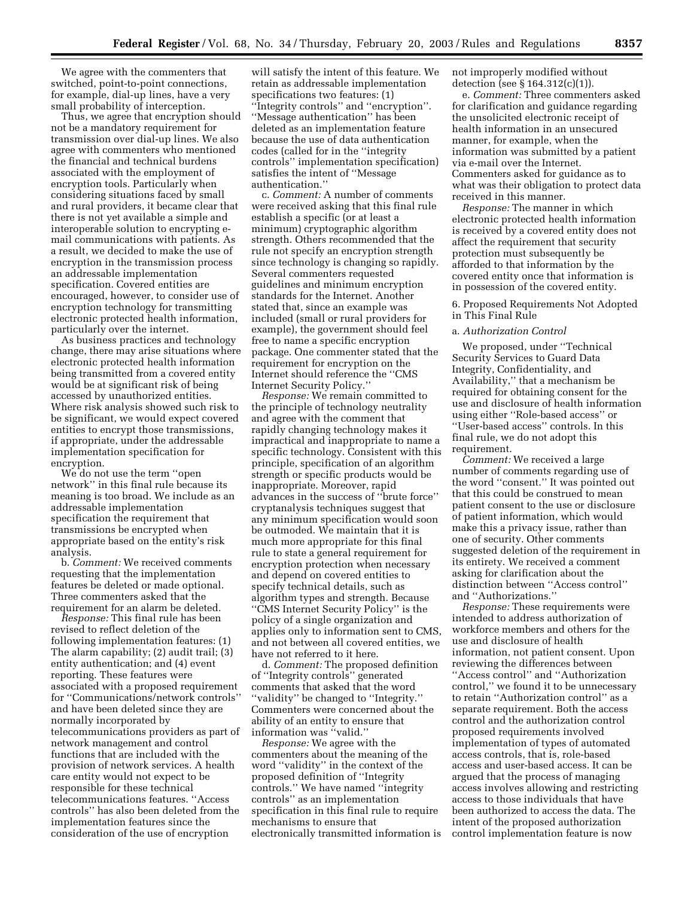We agree with the commenters that switched, point-to-point connections, for example, dial-up lines, have a very small probability of interception.

Thus, we agree that encryption should not be a mandatory requirement for transmission over dial-up lines. We also agree with commenters who mentioned the financial and technical burdens associated with the employment of encryption tools. Particularly when considering situations faced by small and rural providers, it became clear that there is not yet available a simple and interoperable solution to encrypting e-mail communications with patients. As a result, we decided to make the use of encryption in the transmission process an addressable implementation specification. Covered entities are encouraged, however, to consider use of encryption technology for transmitting electronic protected health information, particularly over the internet.

As business practices and technology change, there may arise situations where electronic protected health information being transmitted from a covered entity would be at significant risk of being accessed by unauthorized entities. Where risk analysis showed such risk to be significant, we would expect covered entities to encrypt those transmissions, if appropriate, under the addressable implementation specification for encryption.

We do not use the term ''open network'' in this final rule because its meaning is too broad. We include as an addressable implementation specification the requirement that transmissions be encrypted when appropriate based on the entity's risk analysis.

b. *Comment:* We received comments requesting that the implementation features be deleted or made optional. Three commenters asked that the requirement for an alarm be deleted.

*Response:* This final rule has been revised to reflect deletion of the following implementation features: (1) The alarm capability; (2) audit trail; (3) entity authentication; and (4) event reporting. These features were associated with a proposed requirement for ''Communications/network controls'' and have been deleted since they are normally incorporated by telecommunications providers as part of network management and control functions that are included with the provision of network services. A health care entity would not expect to be responsible for these technical telecommunications features. ''Access controls'' has also been deleted from the implementation features since the consideration of the use of encryption will satisfy the intent of this feature. We retain as addressable implementation specifications two features: (1) ''Integrity controls'' and ''encryption''. ''Message authentication'' has been deleted as an implementation feature because the use of data authentication codes (called for in the ''integrity controls'' implementation specification) satisfies the intent of ''Message authentication.''

c. *Comment:* A number of comments were received asking that this final rule establish a specific (or at least a minimum) cryptographic algorithm strength. Others recommended that the rule not specify an encryption strength since technology is changing so rapidly. Several commenters requested guidelines and minimum encryption standards for the Internet. Another stated that, since an example was included (small or rural providers for example), the government should feel free to name a specific encryption package. One commenter stated that the requirement for encryption on the Internet should reference the ''CMS Internet Security Policy.''

*Response:* We remain committed to the principle of technology neutrality and agree with the comment that rapidly changing technology makes it impractical and inappropriate to name a specific technology. Consistent with this principle, specification of an algorithm strength or specific products would be inappropriate. Moreover, rapid advances in the success of ''brute force'' cryptanalysis techniques suggest that any minimum specification would soon be outmoded. We maintain that it is much more appropriate for this final rule to state a general requirement for encryption protection when necessary and depend on covered entities to specify technical details, such as algorithm types and strength. Because ''CMS Internet Security Policy'' is the policy of a single organization and applies only to information sent to CMS, and not between all covered entities, we have not referred to it here.

d. *Comment:* The proposed definition of ''Integrity controls'' generated comments that asked that the word ''validity'' be changed to ''Integrity.'' Commenters were concerned about the ability of an entity to ensure that information was ''valid.''

*Response:* We agree with the commenters about the meaning of the word ''validity'' in the context of the proposed definition of ''Integrity controls.'' We have named ''integrity controls'' as an implementation specification in this final rule to require mechanisms to ensure that electronically transmitted information is not improperly modified without detection (see § 164.312(c)(1)).

e. *Comment:* Three commenters asked for clarification and guidance regarding the unsolicited electronic receipt of health information in an unsecured manner, for example, when the information was submitted by a patient via e-mail over the Internet. Commenters asked for guidance as to what was their obligation to protect data received in this manner.

*Response:* The manner in which electronic protected health information is received by a covered entity does not affect the requirement that security protection must subsequently be afforded to that information by the covered entity once that information is in possession of the covered entity.

6. Proposed Requirements Not Adopted in This Final Rule

a. *Authorization Control*

We proposed, under ''Technical Security Services to Guard Data Integrity, Confidentiality, and Availability,'' that a mechanism be required for obtaining consent for the use and disclosure of health information using either ''Role-based access'' or ''User-based access'' controls. In this final rule, we do not adopt this requirement.

*Comment:* We received a large number of comments regarding use of the word ''consent.'' It was pointed out that this could be construed to mean patient consent to the use or disclosure of patient information, which would make this a privacy issue, rather than one of security. Other comments suggested deletion of the requirement in its entirety. We received a comment asking for clarification about the distinction between ''Access control'' and ''Authorizations.''

*Response:* These requirements were intended to address authorization of workforce members and others for the use and disclosure of health information, not patient consent. Upon reviewing the differences between ''Access control'' and ''Authorization control,'' we found it to be unnecessary to retain ''Authorization control'' as a separate requirement. Both the access control and the authorization control proposed requirements involved implementation of types of automated access controls, that is, role-based access and user-based access. It can be argued that the process of managing access involves allowing and restricting access to those individuals that have been authorized to access the data. The intent of the proposed authorization control implementation feature is now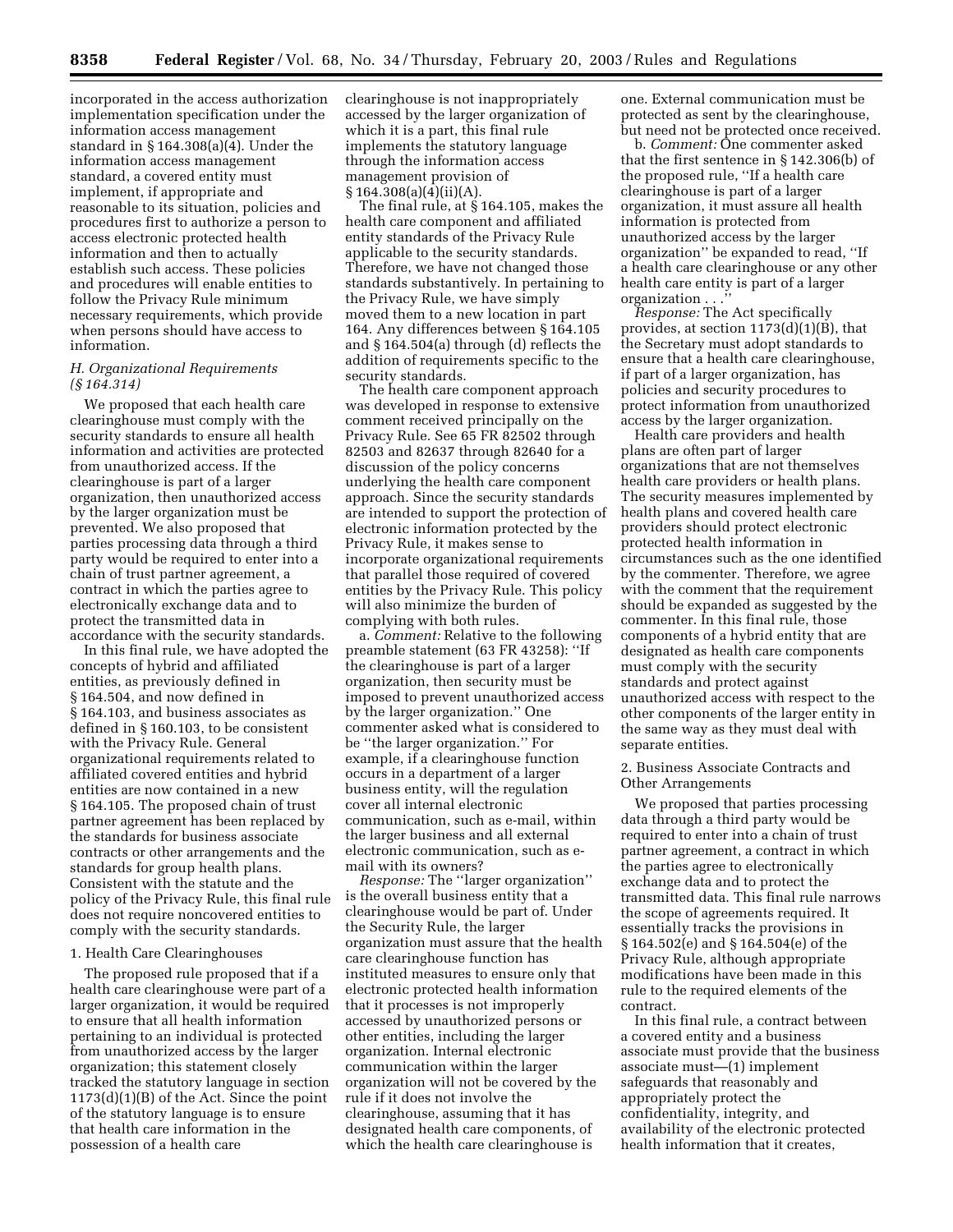incorporated in the access authorization implementation specification under the information access management standard in § 164.308(a)(4). Under the information access management standard, a covered entity must implement, if appropriate and reasonable to its situation, policies and procedures first to authorize a person to access electronic protected health information and then to actually establish such access. These policies and procedures will enable entities to follow the Privacy Rule minimum necessary requirements, which provide when persons should have access to information.

### *H. Organizational Requirements (§ 164.314)*

We proposed that each health care clearinghouse must comply with the security standards to ensure all health information and activities are protected from unauthorized access. If the clearinghouse is part of a larger organization, then unauthorized access by the larger organization must be prevented. We also proposed that parties processing data through a third party would be required to enter into a chain of trust partner agreement, a contract in which the parties agree to electronically exchange data and to protect the transmitted data in accordance with the security standards.

In this final rule, we have adopted the concepts of hybrid and affiliated entities, as previously defined in § 164.504, and now defined in § 164.103, and business associates as defined in § 160.103, to be consistent with the Privacy Rule. General organizational requirements related to affiliated covered entities and hybrid entities are now contained in a new § 164.105. The proposed chain of trust partner agreement has been replaced by the standards for business associate contracts or other arrangements and the standards for group health plans. Consistent with the statute and the policy of the Privacy Rule, this final rule does not require noncovered entities to comply with the security standards.

#### 1. Health Care Clearinghouses

The proposed rule proposed that if a health care clearinghouse were part of a larger organization, it would be required to ensure that all health information pertaining to an individual is protected from unauthorized access by the larger organization; this statement closely tracked the statutory language in section 1173(d)(1)(B) of the Act. Since the point of the statutory language is to ensure that health care information in the possession of a health care clearinghouse is not inappropriately accessed by the larger organization of which it is a part, this final rule implements the statutory language through the information access management provision of § 164.308(a)(4)(ii)(A).

The final rule, at § 164.105, makes the health care component and affiliated entity standards of the Privacy Rule applicable to the security standards. Therefore, we have not changed those standards substantively. In pertaining to the Privacy Rule, we have simply moved them to a new location in part 164. Any differences between § 164.105 and § 164.504(a) through (d) reflects the addition of requirements specific to the security standards.

The health care component approach was developed in response to extensive comment received principally on the Privacy Rule. See 65 FR 82502 through 82503 and 82637 through 82640 for a discussion of the policy concerns underlying the health care component approach. Since the security standards are intended to support the protection of electronic information protected by the Privacy Rule, it makes sense to incorporate organizational requirements that parallel those required of covered entities by the Privacy Rule. This policy will also minimize the burden of complying with both rules.

a. *Comment:* Relative to the following preamble statement (63 FR 43258): ''If the clearinghouse is part of a larger organization, then security must be imposed to prevent unauthorized access by the larger organization.'' One commenter asked what is considered to be ''the larger organization.'' For example, if a clearinghouse function occurs in a department of a larger business entity, will the regulation cover all internal electronic communication, such as e-mail, within the larger business and all external electronic communication, such as e-mail with its owners?

*Response:* The ''larger organization'' is the overall business entity that a clearinghouse would be part of. Under the Security Rule, the larger organization must assure that the health care clearinghouse function has instituted measures to ensure only that electronic protected health information that it processes is not improperly accessed by unauthorized persons or other entities, including the larger organization. Internal electronic communication within the larger organization will not be covered by the rule if it does not involve the clearinghouse, assuming that it has designated health care components, of which the health care clearinghouse is one. External communication must be protected as sent by the clearinghouse, but need not be protected once received.

b. *Comment:* One commenter asked that the first sentence in § 142.306(b) of the proposed rule, ''If a health care clearinghouse is part of a larger organization, it must assure all health information is protected from unauthorized access by the larger organization'' be expanded to read, ''If a health care clearinghouse or any other health care entity is part of a larger organization . . .''

*Response:* The Act specifically provides, at section 1173(d)(1)(B), that the Secretary must adopt standards to ensure that a health care clearinghouse, if part of a larger organization, has policies and security procedures to protect information from unauthorized access by the larger organization.

Health care providers and health plans are often part of larger organizations that are not themselves health care providers or health plans. The security measures implemented by health plans and covered health care providers should protect electronic protected health information in circumstances such as the one identified by the commenter. Therefore, we agree with the comment that the requirement should be expanded as suggested by the commenter. In this final rule, those components of a hybrid entity that are designated as health care components must comply with the security standards and protect against unauthorized access with respect to the other components of the larger entity in the same way as they must deal with separate entities.

#### 2. Business Associate Contracts and Other Arrangements

We proposed that parties processing data through a third party would be required to enter into a chain of trust partner agreement, a contract in which the parties agree to electronically exchange data and to protect the transmitted data. This final rule narrows the scope of agreements required. It essentially tracks the provisions in § 164.502(e) and § 164.504(e) of the Privacy Rule, although appropriate modifications have been made in this rule to the required elements of the contract.

In this final rule, a contract between a covered entity and a business associate must provide that the business associate must—(1) implement safeguards that reasonably and appropriately protect the confidentiality, integrity, and availability of the electronic protected health information that it creates,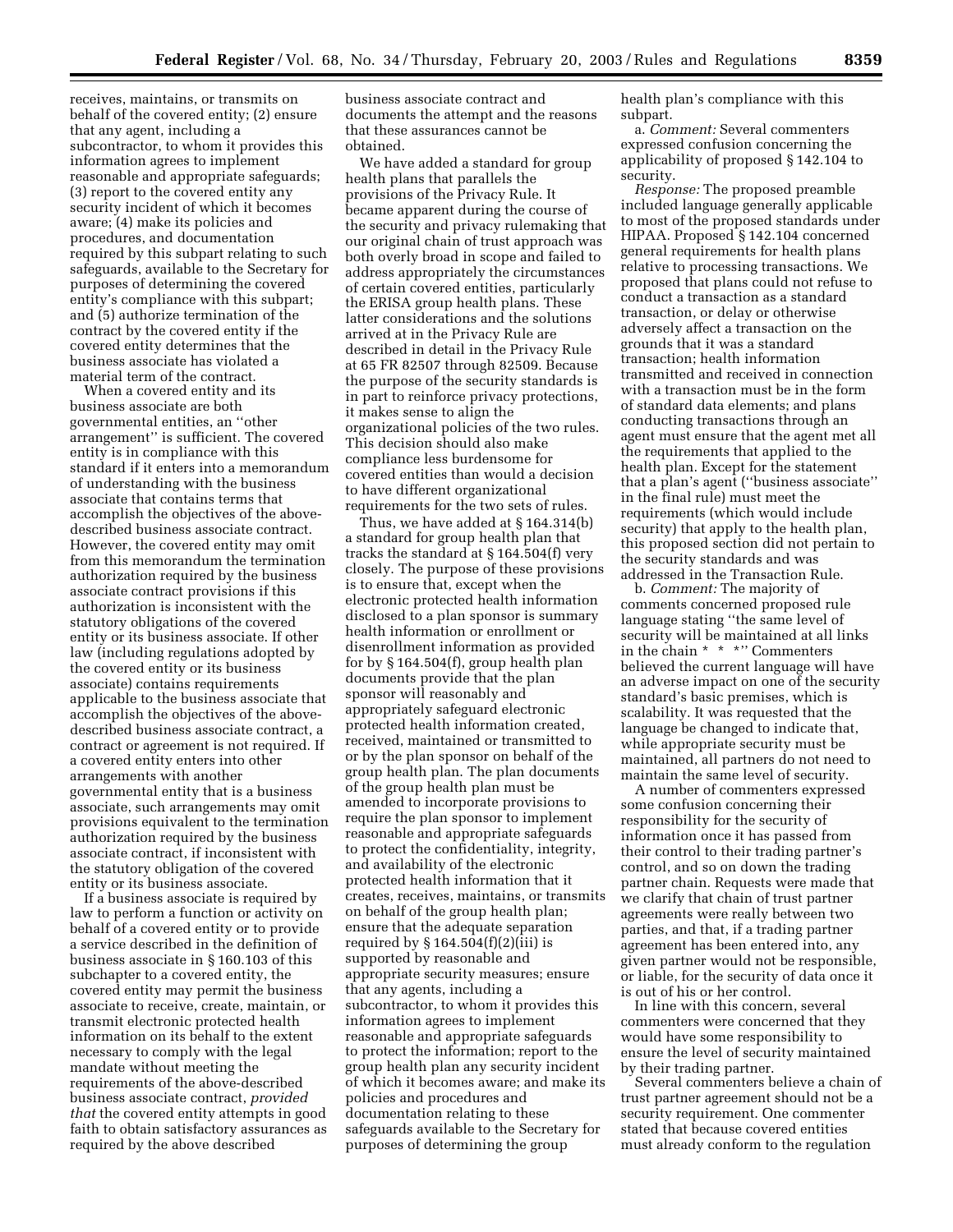receives, maintains, or transmits on behalf of the covered entity; (2) ensure that any agent, including a subcontractor, to whom it provides this information agrees to implement reasonable and appropriate safeguards; (3) report to the covered entity any security incident of which it becomes aware; (4) make its policies and procedures, and documentation required by this subpart relating to such safeguards, available to the Secretary for purposes of determining the covered entity's compliance with this subpart; and (5) authorize termination of the contract by the covered entity if the covered entity determines that the business associate has violated a material term of the contract.

When a covered entity and its business associate are both governmental entities, an ''other arrangement'' is sufficient. The covered entity is in compliance with this standard if it enters into a memorandum of understanding with the business associate that contains terms that accomplish the objectives of the above-described business associate contract. However, the covered entity may omit from this memorandum the termination authorization required by the business associate contract provisions if this authorization is inconsistent with the statutory obligations of the covered entity or its business associate. If other law (including regulations adopted by the covered entity or its business associate) contains requirements applicable to the business associate that accomplish the objectives of the above-described business associate contract, a contract or agreement is not required. If a covered entity enters into other arrangements with another governmental entity that is a business associate, such arrangements may omit provisions equivalent to the termination authorization required by the business associate contract, if inconsistent with the statutory obligation of the covered entity or its business associate.

If a business associate is required by law to perform a function or activity on behalf of a covered entity or to provide a service described in the definition of business associate in § 160.103 of this subchapter to a covered entity, the covered entity may permit the business associate to receive, create, maintain, or transmit electronic protected health information on its behalf to the extent necessary to comply with the legal mandate without meeting the requirements of the above-described business associate contract, *provided that* the covered entity attempts in good faith to obtain satisfactory assurances as required by the above described business associate contract and documents the attempt and the reasons that these assurances cannot be obtained.

We have added a standard for group health plans that parallels the provisions of the Privacy Rule. It became apparent during the course of the security and privacy rulemaking that our original chain of trust approach was both overly broad in scope and failed to address appropriately the circumstances of certain covered entities, particularly the ERISA group health plans. These latter considerations and the solutions arrived at in the Privacy Rule are described in detail in the Privacy Rule at 65 FR 82507 through 82509. Because the purpose of the security standards is in part to reinforce privacy protections, it makes sense to align the organizational policies of the two rules. This decision should also make compliance less burdensome for covered entities than would a decision to have different organizational requirements for the two sets of rules.

Thus, we have added at § 164.314(b) a standard for group health plan that tracks the standard at § 164.504(f) very closely. The purpose of these provisions is to ensure that, except when the electronic protected health information disclosed to a plan sponsor is summary health information or enrollment or disenrollment information as provided for by § 164.504(f), group health plan documents provide that the plan sponsor will reasonably and appropriately safeguard electronic protected health information created, received, maintained or transmitted to or by the plan sponsor on behalf of the group health plan. The plan documents of the group health plan must be amended to incorporate provisions to require the plan sponsor to implement reasonable and appropriate safeguards to protect the confidentiality, integrity, and availability of the electronic protected health information that it creates, receives, maintains, or transmits on behalf of the group health plan; ensure that the adequate separation required by § 164.504(f)(2)(iii) is supported by reasonable and appropriate security measures; ensure that any agents, including a subcontractor, to whom it provides this information agrees to implement reasonable and appropriate safeguards to protect the information; report to the group health plan any security incident of which it becomes aware; and make its policies and procedures and documentation relating to these safeguards available to the Secretary for purposes of determining the group health plan's compliance with this subpart.

a. *Comment:* Several commenters expressed confusion concerning the applicability of proposed § 142.104 to security.

*Response:* The proposed preamble included language generally applicable to most of the proposed standards under HIPAA. Proposed § 142.104 concerned general requirements for health plans relative to processing transactions. We proposed that plans could not refuse to conduct a transaction as a standard transaction, or delay or otherwise adversely affect a transaction on the grounds that it was a standard transaction; health information transmitted and received in connection with a transaction must be in the form of standard data elements; and plans conducting transactions through an agent must ensure that the agent met all the requirements that applied to the health plan. Except for the statement that a plan's agent (''business associate'' in the final rule) must meet the requirements (which would include security) that apply to the health plan, this proposed section did not pertain to the security standards and was addressed in the Transaction Rule.

b. *Comment:* The majority of comments concerned proposed rule language stating ''the same level of security will be maintained at all links in the chain * * *'' Commenters believed the current language will have an adverse impact on one of the security standard's basic premises, which is scalability. It was requested that the language be changed to indicate that, while appropriate security must be maintained, all partners do not need to maintain the same level of security.

A number of commenters expressed some confusion concerning their responsibility for the security of information once it has passed from their control to their trading partner's control, and so on down the trading partner chain. Requests were made that we clarify that chain of trust partner agreements were really between two parties, and that, if a trading partner agreement has been entered into, any given partner would not be responsible, or liable, for the security of data once it is out of his or her control.

In line with this concern, several commenters were concerned that they would have some responsibility to ensure the level of security maintained by their trading partner.

Several commenters believe a chain of trust partner agreement should not be a security requirement. One commenter stated that because covered entities must already conform to the regulation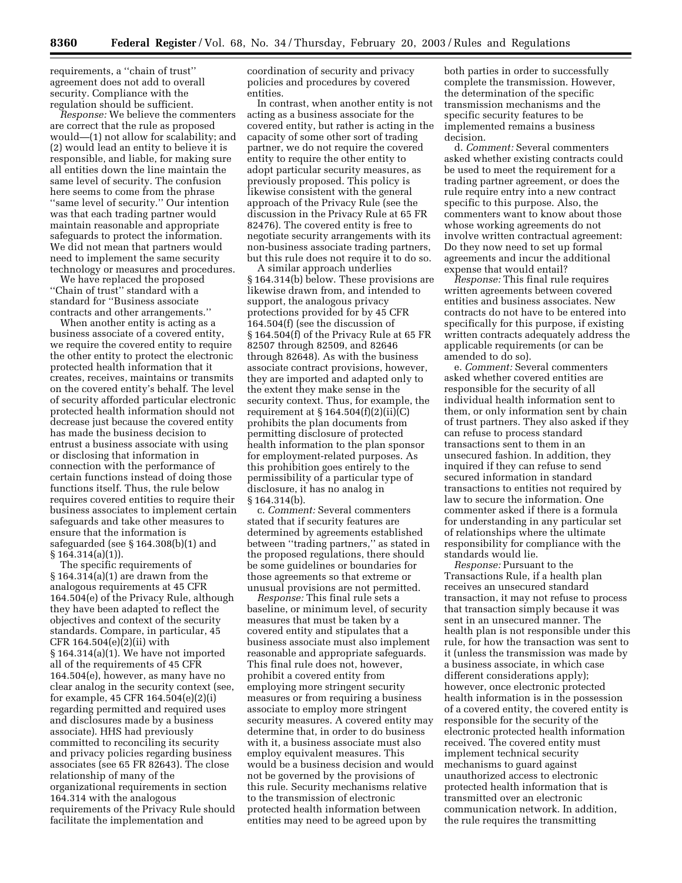requirements, a ''chain of trust'' agreement does not add to overall security. Compliance with the regulation should be sufficient.

*Response:* We believe the commenters are correct that the rule as proposed would—(1) not allow for scalability; and (2) would lead an entity to believe it is responsible, and liable, for making sure all entities down the line maintain the same level of security. The confusion here seems to come from the phrase ''same level of security.'' Our intention was that each trading partner would maintain reasonable and appropriate safeguards to protect the information. We did not mean that partners would need to implement the same security technology or measures and procedures.

We have replaced the proposed ''Chain of trust'' standard with a standard for ''Business associate contracts and other arrangements.''

When another entity is acting as a business associate of a covered entity, we require the covered entity to require the other entity to protect the electronic protected health information that it creates, receives, maintains or transmits on the covered entity's behalf. The level of security afforded particular electronic protected health information should not decrease just because the covered entity has made the business decision to entrust a business associate with using or disclosing that information in connection with the performance of certain functions instead of doing those functions itself. Thus, the rule below requires covered entities to require their business associates to implement certain safeguards and take other measures to ensure that the information is safeguarded (see § 164.308(b)(1) and § 164.314(a)(1)).

The specific requirements of § 164.314(a)(1) are drawn from the analogous requirements at 45 CFR 164.504(e) of the Privacy Rule, although they have been adapted to reflect the objectives and context of the security standards. Compare, in particular, 45 CFR 164.504(e)(2)(ii) with § 164.314(a)(1). We have not imported all of the requirements of 45 CFR 164.504(e), however, as many have no clear analog in the security context (see, for example, 45 CFR 164.504(e)(2)(i) regarding permitted and required uses and disclosures made by a business associate). HHS had previously committed to reconciling its security and privacy policies regarding business associates (see 65 FR 82643). The close relationship of many of the organizational requirements in section 164.314 with the analogous requirements of the Privacy Rule should facilitate the implementation and coordination of security and privacy policies and procedures by covered entities.

In contrast, when another entity is not acting as a business associate for the covered entity, but rather is acting in the capacity of some other sort of trading partner, we do not require the covered entity to require the other entity to adopt particular security measures, as previously proposed. This policy is likewise consistent with the general approach of the Privacy Rule (see the discussion in the Privacy Rule at 65 FR 82476). The covered entity is free to negotiate security arrangements with its non-business associate trading partners, but this rule does not require it to do so.

A similar approach underlies § 164.314(b) below. These provisions are likewise drawn from, and intended to support, the analogous privacy protections provided for by 45 CFR 164.504(f) (see the discussion of § 164.504(f) of the Privacy Rule at 65 FR 82507 through 82509, and 82646 through 82648). As with the business associate contract provisions, however, they are imported and adapted only to the extent they make sense in the security context. Thus, for example, the requirement at § 164.504(f)(2)(ii)(C) prohibits the plan documents from permitting disclosure of protected health information to the plan sponsor for employment-related purposes. As this prohibition goes entirely to the permissibility of a particular type of disclosure, it has no analog in § 164.314(b).

c. *Comment:* Several commenters stated that if security features are determined by agreements established between ''trading partners,'' as stated in the proposed regulations, there should be some guidelines or boundaries for those agreements so that extreme or unusual provisions are not permitted.

*Response:* This final rule sets a baseline, or minimum level, of security measures that must be taken by a covered entity and stipulates that a business associate must also implement reasonable and appropriate safeguards. This final rule does not, however, prohibit a covered entity from employing more stringent security measures or from requiring a business associate to employ more stringent security measures. A covered entity may determine that, in order to do business with it, a business associate must also employ equivalent measures. This would be a business decision and would not be governed by the provisions of this rule. Security mechanisms relative to the transmission of electronic protected health information between entities may need to be agreed upon by both parties in order to successfully complete the transmission. However, the determination of the specific transmission mechanisms and the specific security features to be implemented remains a business decision.

d. *Comment:* Several commenters asked whether existing contracts could be used to meet the requirement for a trading partner agreement, or does the rule require entry into a new contract specific to this purpose. Also, the commenters want to know about those whose working agreements do not involve written contractual agreement: Do they now need to set up formal agreements and incur the additional expense that would entail?

*Response:* This final rule requires written agreements between covered entities and business associates. New contracts do not have to be entered into specifically for this purpose, if existing written contracts adequately address the applicable requirements (or can be amended to do so).

e. *Comment:* Several commenters asked whether covered entities are responsible for the security of all individual health information sent to them, or only information sent by chain of trust partners. They also asked if they can refuse to process standard transactions sent to them in an unsecured fashion. In addition, they inquired if they can refuse to send secured information in standard transactions to entities not required by law to secure the information. One commenter asked if there is a formula for understanding in any particular set of relationships where the ultimate responsibility for compliance with the standards would lie.

*Response:* Pursuant to the Transactions Rule, if a health plan receives an unsecured standard transaction, it may not refuse to process that transaction simply because it was sent in an unsecured manner. The health plan is not responsible under this rule, for how the transaction was sent to it (unless the transmission was made by a business associate, in which case different considerations apply); however, once electronic protected health information is in the possession of a covered entity, the covered entity is responsible for the security of the electronic protected health information received. The covered entity must implement technical security mechanisms to guard against unauthorized access to electronic protected health information that is transmitted over an electronic communication network. In addition, the rule requires the transmitting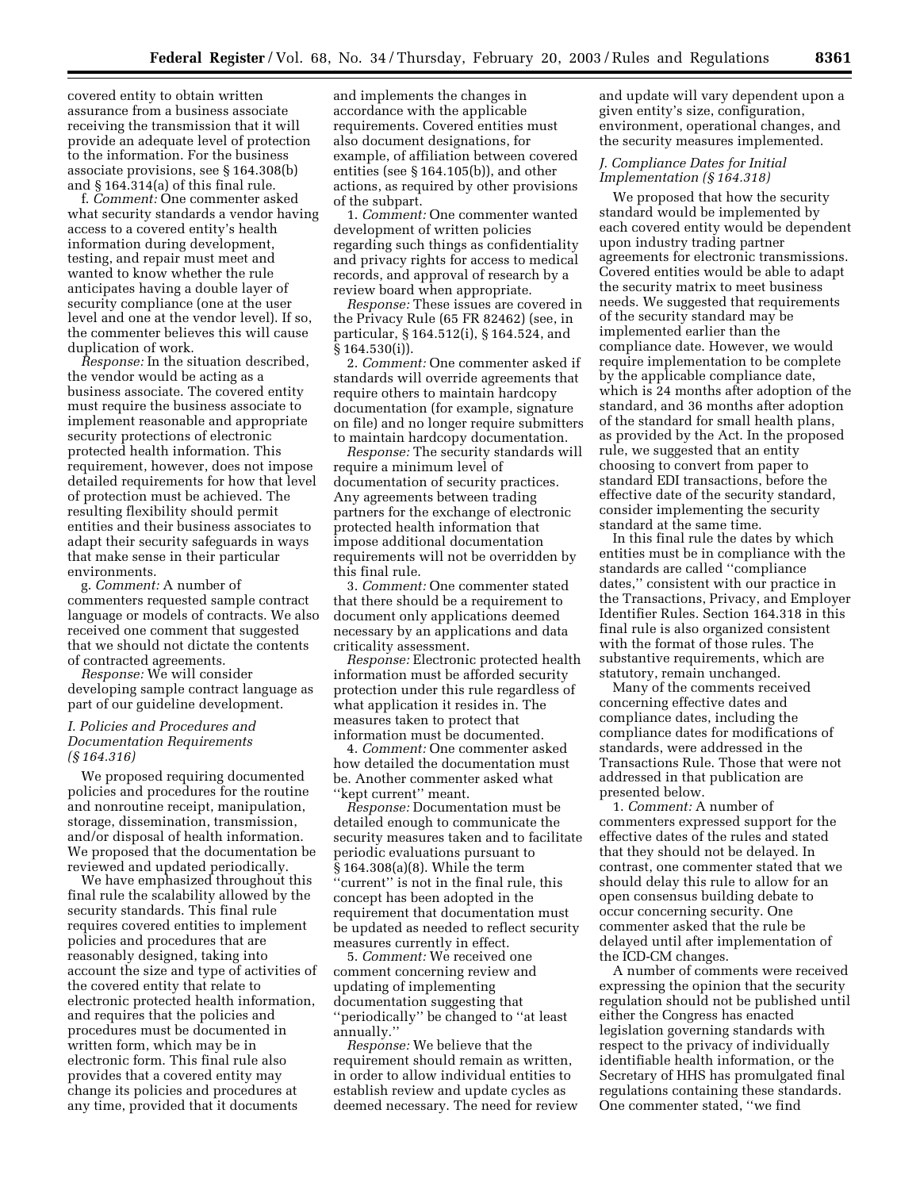covered entity to obtain written assurance from a business associate receiving the transmission that it will provide an adequate level of protection to the information. For the business associate provisions, see § 164.308(b) and § 164.314(a) of this final rule.

f. *Comment:* One commenter asked what security standards a vendor having access to a covered entity's health information during development, testing, and repair must meet and wanted to know whether the rule anticipates having a double layer of security compliance (one at the user level and one at the vendor level). If so, the commenter believes this will cause duplication of work.

*Response:* In the situation described, the vendor would be acting as a business associate. The covered entity must require the business associate to implement reasonable and appropriate security protections of electronic protected health information. This requirement, however, does not impose detailed requirements for how that level of protection must be achieved. The resulting flexibility should permit entities and their business associates to adapt their security safeguards in ways that make sense in their particular environments.

g. *Comment:* A number of commenters requested sample contract language or models of contracts. We also received one comment that suggested that we should not dictate the contents of contracted agreements.

*Response:* We will consider developing sample contract language as part of our guideline development.

### *I. Policies and Procedures and Documentation Requirements (§ 164.316)*

We proposed requiring documented policies and procedures for the routine and nonroutine receipt, manipulation, storage, dissemination, transmission, and/or disposal of health information. We proposed that the documentation be reviewed and updated periodically.

We have emphasized throughout this final rule the scalability allowed by the security standards. This final rule requires covered entities to implement policies and procedures that are reasonably designed, taking into account the size and type of activities of the covered entity that relate to electronic protected health information, and requires that the policies and procedures must be documented in written form, which may be in electronic form. This final rule also provides that a covered entity may change its policies and procedures at any time, provided that it documents and implements the changes in accordance with the applicable requirements. Covered entities must also document designations, for example, of affiliation between covered entities (see § 164.105(b)), and other actions, as required by other provisions of the subpart.

1. *Comment:* One commenter wanted development of written policies regarding such things as confidentiality and privacy rights for access to medical records, and approval of research by a review board when appropriate.

*Response:* These issues are covered in the Privacy Rule (65 FR 82462) (see, in particular, § 164.512(i), § 164.524, and § 164.530(i)).

2. *Comment:* One commenter asked if standards will override agreements that require others to maintain hardcopy documentation (for example, signature on file) and no longer require submitters to maintain hardcopy documentation.

*Response:* The security standards will require a minimum level of documentation of security practices. Any agreements between trading partners for the exchange of electronic protected health information that impose additional documentation requirements will not be overridden by this final rule.

3. *Comment:* One commenter stated that there should be a requirement to document only applications deemed necessary by an applications and data criticality assessment.

*Response:* Electronic protected health information must be afforded security protection under this rule regardless of what application it resides in. The measures taken to protect that information must be documented.

4. *Comment:* One commenter asked how detailed the documentation must be. Another commenter asked what ''kept current'' meant.

*Response:* Documentation must be detailed enough to communicate the security measures taken and to facilitate periodic evaluations pursuant to § 164.308(a)(8). While the term ''current'' is not in the final rule, this concept has been adopted in the requirement that documentation must be updated as needed to reflect security measures currently in effect.

5. *Comment:* We received one comment concerning review and updating of implementing documentation suggesting that ''periodically'' be changed to ''at least annually.''

*Response:* We believe that the requirement should remain as written, in order to allow individual entities to establish review and update cycles as deemed necessary. The need for review and update will vary dependent upon a given entity's size, configuration, environment, operational changes, and the security measures implemented.

### *J. Compliance Dates for Initial Implementation (§ 164.318)*

We proposed that how the security standard would be implemented by each covered entity would be dependent upon industry trading partner agreements for electronic transmissions. Covered entities would be able to adapt the security matrix to meet business needs. We suggested that requirements of the security standard may be implemented earlier than the compliance date. However, we would require implementation to be complete by the applicable compliance date, which is 24 months after adoption of the standard, and 36 months after adoption of the standard for small health plans, as provided by the Act. In the proposed rule, we suggested that an entity choosing to convert from paper to standard EDI transactions, before the effective date of the security standard, consider implementing the security standard at the same time.

In this final rule the dates by which entities must be in compliance with the standards are called ''compliance dates,'' consistent with our practice in the Transactions, Privacy, and Employer Identifier Rules. Section 164.318 in this final rule is also organized consistent with the format of those rules. The substantive requirements, which are statutory, remain unchanged.

Many of the comments received concerning effective dates and compliance dates, including the compliance dates for modifications of standards, were addressed in the Transactions Rule. Those that were not addressed in that publication are presented below.

1. *Comment:* A number of commenters expressed support for the effective dates of the rules and stated that they should not be delayed. In contrast, one commenter stated that we should delay this rule to allow for an open consensus building debate to occur concerning security. One commenter asked that the rule be delayed until after implementation of the ICD-CM changes.

A number of comments were received expressing the opinion that the security regulation should not be published until either the Congress has enacted legislation governing standards with respect to the privacy of individually identifiable health information, or the Secretary of HHS has promulgated final regulations containing these standards. One commenter stated, ''we find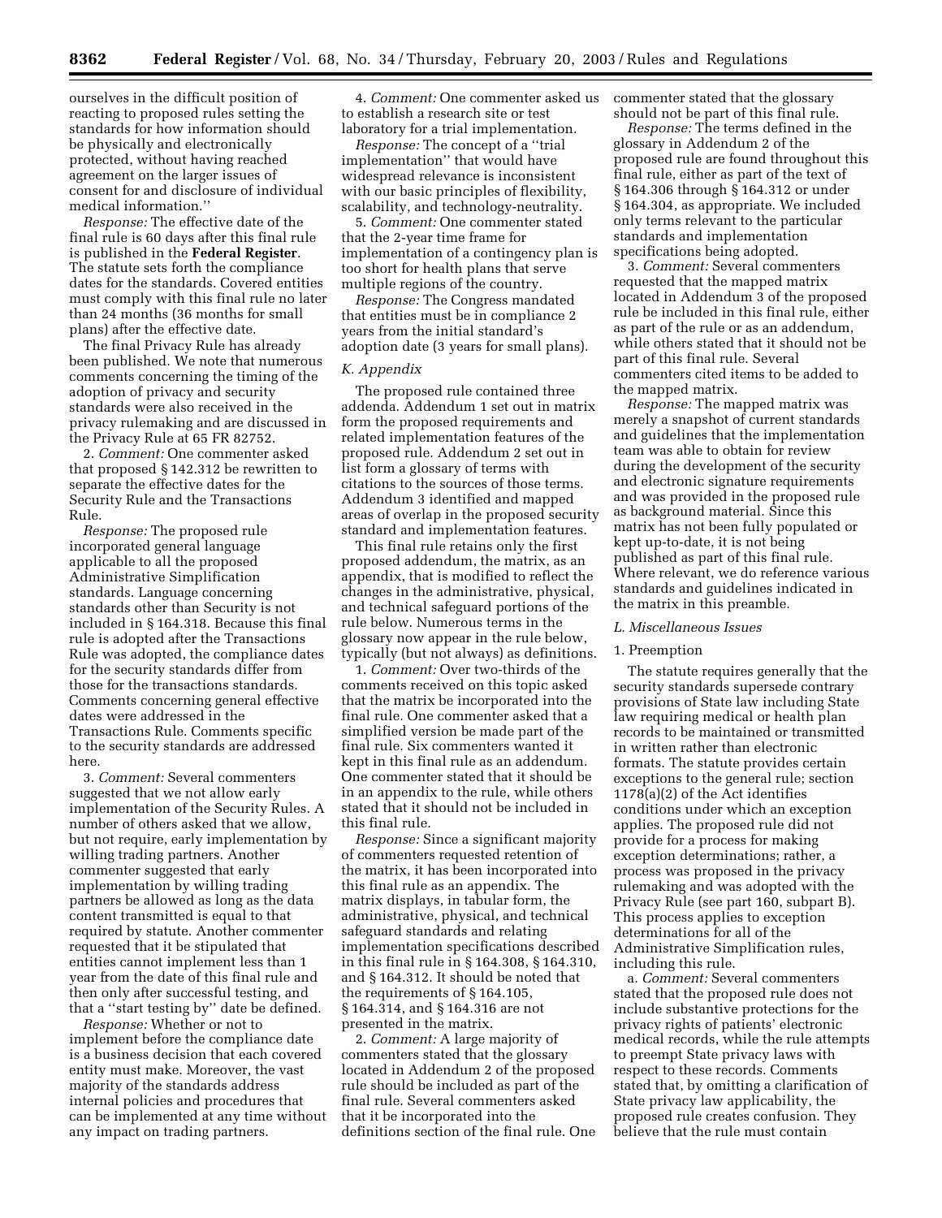ourselves in the difficult position of reacting to proposed rules setting the standards for how information should be physically and electronically protected, without having reached agreement on the larger issues of consent for and disclosure of individual medical information.''

*Response:* The effective date of the final rule is 60 days after this final rule is published in the **Federal Register**. The statute sets forth the compliance dates for the standards. Covered entities must comply with this final rule no later than 24 months (36 months for small plans) after the effective date.

The final Privacy Rule has already been published. We note that numerous comments concerning the timing of the adoption of privacy and security standards were also received in the privacy rulemaking and are discussed in the Privacy Rule at 65 FR 82752.

2. *Comment:* One commenter asked that proposed § 142.312 be rewritten to separate the effective dates for the Security Rule and the Transactions Rule.

*Response:* The proposed rule incorporated general language applicable to all the proposed Administrative Simplification standards. Language concerning standards other than Security is not included in § 164.318. Because this final rule is adopted after the Transactions Rule was adopted, the compliance dates for the security standards differ from those for the transactions standards. Comments concerning general effective dates were addressed in the Transactions Rule. Comments specific to the security standards are addressed here.

3. *Comment:* Several commenters suggested that we not allow early implementation of the Security Rules. A number of others asked that we allow, but not require, early implementation by willing trading partners. Another commenter suggested that early implementation by willing trading partners be allowed as long as the data content transmitted is equal to that required by statute. Another commenter requested that it be stipulated that entities cannot implement less than 1 year from the date of this final rule and then only after successful testing, and that a ''start testing by'' date be defined.

*Response:* Whether or not to implement before the compliance date is a business decision that each covered entity must make. Moreover, the vast majority of the standards address internal policies and procedures that can be implemented at any time without any impact on trading partners.

4. *Comment:* One commenter asked us to establish a research site or test laboratory for a trial implementation.

*Response:* The concept of a ''trial implementation'' that would have widespread relevance is inconsistent with our basic principles of flexibility, scalability, and technology-neutrality.

5. *Comment:* One commenter stated that the 2-year time frame for implementation of a contingency plan is too short for health plans that serve multiple regions of the country.

*Response:* The Congress mandated that entities must be in compliance 2 years from the initial standard's adoption date (3 years for small plans).

### *K. Appendix*

The proposed rule contained three addenda. Addendum 1 set out in matrix form the proposed requirements and related implementation features of the proposed rule. Addendum 2 set out in list form a glossary of terms with citations to the sources of those terms. Addendum 3 identified and mapped areas of overlap in the proposed security standard and implementation features.

This final rule retains only the first proposed addendum, the matrix, as an appendix, that is modified to reflect the changes in the administrative, physical, and technical safeguard portions of the rule below. Numerous terms in the glossary now appear in the rule below, typically (but not always) as definitions.

1. *Comment:* Over two-thirds of the comments received on this topic asked that the matrix be incorporated into the final rule. One commenter asked that a simplified version be made part of the final rule. Six commenters wanted it kept in this final rule as an addendum. One commenter stated that it should be in an appendix to the rule, while others stated that it should not be included in this final rule.

*Response:* Since a significant majority of commenters requested retention of the matrix, it has been incorporated into this final rule as an appendix. The matrix displays, in tabular form, the administrative, physical, and technical safeguard standards and relating implementation specifications described in this final rule in § 164.308, § 164.310, and § 164.312. It should be noted that the requirements of § 164.105, § 164.314, and § 164.316 are not presented in the matrix.

2. *Comment:* A large majority of commenters stated that the glossary located in Addendum 2 of the proposed rule should be included as part of the final rule. Several commenters asked that it be incorporated into the definitions section of the final rule. One commenter stated that the glossary should not be part of this final rule.

*Response:* The terms defined in the glossary in Addendum 2 of the proposed rule are found throughout this final rule, either as part of the text of § 164.306 through § 164.312 or under § 164.304, as appropriate. We included only terms relevant to the particular standards and implementation specifications being adopted.

3. *Comment:* Several commenters requested that the mapped matrix located in Addendum 3 of the proposed rule be included in this final rule, either as part of the rule or as an addendum, while others stated that it should not be part of this final rule. Several commenters cited items to be added to the mapped matrix.

*Response:* The mapped matrix was merely a snapshot of current standards and guidelines that the implementation team was able to obtain for review during the development of the security and electronic signature requirements and was provided in the proposed rule as background material. Since this matrix has not been fully populated or kept up-to-date, it is not being published as part of this final rule. Where relevant, we do reference various standards and guidelines indicated in the matrix in this preamble.

### *L. Miscellaneous Issues*

#### 1. Preemption

The statute requires generally that the security standards supersede contrary provisions of State law including State law requiring medical or health plan records to be maintained or transmitted in written rather than electronic formats. The statute provides certain exceptions to the general rule; section 1178(a)(2) of the Act identifies conditions under which an exception applies. The proposed rule did not provide for a process for making exception determinations; rather, a process was proposed in the privacy rulemaking and was adopted with the Privacy Rule (see part 160, subpart B). This process applies to exception determinations for all of the Administrative Simplification rules, including this rule.

a. *Comment:* Several commenters stated that the proposed rule does not include substantive protections for the privacy rights of patients' electronic medical records, while the rule attempts to preempt State privacy laws with respect to these records. Comments stated that, by omitting a clarification of State privacy law applicability, the proposed rule creates confusion. They believe that the rule must contain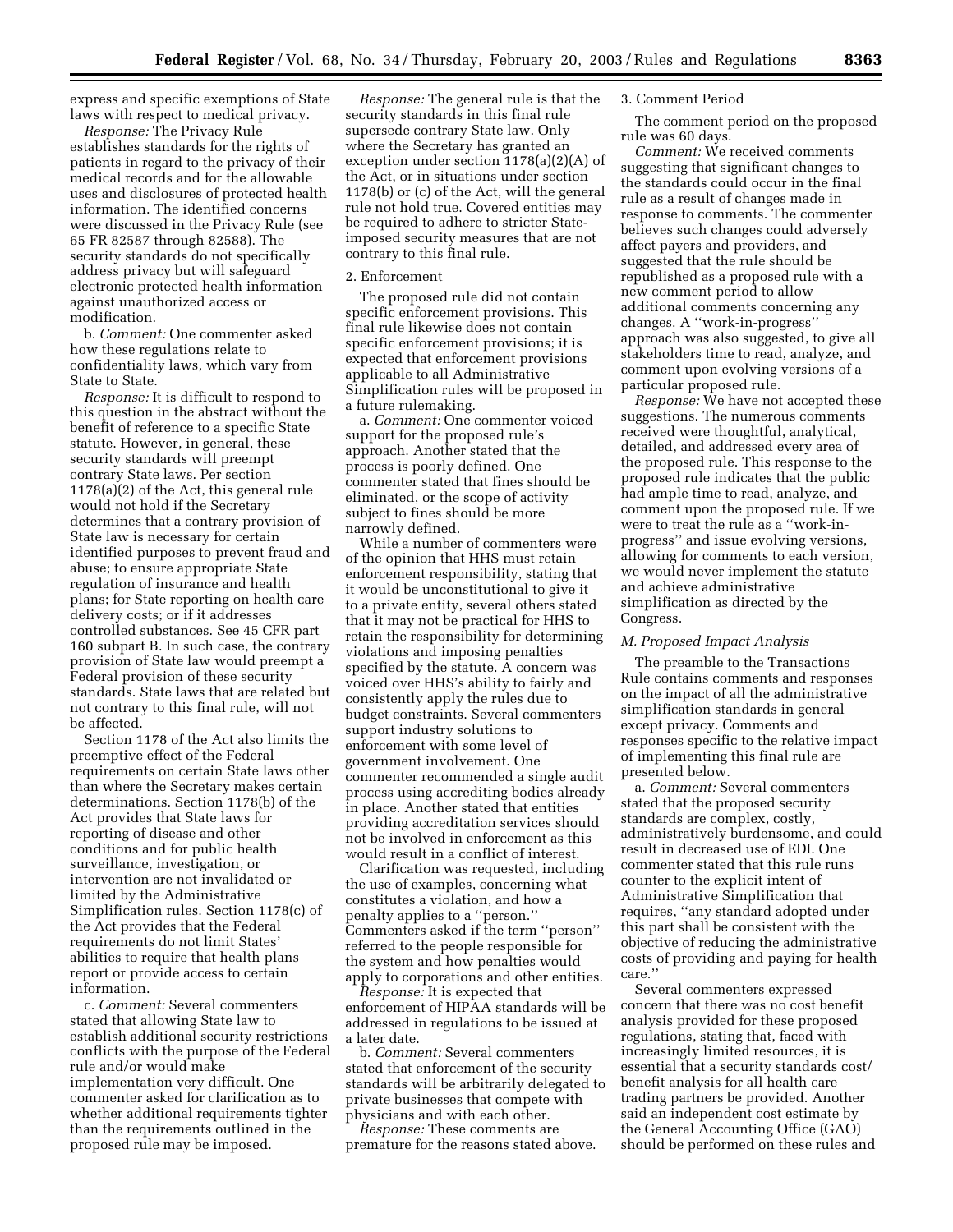express and specific exemptions of State laws with respect to medical privacy.

*Response:* The Privacy Rule establishes standards for the rights of patients in regard to the privacy of their medical records and for the allowable uses and disclosures of protected health information. The identified concerns were discussed in the Privacy Rule (see 65 FR 82587 through 82588). The security standards do not specifically address privacy but will safeguard electronic protected health information against unauthorized access or modification.

b. *Comment:* One commenter asked how these regulations relate to confidentiality laws, which vary from State to State.

*Response:* It is difficult to respond to this question in the abstract without the benefit of reference to a specific State statute. However, in general, these security standards will preempt contrary State laws. Per section 1178(a)(2) of the Act, this general rule would not hold if the Secretary determines that a contrary provision of State law is necessary for certain identified purposes to prevent fraud and abuse; to ensure appropriate State regulation of insurance and health plans; for State reporting on health care delivery costs; or if it addresses controlled substances. See 45 CFR part 160 subpart B. In such case, the contrary provision of State law would preempt a Federal provision of these security standards. State laws that are related but not contrary to this final rule, will not be affected.

Section 1178 of the Act also limits the preemptive effect of the Federal requirements on certain State laws other than where the Secretary makes certain determinations. Section 1178(b) of the Act provides that State laws for reporting of disease and other conditions and for public health surveillance, investigation, or intervention are not invalidated or limited by the Administrative Simplification rules. Section 1178(c) of the Act provides that the Federal requirements do not limit States' abilities to require that health plans report or provide access to certain information.

c. *Comment:* Several commenters stated that allowing State law to establish additional security restrictions conflicts with the purpose of the Federal rule and/or would make implementation very difficult. One commenter asked for clarification as to whether additional requirements tighter than the requirements outlined in the proposed rule may be imposed.

*Response:* The general rule is that the security standards in this final rule supersede contrary State law. Only where the Secretary has granted an exception under section 1178(a)(2)(A) of the Act, or in situations under section 1178(b) or (c) of the Act, will the general rule not hold true. Covered entities may be required to adhere to stricter State-imposed security measures that are not contrary to this final rule.

2. Enforcement

The proposed rule did not contain specific enforcement provisions. This final rule likewise does not contain specific enforcement provisions; it is expected that enforcement provisions applicable to all Administrative Simplification rules will be proposed in a future rulemaking.

a. *Comment:* One commenter voiced support for the proposed rule's approach. Another stated that the process is poorly defined. One commenter stated that fines should be eliminated, or the scope of activity subject to fines should be more narrowly defined.

While a number of commenters were of the opinion that HHS must retain enforcement responsibility, stating that it would be unconstitutional to give it to a private entity, several others stated that it may not be practical for HHS to retain the responsibility for determining violations and imposing penalties specified by the statute. A concern was voiced over HHS's ability to fairly and consistently apply the rules due to budget constraints. Several commenters support industry solutions to enforcement with some level of government involvement. One commenter recommended a single audit process using accrediting bodies already in place. Another stated that entities providing accreditation services should not be involved in enforcement as this would result in a conflict of interest.

Clarification was requested, including the use of examples, concerning what constitutes a violation, and how a penalty applies to a ''person.'' Commenters asked if the term ''person'' referred to the people responsible for the system and how penalties would apply to corporations and other entities.

*Response:* It is expected that enforcement of HIPAA standards will be addressed in regulations to be issued at a later date.

b. *Comment:* Several commenters stated that enforcement of the security standards will be arbitrarily delegated to private businesses that compete with physicians and with each other.

*Response:* These comments are premature for the reasons stated above.

3. Comment Period

The comment period on the proposed rule was 60 days.

*Comment:* We received comments suggesting that significant changes to the standards could occur in the final rule as a result of changes made in response to comments. The commenter believes such changes could adversely affect payers and providers, and suggested that the rule should be republished as a proposed rule with a new comment period to allow additional comments concerning any changes. A ''work-in-progress'' approach was also suggested, to give all stakeholders time to read, analyze, and comment upon evolving versions of a particular proposed rule.

*Response:* We have not accepted these suggestions. The numerous comments received were thoughtful, analytical, detailed, and addressed every area of the proposed rule. This response to the proposed rule indicates that the public had ample time to read, analyze, and comment upon the proposed rule. If we were to treat the rule as a ''work-in-progress'' and issue evolving versions, allowing for comments to each version, we would never implement the statute and achieve administrative simplification as directed by the Congress.

*M. Proposed Impact Analysis*

The preamble to the Transactions Rule contains comments and responses on the impact of all the administrative simplification standards in general except privacy. Comments and responses specific to the relative impact of implementing this final rule are presented below.

a. *Comment:* Several commenters stated that the proposed security standards are complex, costly, administratively burdensome, and could result in decreased use of EDI. One commenter stated that this rule runs counter to the explicit intent of Administrative Simplification that requires, ''any standard adopted under this part shall be consistent with the objective of reducing the administrative costs of providing and paying for health care.''

Several commenters expressed concern that there was no cost benefit analysis provided for these proposed regulations, stating that, faced with increasingly limited resources, it is essential that a security standards cost/benefit analysis for all health care trading partners be provided. Another said an independent cost estimate by the General Accounting Office (GAO) should be performed on these rules and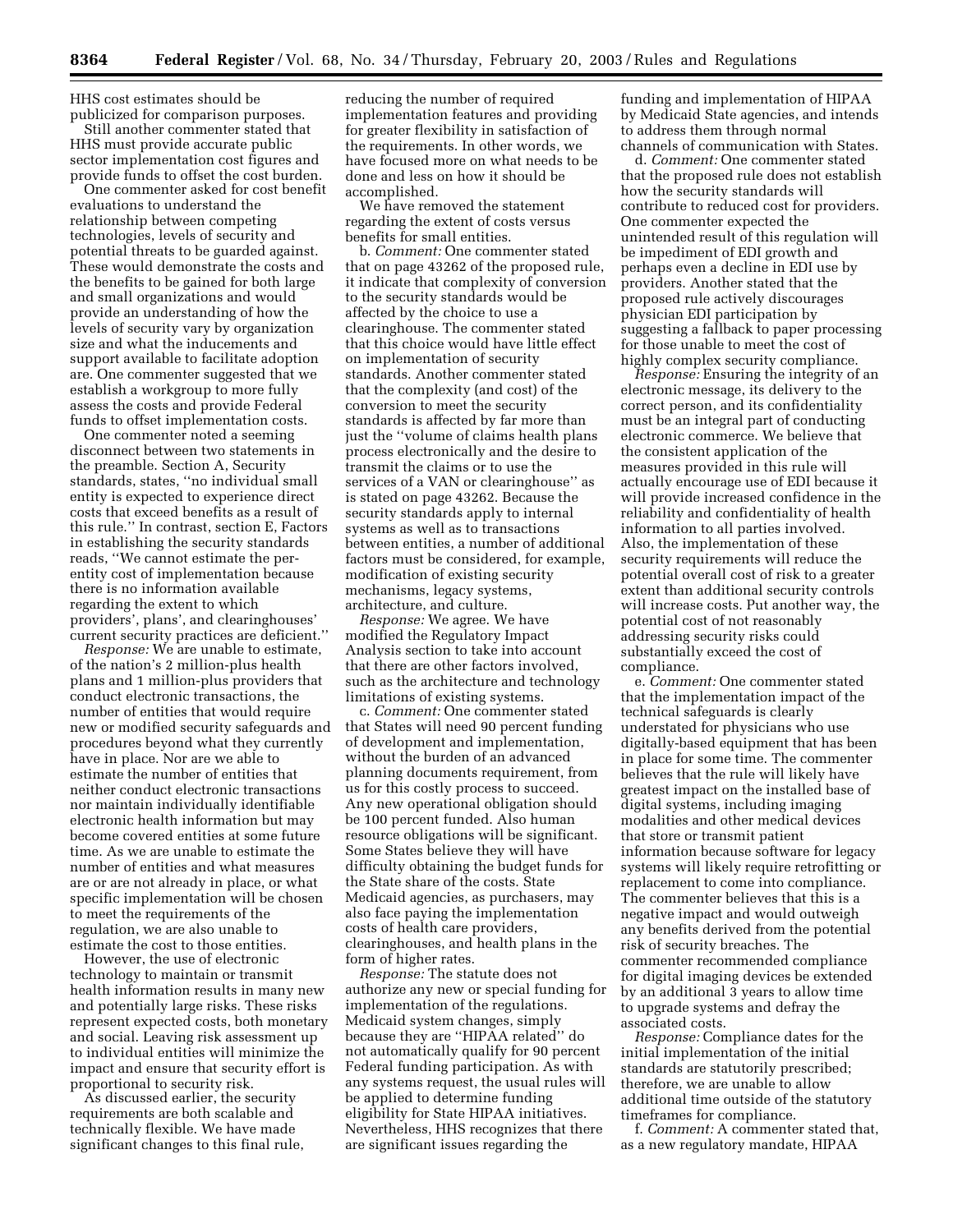HHS cost estimates should be publicized for comparison purposes.

Still another commenter stated that HHS must provide accurate public sector implementation cost figures and provide funds to offset the cost burden.

One commenter asked for cost benefit evaluations to understand the relationship between competing technologies, levels of security and potential threats to be guarded against. These would demonstrate the costs and the benefits to be gained for both large and small organizations and would provide an understanding of how the levels of security vary by organization size and what the inducements and support available to facilitate adoption are. One commenter suggested that we establish a workgroup to more fully assess the costs and provide Federal funds to offset implementation costs.

One commenter noted a seeming disconnect between two statements in the preamble. Section A, Security standards, states, ''no individual small entity is expected to experience direct costs that exceed benefits as a result of this rule.'' In contrast, section E, Factors in establishing the security standards reads, ''We cannot estimate the per-entity cost of implementation because there is no information available regarding the extent to which providers', plans', and clearinghouses' current security practices are deficient.''

*Response:* We are unable to estimate, of the nation's 2 million-plus health plans and 1 million-plus providers that conduct electronic transactions, the number of entities that would require new or modified security safeguards and procedures beyond what they currently have in place. Nor are we able to estimate the number of entities that neither conduct electronic transactions nor maintain individually identifiable electronic health information but may become covered entities at some future time. As we are unable to estimate the number of entities and what measures are or are not already in place, or what specific implementation will be chosen to meet the requirements of the regulation, we are also unable to estimate the cost to those entities.

However, the use of electronic technology to maintain or transmit health information results in many new and potentially large risks. These risks represent expected costs, both monetary and social. Leaving risk assessment up to individual entities will minimize the impact and ensure that security effort is proportional to security risk.

As discussed earlier, the security requirements are both scalable and technically flexible. We have made significant changes to this final rule, reducing the number of required implementation features and providing for greater flexibility in satisfaction of the requirements. In other words, we have focused more on what needs to be done and less on how it should be accomplished.

We have removed the statement regarding the extent of costs versus benefits for small entities.

b. *Comment:* One commenter stated that on page 43262 of the proposed rule, it indicate that complexity of conversion to the security standards would be affected by the choice to use a clearinghouse. The commenter stated that this choice would have little effect on implementation of security standards. Another commenter stated that the complexity (and cost) of the conversion to meet the security standards is affected by far more than just the ''volume of claims health plans process electronically and the desire to transmit the claims or to use the services of a VAN or clearinghouse'' as is stated on page 43262. Because the security standards apply to internal systems as well as to transactions between entities, a number of additional factors must be considered, for example, modification of existing security mechanisms, legacy systems, architecture, and culture.

*Response:* We agree. We have modified the Regulatory Impact Analysis section to take into account that there are other factors involved, such as the architecture and technology limitations of existing systems.

c. *Comment:* One commenter stated that States will need 90 percent funding of development and implementation, without the burden of an advanced planning documents requirement, from us for this costly process to succeed. Any new operational obligation should be 100 percent funded. Also human resource obligations will be significant. Some States believe they will have difficulty obtaining the budget funds for the State share of the costs. State Medicaid agencies, as purchasers, may also face paying the implementation costs of health care providers, clearinghouses, and health plans in the form of higher rates.

*Response:* The statute does not authorize any new or special funding for implementation of the regulations. Medicaid system changes, simply because they are ''HIPAA related'' do not automatically qualify for 90 percent Federal funding participation. As with any systems request, the usual rules will be applied to determine funding eligibility for State HIPAA initiatives. Nevertheless, HHS recognizes that there are significant issues regarding the funding and implementation of HIPAA by Medicaid State agencies, and intends to address them through normal channels of communication with States.

d. *Comment:* One commenter stated that the proposed rule does not establish how the security standards will contribute to reduced cost for providers. One commenter expected the unintended result of this regulation will be impediment of EDI growth and perhaps even a decline in EDI use by providers. Another stated that the proposed rule actively discourages physician EDI participation by suggesting a fallback to paper processing for those unable to meet the cost of highly complex security compliance.

*Response:* Ensuring the integrity of an electronic message, its delivery to the correct person, and its confidentiality must be an integral part of conducting electronic commerce. We believe that the consistent application of the measures provided in this rule will actually encourage use of EDI because it will provide increased confidence in the reliability and confidentiality of health information to all parties involved. Also, the implementation of these security requirements will reduce the potential overall cost of risk to a greater extent than additional security controls will increase costs. Put another way, the potential cost of not reasonably addressing security risks could substantially exceed the cost of compliance.

e. *Comment:* One commenter stated that the implementation impact of the technical safeguards is clearly understated for physicians who use digitally-based equipment that has been in place for some time. The commenter believes that the rule will likely have greatest impact on the installed base of digital systems, including imaging modalities and other medical devices that store or transmit patient information because software for legacy systems will likely require retrofitting or replacement to come into compliance. The commenter believes that this is a negative impact and would outweigh any benefits derived from the potential risk of security breaches. The commenter recommended compliance for digital imaging devices be extended by an additional 3 years to allow time to upgrade systems and defray the associated costs.

*Response:* Compliance dates for the initial implementation of the initial standards are statutorily prescribed; therefore, we are unable to allow additional time outside of the statutory timeframes for compliance.

f. *Comment:* A commenter stated that, as a new regulatory mandate, HIPAA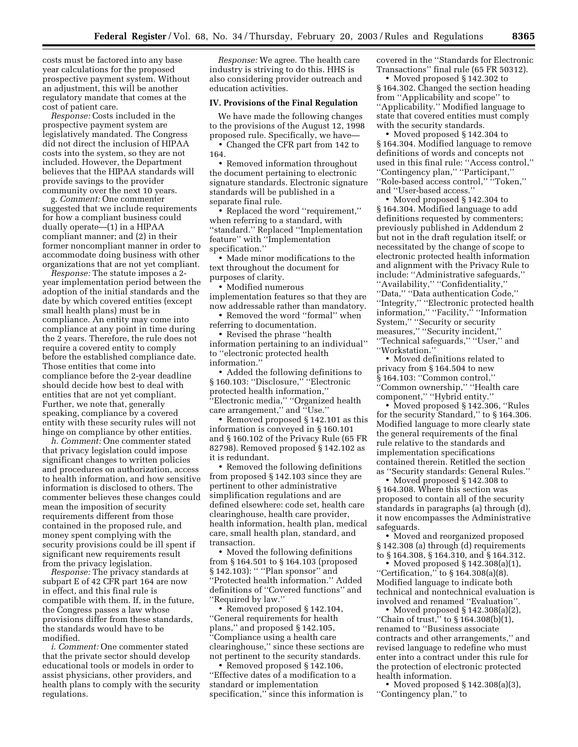costs must be factored into any base year calculations for the proposed prospective payment system. Without an adjustment, this will be another regulatory mandate that comes at the cost of patient care.

*Response:* Costs included in the prospective payment system are legislatively mandated. The Congress did not direct the inclusion of HIPAA costs into the system, so they are not included. However, the Department believes that the HIPAA standards will provide savings to the provider community over the next 10 years.

g. *Comment:* One commenter suggested that we include requirements for how a compliant business could dually operate—(1) in a HIPAA compliant manner; and (2) in their former noncompliant manner in order to accommodate doing business with other organizations that are not yet compliant.

*Response:* The statute imposes a 2-year implementation period between the adoption of the initial standards and the date by which covered entities (except small health plans) must be in compliance. An entity may come into compliance at any point in time during the 2 years. Therefore, the rule does not require a covered entity to comply before the established compliance date. Those entities that come into compliance before the 2-year deadline should decide how best to deal with entities that are not yet compliant. Further, we note that, generally speaking, compliance by a covered entity with these security rules will not hinge on compliance by other entities.

*h. Comment:* One commenter stated that privacy legislation could impose significant changes to written policies and procedures on authorization, access to health information, and how sensitive information is disclosed to others. The commenter believes these changes could mean the imposition of security requirements different from those contained in the proposed rule, and money spent complying with the security provisions could be ill spent if significant new requirements result from the privacy legislation.

*Response:* The privacy standards at subpart E of 42 CFR part 164 are now in effect, and this final rule is compatible with them. If, in the future, the Congress passes a law whose provisions differ from these standards, the standards would have to be modified.

*i. Comment:* One commenter stated that the private sector should develop educational tools or models in order to assist physicians, other providers, and health plans to comply with the security regulations.

*Response:* We agree. The health care industry is striving to do this. HHS is also considering provider outreach and education activities.

## IV. Provisions of the Final Regulation

We have made the following changes to the provisions of the August 12, 1998 proposed rule. Specifically, we have—

- Changed the CFR part from 142 to 164.
- Removed information throughout the document pertaining to electronic signature standards. Electronic signature standards will be published in a separate final rule.
- Replaced the word "requirement," when referring to a standard, with "standard." Replaced "Implementation feature" with "Implementation specification."
- Made minor modifications to the text throughout the document for purposes of clarity.
- Modified numerous implementation features so that they are now addressable rather than mandatory.
- Removed the word "formal" when referring to documentation.
- Revised the phrase "health information pertaining to an individual" to "electronic protected health information."
- Added the following definitions to § 160.103: "Disclosure," "Electronic protected health information," "Electronic media," "Organized health care arrangement," and "Use."
- Removed proposed § 142.101 as this information is conveyed in § 160.101 and § 160.102 of the Privacy Rule (65 FR 82798). Removed proposed § 142.102 as it is redundant.
- Removed the following definitions from proposed § 142.103 since they are pertinent to other administrative simplification regulations and are defined elsewhere: code set, health care clearinghouse, health care provider, health information, health plan, medical care, small health plan, standard, and transaction.
- Moved the following definitions from § 164.501 to § 164.103 (proposed § 142.103): " "Plan sponsor" and "Protected health information." Added definitions of "Covered functions" and "Required by law."
- Removed proposed § 142.104, "General requirements for health plans," and proposed § 142.105, "Compliance using a health care clearinghouse," since these sections are not pertinent to the security standards.
- Removed proposed § 142.106, "Effective dates of a modification to a standard or implementation specification," since this information is covered in the "Standards for Electronic Transactions" final rule (65 FR 50312).
- Moved proposed § 142.302 to § 164.302. Changed the section heading from "Applicability and scope" to "Applicability." Modified language to state that covered entities must comply with the security standards.
- Moved proposed § 142.304 to § 164.304. Modified language to remove definitions of words and concepts not used in this final rule: "Access control," "Contingency plan," "Participant," "Role-based access control," "Token," and "User-based access."
- Moved proposed § 142.304 to § 164.304. Modified language to add definitions requested by commenters; previously published in Addendum 2 but not in the draft regulation itself; or necessitated by the change of scope to electronic protected health information and alignment with the Privacy Rule to include: "Administrative safeguards," "Availability," "Confidentiality," "Data," "Data authentication Code," "Integrity," "Electronic protected health information," "Facility," "Information System," "Security or security measures," "Security incident," "Technical safeguards," "User," and "Workstation."
- Moved definitions related to privacy from § 164.504 to new § 164.103: "Common control," "Common ownership," "Health care component," "Hybrid entity."
- Moved proposed § 142.306, "Rules for the security Standard," to § 164.306. Modified language to more clearly state the general requirements of the final rule relative to the standards and implementation specifications contained therein. Retitled the section as "Security standards: General Rules."
- Moved proposed § 142.308 to § 164.308. Where this section was proposed to contain all of the security standards in paragraphs (a) through (d), it now encompasses the Administrative safeguards.
- Moved and reorganized proposed § 142.308 (a) through (d) requirements to § 164.308, § 164.310, and § 164.312.
- Moved proposed § 142.308(a)(1), "Certification," to § 164.308(a)(8). Modified language to indicate both technical and nontechnical evaluation is involved and renamed "Evaluation".
- Moved proposed § 142.308(a)(2), "Chain of trust," to § 164.308(b)(1), renamed to "Business associate contracts and other arrangements," and revised language to redefine who must enter into a contract under this rule for the protection of electronic protected health information.
- Moved proposed § 142.308(a)(3), "Contingency plan," to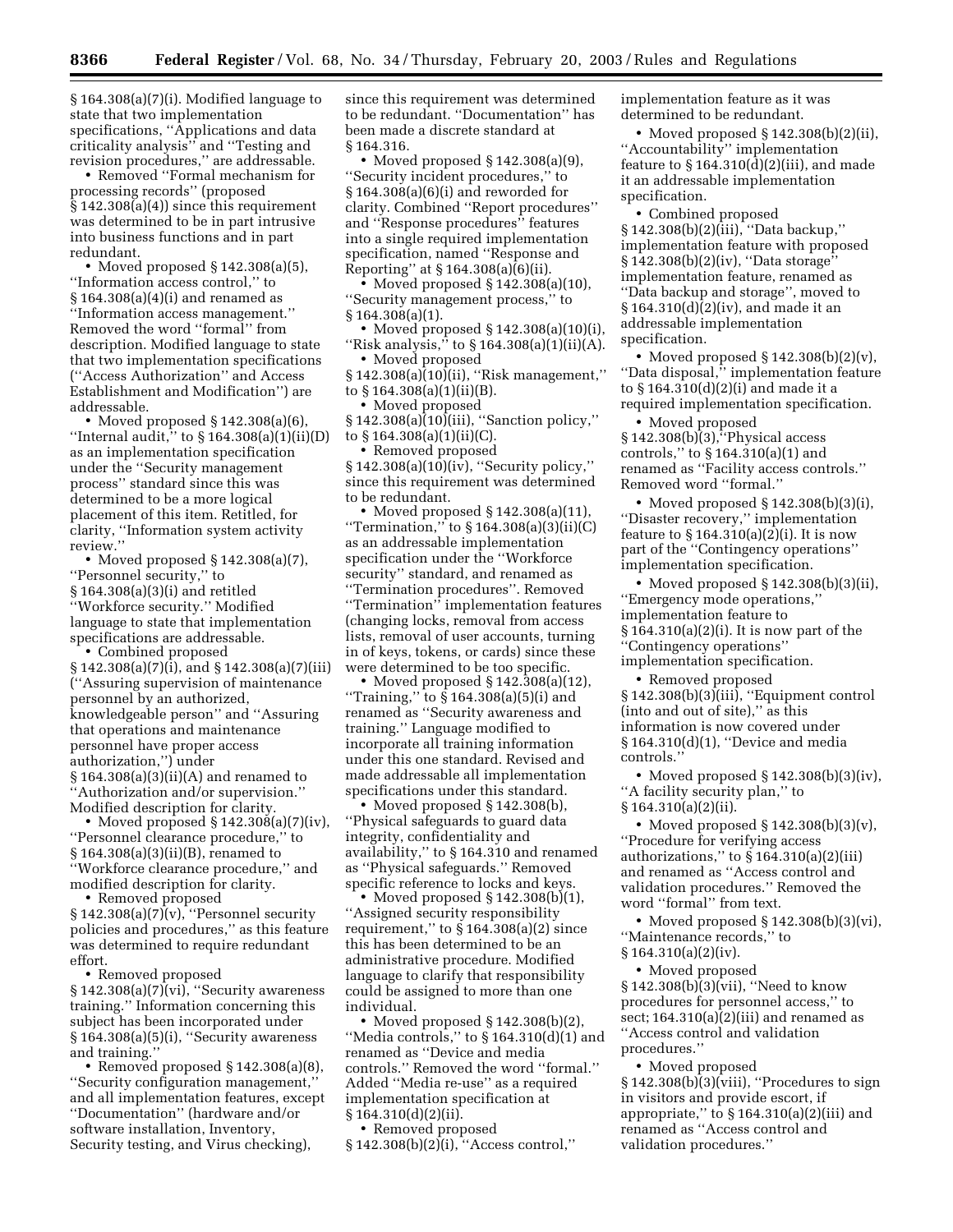§ 164.308(a)(7)(i). Modified language to state that two implementation specifications, ''Applications and data criticality analysis'' and ''Testing and revision procedures,'' are addressable.

- Removed ''Formal mechanism for processing records'' (proposed § 142.308(a)(4)) since this requirement was determined to be in part intrusive into business functions and in part redundant.
- Moved proposed § 142.308(a)(5), ''Information access control,'' to § 164.308(a)(4)(i) and renamed as ''Information access management.'' Removed the word ''formal'' from description. Modified language to state that two implementation specifications (''Access Authorization'' and Access Establishment and Modification'') are addressable.
- Moved proposed § 142.308(a)(6), ''Internal audit,'' to § 164.308(a)(1)(ii)(D) as an implementation specification under the ''Security management process'' standard since this was determined to be a more logical placement of this item. Retitled, for clarity, ''Information system activity review.''
- Moved proposed § 142.308(a)(7), ''Personnel security,'' to § 164.308(a)(3)(i) and retitled ''Workforce security.'' Modified language to state that implementation specifications are addressable.
- Combined proposed § 142.308(a)(7)(i), and § 142.308(a)(7)(iii) (''Assuring supervision of maintenance personnel by an authorized, knowledgeable person'' and ''Assuring that operations and maintenance personnel have proper access authorization,'') under § 164.308(a)(3)(ii)(A) and renamed to ''Authorization and/or supervision.'' Modified description for clarity.
- Moved proposed § 142.308(a)(7)(iv), ''Personnel clearance procedure,'' to § 164.308(a)(3)(ii)(B), renamed to ''Workforce clearance procedure,'' and modified description for clarity.
- Removed proposed § 142.308(a)(7)(v), ''Personnel security policies and procedures,'' as this feature was determined to require redundant effort.
- Removed proposed § 142.308(a)(7)(vi), ''Security awareness training.'' Information concerning this subject has been incorporated under § 164.308(a)(5)(i), ''Security awareness and training.''
- Removed proposed § 142.308(a)(8), ''Security configuration management,'' and all implementation features, except ''Documentation'' (hardware and/or software installation, Inventory, Security testing, and Virus checking), since this requirement was determined to be redundant. ''Documentation'' has been made a discrete standard at § 164.316.
- Moved proposed § 142.308(a)(9), ''Security incident procedures,'' to § 164.308(a)(6)(i) and reworded for clarity. Combined ''Report procedures'' and ''Response procedures'' features into a single required implementation specification, named ''Response and Reporting'' at § 164.308(a)(6)(ii).
- Moved proposed § 142.308(a)(10), ''Security management process,'' to § 164.308(a)(1).
- Moved proposed § 142.308(a)(10)(i), ''Risk analysis,'' to § 164.308(a)(1)(ii)(A).
- Moved proposed § 142.308(a)(10)(ii), ''Risk management,'' to § 164.308(a)(1)(ii)(B).
- Moved proposed § 142.308(a)(10)(iii), ''Sanction policy,'' to § 164.308(a)(1)(ii)(C).
- Removed proposed § 142.308(a)(10)(iv), ''Security policy,'' since this requirement was determined to be redundant.
- Moved proposed § 142.308(a)(11), ''Termination,'' to § 164.308(a)(3)(ii)(C) as an addressable implementation specification under the ''Workforce security'' standard, and renamed as ''Termination procedures''. Removed ''Termination'' implementation features (changing locks, removal from access lists, removal of user accounts, turning in of keys, tokens, or cards) since these were determined to be too specific.
- Moved proposed § 142.308(a)(12), ''Training,'' to § 164.308(a)(5)(i) and renamed as ''Security awareness and training.'' Language modified to incorporate all training information under this one standard. Revised and made addressable all implementation specifications under this standard.
- Moved proposed § 142.308(b), ''Physical safeguards to guard data integrity, confidentiality and availability,'' to § 164.310 and renamed as ''Physical safeguards.'' Removed specific reference to locks and keys.
- Moved proposed § 142.308(b)(1), ''Assigned security responsibility requirement,'' to § 164.308(a)(2) since this has been determined to be an administrative procedure. Modified language to clarify that responsibility could be assigned to more than one individual.
- Moved proposed § 142.308(b)(2), ''Media controls,'' to § 164.310(d)(1) and renamed as ''Device and media controls.'' Removed the word ''formal.'' Added ''Media re-use'' as a required implementation specification at § 164.310(d)(2)(ii).
- Removed proposed § 142.308(b)(2)(i), ''Access control,'' implementation feature as it was determined to be redundant.
- Moved proposed § 142.308(b)(2)(ii), ''Accountability'' implementation feature to § 164.310(d)(2)(iii), and made it an addressable implementation specification.
- Combined proposed § 142.308(b)(2)(iii), ''Data backup,'' implementation feature with proposed § 142.308(b)(2)(iv), ''Data storage'' implementation feature, renamed as ''Data backup and storage'', moved to § 164.310(d)(2)(iv), and made it an addressable implementation specification.
- Moved proposed § 142.308(b)(2)(v), ''Data disposal,'' implementation feature to § 164.310(d)(2)(i) and made it a required implementation specification.
- Moved proposed § 142.308(b)(3),''Physical access controls,'' to § 164.310(a)(1) and renamed as ''Facility access controls.'' Removed word ''formal.''
- Moved proposed § 142.308(b)(3)(i), ''Disaster recovery,'' implementation feature to § 164.310(a)(2)(i). It is now part of the ''Contingency operations'' implementation specification.
- Moved proposed § 142.308(b)(3)(ii), ''Emergency mode operations,'' implementation feature to § 164.310(a)(2)(i). It is now part of the ''Contingency operations'' implementation specification.
- Removed proposed § 142.308(b)(3)(iii), ''Equipment control (into and out of site),'' as this information is now covered under § 164.310(d)(1), ''Device and media controls.''
- Moved proposed § 142.308(b)(3)(iv), ''A facility security plan,'' to § 164.310(a)(2)(ii).
- Moved proposed § 142.308(b)(3)(v), ''Procedure for verifying access authorizations,'' to § 164.310(a)(2)(iii) and renamed as ''Access control and validation procedures.'' Removed the word ''formal'' from text.
- Moved proposed § 142.308(b)(3)(vi), ''Maintenance records,'' to § 164.310(a)(2)(iv).
- Moved proposed § 142.308(b)(3)(vii), ''Need to know procedures for personnel access,'' to sect; 164.310(a)(2)(iii) and renamed as ''Access control and validation procedures.''
- Moved proposed § 142.308(b)(3)(viii), ''Procedures to sign in visitors and provide escort, if appropriate,'' to § 164.310(a)(2)(iii) and renamed as ''Access control and validation procedures.''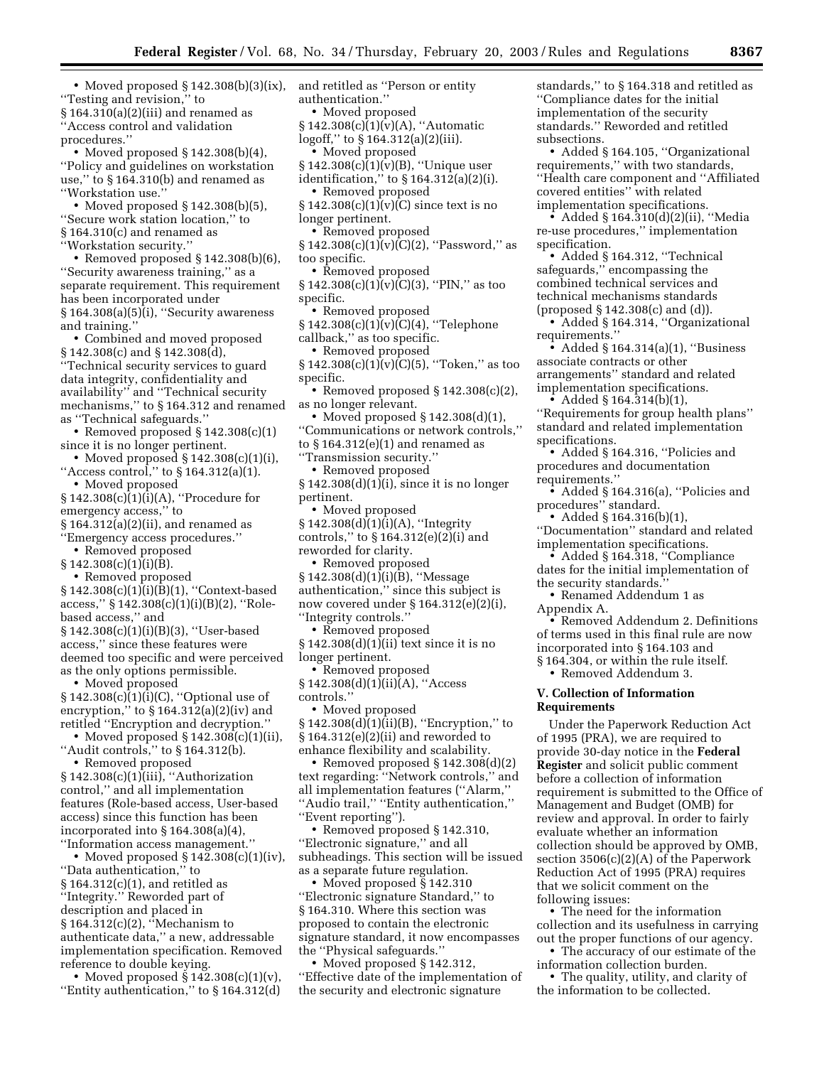- Moved proposed § 142.308(b)(3)(ix), ''Testing and revision,'' to § 164.310(a)(2)(iii) and renamed as ''Access control and validation procedures.''
- Moved proposed § 142.308(b)(4), ''Policy and guidelines on workstation use,'' to § 164.310(b) and renamed as ''Workstation use.''
- Moved proposed § 142.308(b)(5), ''Secure work station location,'' to § 164.310(c) and renamed as ''Workstation security.''
- Removed proposed § 142.308(b)(6), ''Security awareness training,'' as a separate requirement. This requirement has been incorporated under § 164.308(a)(5)(i), ''Security awareness and training.''
- Combined and moved proposed § 142.308(c) and § 142.308(d), ''Technical security services to guard data integrity, confidentiality and availability'' and ''Technical security mechanisms,'' to § 164.312 and renamed as ''Technical safeguards.''
- Removed proposed § 142.308(c)(1) since it is no longer pertinent.
- Moved proposed § 142.308(c)(1)(i), ''Access control,'' to § 164.312(a)(1).
- Moved proposed § 142.308(c)(1)(i)(A), ''Procedure for emergency access,'' to § 164.312(a)(2)(ii), and renamed as ''Emergency access procedures.''
- Removed proposed § 142.308(c)(1)(i)(B).
- Removed proposed § 142.308(c)(1)(i)(B)(1), ''Context-based access,'' § 142.308(c)(1)(i)(B)(2), ''Role-based access,'' and § 142.308(c)(1)(i)(B)(3), ''User-based access,'' since these features were deemed too specific and were perceived as the only options permissible.
- Moved proposed § 142.308(c)(1)(i)(C), ''Optional use of encryption,'' to § 164.312(a)(2)(iv) and retitled ''Encryption and decryption.''
- Moved proposed § 142.308(c)(1)(ii), ''Audit controls,'' to § 164.312(b).
- Removed proposed § 142.308(c)(1)(iii), ''Authorization control,'' and all implementation features (Role-based access, User-based access) since this function has been incorporated into § 164.308(a)(4), ''Information access management.''
- Moved proposed § 142.308(c)(1)(iv), ''Data authentication,'' to § 164.312(c)(1), and retitled as ''Integrity.'' Reworded part of description and placed in § 164.312(c)(2), ''Mechanism to authenticate data,'' a new, addressable implementation specification. Removed reference to double keying.
- Moved proposed § 142.308(c)(1)(v), ''Entity authentication,'' to § 164.312(d) and retitled as ''Person or entity authentication.''
- Moved proposed § 142.308(c)(1)(v)(A), ''Automatic logoff,'' to § 164.312(a)(2)(iii).
- Moved proposed § 142.308(c)(1)(v)(B), ''Unique user identification,'' to § 164.312(a)(2)(i).
- Removed proposed § 142.308(c)(1)(v)(C) since text is no longer pertinent.
- Removed proposed § 142.308(c)(1)(v)(C)(2), ''Password,'' as too specific.
- Removed proposed § 142.308(c)(1)(v)(C)(3), ''PIN,'' as too specific.
- Removed proposed § 142.308(c)(1)(v)(C)(4), ''Telephone callback,'' as too specific.
- Removed proposed § 142.308(c)(1)(v)(C)(5), ''Token,'' as too specific.
- Removed proposed § 142.308(c)(2), as no longer relevant.
- Moved proposed § 142.308(d)(1), ''Communications or network controls,'' to § 164.312(e)(1) and renamed as ''Transmission security.''
- Removed proposed § 142.308(d)(1)(i), since it is no longer pertinent.
- Moved proposed § 142.308(d)(1)(i)(A), ''Integrity controls,'' to § 164.312(e)(2)(i) and reworded for clarity.
- Removed proposed § 142.308(d)(1)(i)(B), ''Message authentication,'' since this subject is now covered under § 164.312(e)(2)(i), ''Integrity controls.''
- Removed proposed § 142.308(d)(1)(ii) text since it is no longer pertinent.
- Removed proposed § 142.308(d)(1)(ii)(A), ''Access controls.''
- Moved proposed § 142.308(d)(1)(ii)(B), ''Encryption,'' to § 164.312(e)(2)(ii) and reworded to enhance flexibility and scalability.
- Removed proposed § 142.308(d)(2) text regarding: ''Network controls,'' and all implementation features (''Alarm,'' ''Audio trail,'' ''Entity authentication,'' ''Event reporting'').
- Removed proposed § 142.310, ''Electronic signature,'' and all subheadings. This section will be issued as a separate future regulation.
- Moved proposed § 142.310 ''Electronic signature Standard,'' to § 164.310. Where this section was proposed to contain the electronic signature standard, it now encompasses the ''Physical safeguards.''
- Moved proposed § 142.312, ''Effective date of the implementation of the security and electronic signature standards,'' to § 164.318 and retitled as ''Compliance dates for the initial implementation of the security standards.'' Reworded and retitled subsections.
- Added § 164.105, ''Organizational requirements,'' with two standards, ''Health care component and ''Affiliated covered entities'' with related implementation specifications.
- Added § 164.310(d)(2)(ii), ''Media re-use procedures,'' implementation specification.
- Added § 164.312, ''Technical safeguards,'' encompassing the combined technical services and technical mechanisms standards (proposed § 142.308(c) and (d)).
- Added § 164.314, ''Organizational requirements.''
- Added § 164.314(a)(1), ''Business associate contracts or other arrangements'' standard and related implementation specifications.
- Added § 164.314(b)(1), ''Requirements for group health plans'' standard and related implementation specifications.
- Added § 164.316, ''Policies and procedures and documentation requirements.''
- Added § 164.316(a), ''Policies and procedures'' standard.
- Added § 164.316(b)(1), ''Documentation'' standard and related implementation specifications.
- Added § 164.318, ''Compliance dates for the initial implementation of the security standards.''
- Renamed Addendum 1 as Appendix A.
- Removed Addendum 2. Definitions of terms used in this final rule are now incorporated into § 164.103 and § 164.304, or within the rule itself.
- Removed Addendum 3.

## V. Collection of Information Requirements

Under the Paperwork Reduction Act of 1995 (PRA), we are required to provide 30-day notice in the **Federal Register** and solicit public comment before a collection of information requirement is submitted to the Office of Management and Budget (OMB) for review and approval. In order to fairly evaluate whether an information collection should be approved by OMB, section 3506(c)(2)(A) of the Paperwork Reduction Act of 1995 (PRA) requires that we solicit comment on the following issues:

- The need for the information collection and its usefulness in carrying out the proper functions of our agency.
- The accuracy of our estimate of the information collection burden.
- The quality, utility, and clarity of the information to be collected.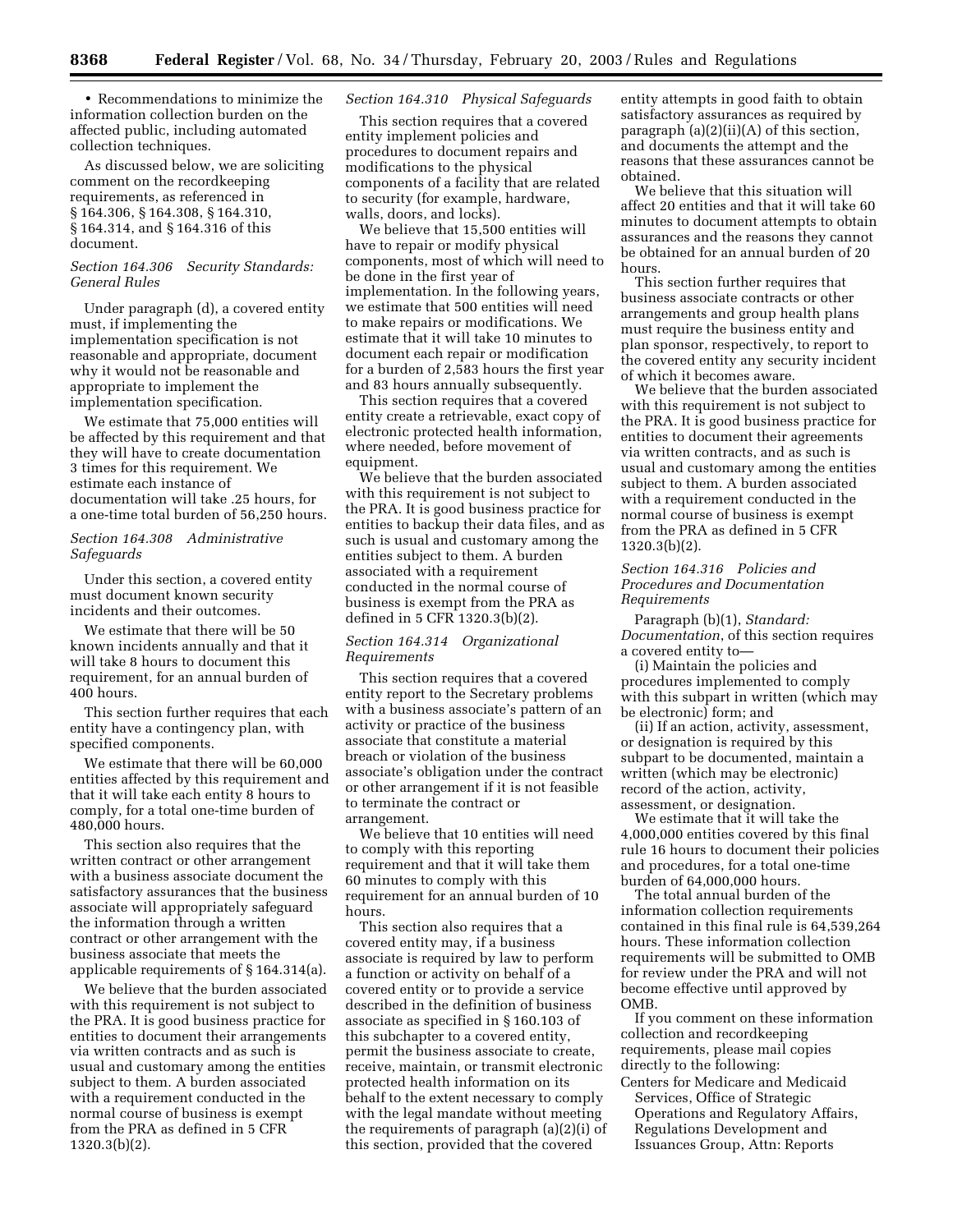• Recommendations to minimize the information collection burden on the affected public, including automated collection techniques.

As discussed below, we are soliciting comment on the recordkeeping requirements, as referenced in § 164.306, § 164.308, § 164.310, § 164.314, and § 164.316 of this document.

*Section 164.306 Security Standards: General Rules*

Under paragraph (d), a covered entity must, if implementing the implementation specification is not reasonable and appropriate, document why it would not be reasonable and appropriate to implement the implementation specification.

We estimate that 75,000 entities will be affected by this requirement and that they will have to create documentation 3 times for this requirement. We estimate each instance of documentation will take .25 hours, for a one-time total burden of 56,250 hours.

*Section 164.308 Administrative Safeguards*

Under this section, a covered entity must document known security incidents and their outcomes.

We estimate that there will be 50 known incidents annually and that it will take 8 hours to document this requirement, for an annual burden of 400 hours.

This section further requires that each entity have a contingency plan, with specified components.

We estimate that there will be 60,000 entities affected by this requirement and that it will take each entity 8 hours to comply, for a total one-time burden of 480,000 hours.

This section also requires that the written contract or other arrangement with a business associate document the satisfactory assurances that the business associate will appropriately safeguard the information through a written contract or other arrangement with the business associate that meets the applicable requirements of § 164.314(a).

We believe that the burden associated with this requirement is not subject to the PRA. It is good business practice for entities to document their arrangements via written contracts and as such is usual and customary among the entities subject to them. A burden associated with a requirement conducted in the normal course of business is exempt from the PRA as defined in 5 CFR 1320.3(b)(2).

*Section 164.310 Physical Safeguards*

This section requires that a covered entity implement policies and procedures to document repairs and modifications to the physical components of a facility that are related to security (for example, hardware, walls, doors, and locks).

We believe that 15,500 entities will have to repair or modify physical components, most of which will need to be done in the first year of implementation. In the following years, we estimate that 500 entities will need to make repairs or modifications. We estimate that it will take 10 minutes to document each repair or modification for a burden of 2,583 hours the first year and 83 hours annually subsequently.

This section requires that a covered entity create a retrievable, exact copy of electronic protected health information, where needed, before movement of equipment.

We believe that the burden associated with this requirement is not subject to the PRA. It is good business practice for entities to backup their data files, and as such is usual and customary among the entities subject to them. A burden associated with a requirement conducted in the normal course of business is exempt from the PRA as defined in 5 CFR 1320.3(b)(2).

*Section 164.314 Organizational Requirements*

This section requires that a covered entity report to the Secretary problems with a business associate's pattern of an activity or practice of the business associate that constitute a material breach or violation of the business associate's obligation under the contract or other arrangement if it is not feasible to terminate the contract or arrangement.

We believe that 10 entities will need to comply with this reporting requirement and that it will take them 60 minutes to comply with this requirement for an annual burden of 10 hours.

This section also requires that a covered entity may, if a business associate is required by law to perform a function or activity on behalf of a covered entity or to provide a service described in the definition of business associate as specified in § 160.103 of this subchapter to a covered entity, permit the business associate to create, receive, maintain, or transmit electronic protected health information on its behalf to the extent necessary to comply with the legal mandate without meeting the requirements of paragraph (a)(2)(i) of this section, provided that the covered entity attempts in good faith to obtain satisfactory assurances as required by paragraph (a)(2)(ii)(A) of this section, and documents the attempt and the reasons that these assurances cannot be obtained.

We believe that this situation will affect 20 entities and that it will take 60 minutes to document attempts to obtain assurances and the reasons they cannot be obtained for an annual burden of 20 hours.

This section further requires that business associate contracts or other arrangements and group health plans must require the business entity and plan sponsor, respectively, to report to the covered entity any security incident of which it becomes aware.

We believe that the burden associated with this requirement is not subject to the PRA. It is good business practice for entities to document their agreements via written contracts, and as such is usual and customary among the entities subject to them. A burden associated with a requirement conducted in the normal course of business is exempt from the PRA as defined in 5 CFR 1320.3(b)(2).

*Section 164.316 Policies and Procedures and Documentation Requirements*

Paragraph (b)(1), *Standard: Documentation*, of this section requires a covered entity to—

(i) Maintain the policies and procedures implemented to comply with this subpart in written (which may be electronic) form; and

(ii) If an action, activity, assessment, or designation is required by this subpart to be documented, maintain a written (which may be electronic) record of the action, activity, assessment, or designation.

We estimate that it will take the 4,000,000 entities covered by this final rule 16 hours to document their policies and procedures, for a total one-time burden of 64,000,000 hours.

The total annual burden of the information collection requirements contained in this final rule is 64,539,264 hours. These information collection requirements will be submitted to OMB for review under the PRA and will not become effective until approved by OMB.

If you comment on these information collection and recordkeeping requirements, please mail copies directly to the following:

Centers for Medicare and Medicaid Services, Office of Strategic Operations and Regulatory Affairs, Regulations Development and Issuances Group, Attn: Reports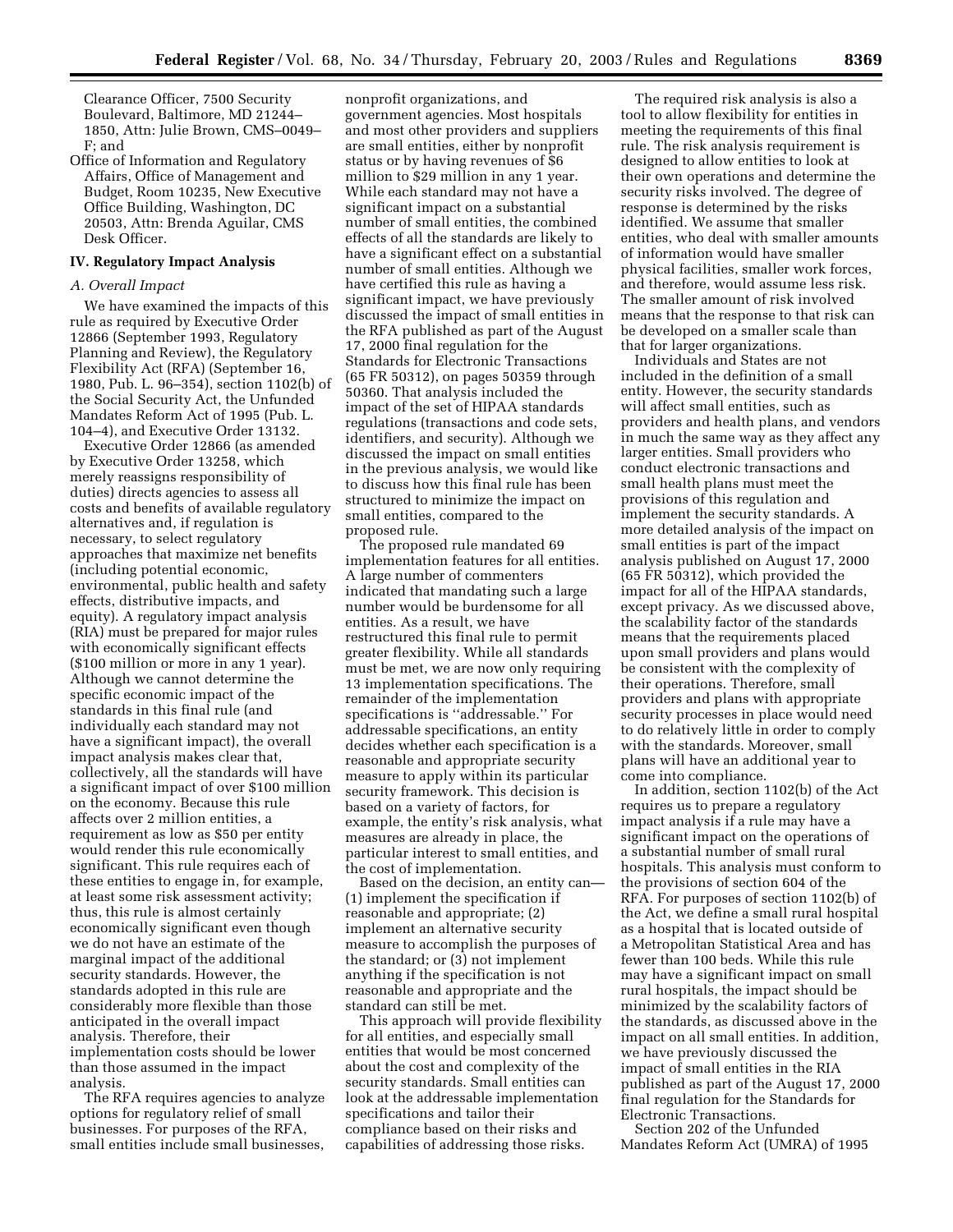Clearance Officer, 7500 Security Boulevard, Baltimore, MD 21244–1850, Attn: Julie Brown, CMS–0049–F; and

Office of Information and Regulatory Affairs, Office of Management and Budget, Room 10235, New Executive Office Building, Washington, DC 20503, Attn: Brenda Aguilar, CMS Desk Officer.

## IV. Regulatory Impact Analysis

### *A. Overall Impact*

We have examined the impacts of this rule as required by Executive Order 12866 (September 1993, Regulatory Planning and Review), the Regulatory Flexibility Act (RFA) (September 16, 1980, Pub. L. 96–354), section 1102(b) of the Social Security Act, the Unfunded Mandates Reform Act of 1995 (Pub. L. 104–4), and Executive Order 13132.

Executive Order 12866 (as amended by Executive Order 13258, which merely reassigns responsibility of duties) directs agencies to assess all costs and benefits of available regulatory alternatives and, if regulation is necessary, to select regulatory approaches that maximize net benefits (including potential economic, environmental, public health and safety effects, distributive impacts, and equity). A regulatory impact analysis (RIA) must be prepared for major rules with economically significant effects ($100 million or more in any 1 year). Although we cannot determine the specific economic impact of the standards in this final rule (and individually each standard may not have a significant impact), the overall impact analysis makes clear that, collectively, all the standards will have a significant impact of over $100 million on the economy. Because this rule affects over 2 million entities, a requirement as low as $50 per entity would render this rule economically significant. This rule requires each of these entities to engage in, for example, at least some risk assessment activity; thus, this rule is almost certainly economically significant even though we do not have an estimate of the marginal impact of the additional security standards. However, the standards adopted in this rule are considerably more flexible than those anticipated in the overall impact analysis. Therefore, their implementation costs should be lower than those assumed in the impact analysis.

The RFA requires agencies to analyze options for regulatory relief of small businesses. For purposes of the RFA, small entities include small businesses, nonprofit organizations, and government agencies. Most hospitals and most other providers and suppliers are small entities, either by nonprofit status or by having revenues of $6 million to $29 million in any 1 year. While each standard may not have a significant impact on a substantial number of small entities, the combined effects of all the standards are likely to have a significant effect on a substantial number of small entities. Although we have certified this rule as having a significant impact, we have previously discussed the impact of small entities in the RFA published as part of the August 17, 2000 final regulation for the Standards for Electronic Transactions (65 FR 50312), on pages 50359 through 50360. That analysis included the impact of the set of HIPAA standards regulations (transactions and code sets, identifiers, and security). Although we discussed the impact on small entities in the previous analysis, we would like to discuss how this final rule has been structured to minimize the impact on small entities, compared to the proposed rule.

The proposed rule mandated 69 implementation features for all entities. A large number of commenters indicated that mandating such a large number would be burdensome for all entities. As a result, we have restructured this final rule to permit greater flexibility. While all standards must be met, we are now only requiring 13 implementation specifications. The remainder of the implementation specifications is ''addressable.'' For addressable specifications, an entity decides whether each specification is a reasonable and appropriate security measure to apply within its particular security framework. This decision is based on a variety of factors, for example, the entity's risk analysis, what measures are already in place, the particular interest to small entities, and the cost of implementation.

Based on the decision, an entity can—(1) implement the specification if reasonable and appropriate; (2) implement an alternative security measure to accomplish the purposes of the standard; or (3) not implement anything if the specification is not reasonable and appropriate and the standard can still be met.

This approach will provide flexibility for all entities, and especially small entities that would be most concerned about the cost and complexity of the security standards. Small entities can look at the addressable implementation specifications and tailor their compliance based on their risks and capabilities of addressing those risks.

The required risk analysis is also a tool to allow flexibility for entities in meeting the requirements of this final rule. The risk analysis requirement is designed to allow entities to look at their own operations and determine the security risks involved. The degree of response is determined by the risks identified. We assume that smaller entities, who deal with smaller amounts of information would have smaller physical facilities, smaller work forces, and therefore, would assume less risk. The smaller amount of risk involved means that the response to that risk can be developed on a smaller scale than that for larger organizations.

Individuals and States are not included in the definition of a small entity. However, the security standards will affect small entities, such as providers and health plans, and vendors in much the same way as they affect any larger entities. Small providers who conduct electronic transactions and small health plans must meet the provisions of this regulation and implement the security standards. A more detailed analysis of the impact on small entities is part of the impact analysis published on August 17, 2000 (65 FR 50312), which provided the impact for all of the HIPAA standards, except privacy. As we discussed above, the scalability factor of the standards means that the requirements placed upon small providers and plans would be consistent with the complexity of their operations. Therefore, small providers and plans with appropriate security processes in place would need to do relatively little in order to comply with the standards. Moreover, small plans will have an additional year to come into compliance.

In addition, section 1102(b) of the Act requires us to prepare a regulatory impact analysis if a rule may have a significant impact on the operations of a substantial number of small rural hospitals. This analysis must conform to the provisions of section 604 of the RFA. For purposes of section 1102(b) of the Act, we define a small rural hospital as a hospital that is located outside of a Metropolitan Statistical Area and has fewer than 100 beds. While this rule may have a significant impact on small rural hospitals, the impact should be minimized by the scalability factors of the standards, as discussed above in the impact on all small entities. In addition, we have previously discussed the impact of small entities in the RIA published as part of the August 17, 2000 final regulation for the Standards for Electronic Transactions.

Section 202 of the Unfunded Mandates Reform Act (UMRA) of 1995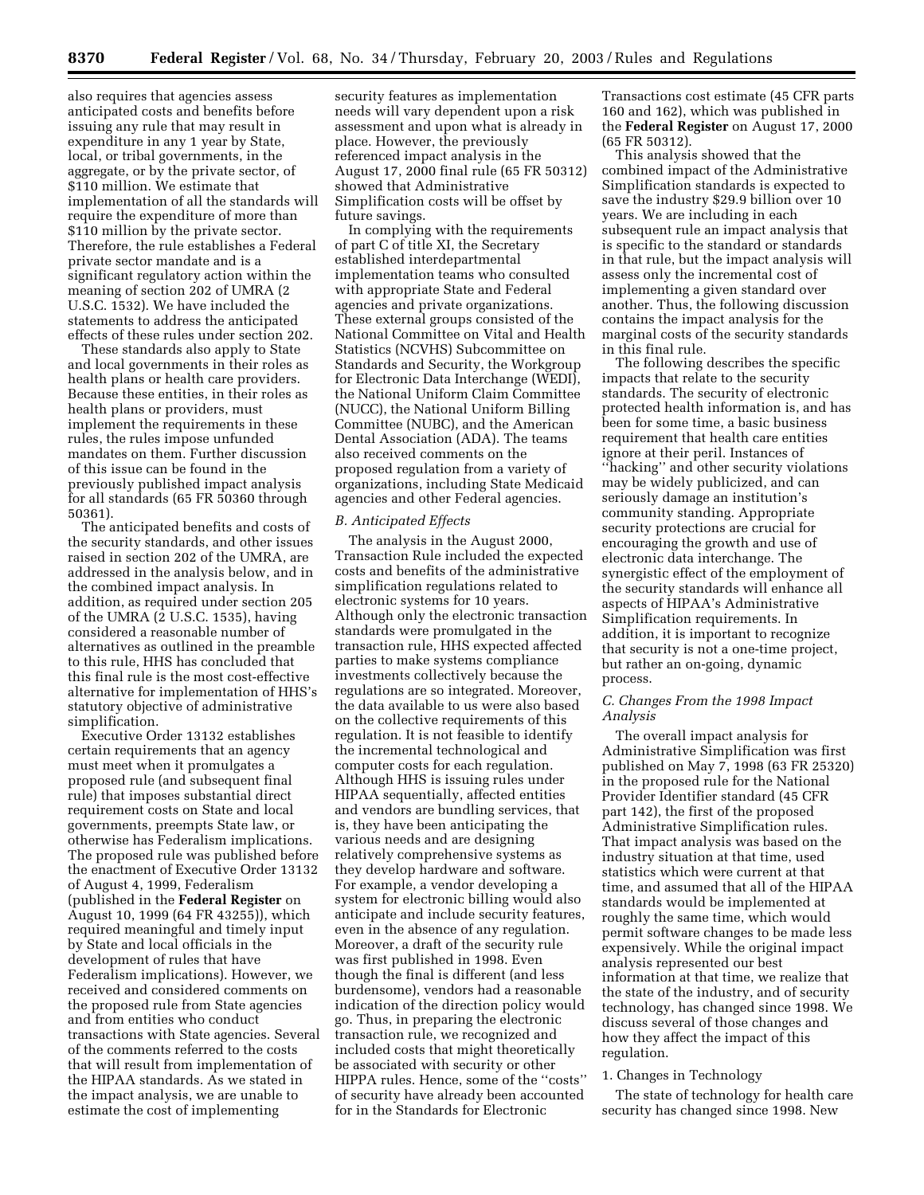also requires that agencies assess anticipated costs and benefits before issuing any rule that may result in expenditure in any 1 year by State, local, or tribal governments, in the aggregate, or by the private sector, of $110 million. We estimate that implementation of all the standards will require the expenditure of more than $110 million by the private sector. Therefore, the rule establishes a Federal private sector mandate and is a significant regulatory action within the meaning of section 202 of UMRA (2 U.S.C. 1532). We have included the statements to address the anticipated effects of these rules under section 202.

These standards also apply to State and local governments in their roles as health plans or health care providers. Because these entities, in their roles as health plans or providers, must implement the requirements in these rules, the rules impose unfunded mandates on them. Further discussion of this issue can be found in the previously published impact analysis for all standards (65 FR 50360 through 50361).

The anticipated benefits and costs of the security standards, and other issues raised in section 202 of the UMRA, are addressed in the analysis below, and in the combined impact analysis. In addition, as required under section 205 of the UMRA (2 U.S.C. 1535), having considered a reasonable number of alternatives as outlined in the preamble to this rule, HHS has concluded that this final rule is the most cost-effective alternative for implementation of HHS's statutory objective of administrative simplification.

Executive Order 13132 establishes certain requirements that an agency must meet when it promulgates a proposed rule (and subsequent final rule) that imposes substantial direct requirement costs on State and local governments, preempts State law, or otherwise has Federalism implications. The proposed rule was published before the enactment of Executive Order 13132 of August 4, 1999, Federalism (published in the **Federal Register** on August 10, 1999 (64 FR 43255)), which required meaningful and timely input by State and local officials in the development of rules that have Federalism implications). However, we received and considered comments on the proposed rule from State agencies and from entities who conduct transactions with State agencies. Several of the comments referred to the costs that will result from implementation of the HIPAA standards. As we stated in the impact analysis, we are unable to estimate the cost of implementing security features as implementation needs will vary dependent upon a risk assessment and upon what is already in place. However, the previously referenced impact analysis in the August 17, 2000 final rule (65 FR 50312) showed that Administrative Simplification costs will be offset by future savings.

In complying with the requirements of part C of title XI, the Secretary established interdepartmental implementation teams who consulted with appropriate State and Federal agencies and private organizations. These external groups consisted of the National Committee on Vital and Health Statistics (NCVHS) Subcommittee on Standards and Security, the Workgroup for Electronic Data Interchange (WEDI), the National Uniform Claim Committee (NUCC), the National Uniform Billing Committee (NUBC), and the American Dental Association (ADA). The teams also received comments on the proposed regulation from a variety of organizations, including State Medicaid agencies and other Federal agencies.

### *B. Anticipated Effects*

The analysis in the August 2000, Transaction Rule included the expected costs and benefits of the administrative simplification regulations related to electronic systems for 10 years. Although only the electronic transaction standards were promulgated in the transaction rule, HHS expected affected parties to make systems compliance investments collectively because the regulations are so integrated. Moreover, the data available to us were also based on the collective requirements of this regulation. It is not feasible to identify the incremental technological and computer costs for each regulation. Although HHS is issuing rules under HIPAA sequentially, affected entities and vendors are bundling services, that is, they have been anticipating the various needs and are designing relatively comprehensive systems as they develop hardware and software. For example, a vendor developing a system for electronic billing would also anticipate and include security features, even in the absence of any regulation. Moreover, a draft of the security rule was first published in 1998. Even though the final is different (and less burdensome), vendors had a reasonable indication of the direction policy would go. Thus, in preparing the electronic transaction rule, we recognized and included costs that might theoretically be associated with security or other HIPPA rules. Hence, some of the "costs" of security have already been accounted for in the Standards for Electronic Transactions cost estimate (45 CFR parts 160 and 162), which was published in the **Federal Register** on August 17, 2000 (65 FR 50312).

This analysis showed that the combined impact of the Administrative Simplification standards is expected to save the industry $29.9 billion over 10 years. We are including in each subsequent rule an impact analysis that is specific to the standard or standards in that rule, but the impact analysis will assess only the incremental cost of implementing a given standard over another. Thus, the following discussion contains the impact analysis for the marginal costs of the security standards in this final rule.

The following describes the specific impacts that relate to the security standards. The security of electronic protected health information is, and has been for some time, a basic business requirement that health care entities ignore at their peril. Instances of "hacking" and other security violations may be widely publicized, and can seriously damage an institution's community standing. Appropriate security protections are crucial for encouraging the growth and use of electronic data interchange. The synergistic effect of the employment of the security standards will enhance all aspects of HIPAA's Administrative Simplification requirements. In addition, it is important to recognize that security is not a one-time project, but rather an on-going, dynamic process.

### *C. Changes From the 1998 Impact Analysis*

The overall impact analysis for Administrative Simplification was first published on May 7, 1998 (63 FR 25320) in the proposed rule for the National Provider Identifier standard (45 CFR part 142), the first of the proposed Administrative Simplification rules. That impact analysis was based on the industry situation at that time, used statistics which were current at that time, and assumed that all of the HIPAA standards would be implemented at roughly the same time, which would permit software changes to be made less expensively. While the original impact analysis represented our best information at that time, we realize that the state of the industry, and of security technology, has changed since 1998. We discuss several of those changes and how they affect the impact of this regulation.

#### 1. Changes in Technology

The state of technology for health care security has changed since 1998. New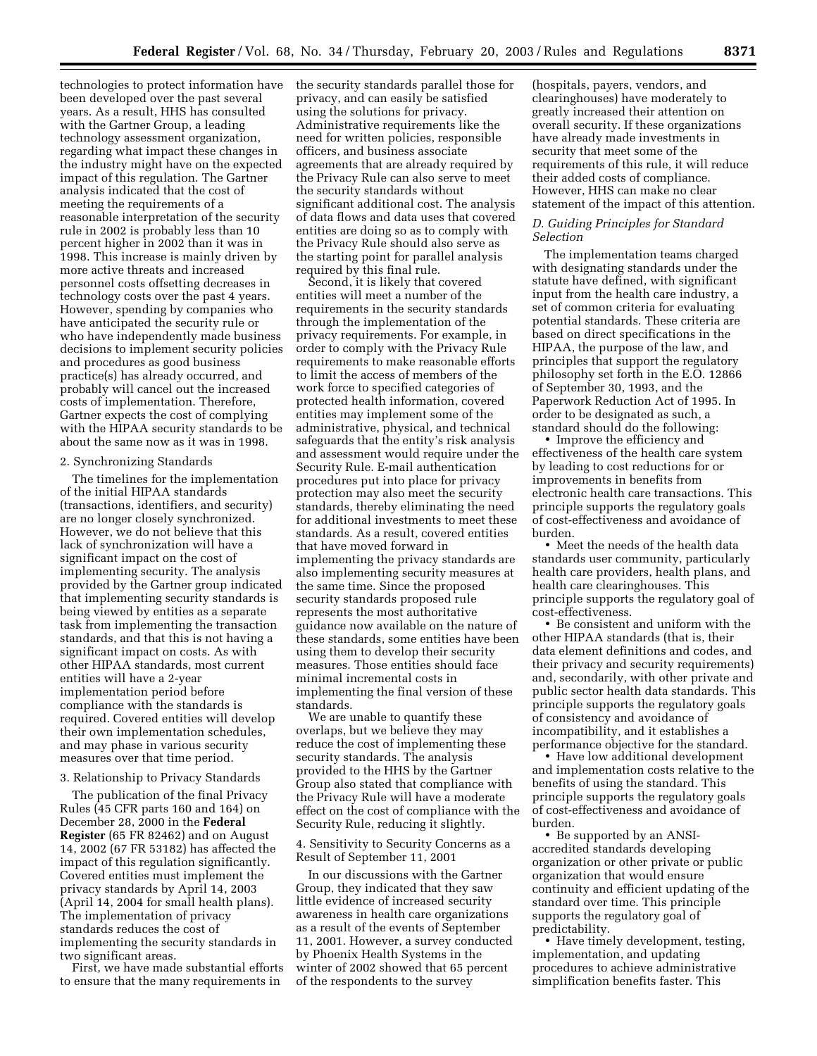technologies to protect information have been developed over the past several years. As a result, HHS has consulted with the Gartner Group, a leading technology assessment organization, regarding what impact these changes in the industry might have on the expected impact of this regulation. The Gartner analysis indicated that the cost of meeting the requirements of a reasonable interpretation of the security rule in 2002 is probably less than 10 percent higher in 2002 than it was in 1998. This increase is mainly driven by more active threats and increased personnel costs offsetting decreases in technology costs over the past 4 years. However, spending by companies who have anticipated the security rule or who have independently made business decisions to implement security policies and procedures as good business practice(s) has already occurred, and probably will cancel out the increased costs of implementation. Therefore, Gartner expects the cost of complying with the HIPAA security standards to be about the same now as it was in 1998.

2. Synchronizing Standards

The timelines for the implementation of the initial HIPAA standards (transactions, identifiers, and security) are no longer closely synchronized. However, we do not believe that this lack of synchronization will have a significant impact on the cost of implementing security. The analysis provided by the Gartner group indicated that implementing security standards is being viewed by entities as a separate task from implementing the transaction standards, and that this is not having a significant impact on costs. As with other HIPAA standards, most current entities will have a 2-year implementation period before compliance with the standards is required. Covered entities will develop their own implementation schedules, and may phase in various security measures over that time period.

3. Relationship to Privacy Standards

The publication of the final Privacy Rules (45 CFR parts 160 and 164) on December 28, 2000 in the **Federal Register** (65 FR 82462) and on August 14, 2002 (67 FR 53182) has affected the impact of this regulation significantly. Covered entities must implement the privacy standards by April 14, 2003 (April 14, 2004 for small health plans). The implementation of privacy standards reduces the cost of implementing the security standards in two significant areas.

First, we have made substantial efforts to ensure that the many requirements in the security standards parallel those for privacy, and can easily be satisfied using the solutions for privacy. Administrative requirements like the need for written policies, responsible officers, and business associate agreements that are already required by the Privacy Rule can also serve to meet the security standards without significant additional cost. The analysis of data flows and data uses that covered entities are doing so as to comply with the Privacy Rule should also serve as the starting point for parallel analysis required by this final rule.

Second, it is likely that covered entities will meet a number of the requirements in the security standards through the implementation of the privacy requirements. For example, in order to comply with the Privacy Rule requirements to make reasonable efforts to limit the access of members of the work force to specified categories of protected health information, covered entities may implement some of the administrative, physical, and technical safeguards that the entity's risk analysis and assessment would require under the Security Rule. E-mail authentication procedures put into place for privacy protection may also meet the security standards, thereby eliminating the need for additional investments to meet these standards. As a result, covered entities that have moved forward in implementing the privacy standards are also implementing security measures at the same time. Since the proposed security standards proposed rule represents the most authoritative guidance now available on the nature of these standards, some entities have been using them to develop their security measures. Those entities should face minimal incremental costs in implementing the final version of these standards.

We are unable to quantify these overlaps, but we believe they may reduce the cost of implementing these security standards. The analysis provided to the HHS by the Gartner Group also stated that compliance with the Privacy Rule will have a moderate effect on the cost of compliance with the Security Rule, reducing it slightly.

4. Sensitivity to Security Concerns as a Result of September 11, 2001

In our discussions with the Gartner Group, they indicated that they saw little evidence of increased security awareness in health care organizations as a result of the events of September 11, 2001. However, a survey conducted by Phoenix Health Systems in the winter of 2002 showed that 65 percent of the respondents to the survey (hospitals, payers, vendors, and clearinghouses) have moderately to greatly increased their attention on overall security. If these organizations have already made investments in security that meet some of the requirements of this rule, it will reduce their added costs of compliance. However, HHS can make no clear statement of the impact of this attention.

*D. Guiding Principles for Standard Selection*

The implementation teams charged with designating standards under the statute have defined, with significant input from the health care industry, a set of common criteria for evaluating potential standards. These criteria are based on direct specifications in the HIPAA, the purpose of the law, and principles that support the regulatory philosophy set forth in the E.O. 12866 of September 30, 1993, and the Paperwork Reduction Act of 1995. In order to be designated as such, a standard should do the following:

- Improve the efficiency and effectiveness of the health care system by leading to cost reductions for or improvements in benefits from electronic health care transactions. This principle supports the regulatory goals of cost-effectiveness and avoidance of burden.
- Meet the needs of the health data standards user community, particularly health care providers, health plans, and health care clearinghouses. This principle supports the regulatory goal of cost-effectiveness.
- Be consistent and uniform with the other HIPAA standards (that is, their data element definitions and codes, and their privacy and security requirements) and, secondarily, with other private and public sector health data standards. This principle supports the regulatory goals of consistency and avoidance of incompatibility, and it establishes a performance objective for the standard.
- Have low additional development and implementation costs relative to the benefits of using the standard. This principle supports the regulatory goals of cost-effectiveness and avoidance of burden.
- Be supported by an ANSI-accredited standards developing organization or other private or public organization that would ensure continuity and efficient updating of the standard over time. This principle supports the regulatory goal of predictability.
- Have timely development, testing, implementation, and updating procedures to achieve administrative simplification benefits faster. This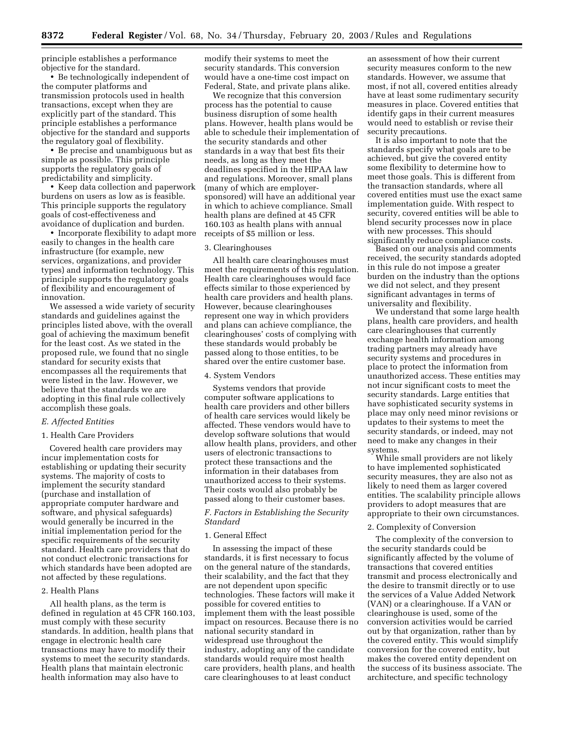principle establishes a performance objective for the standard.

- Be technologically independent of the computer platforms and transmission protocols used in health transactions, except when they are explicitly part of the standard. This principle establishes a performance objective for the standard and supports the regulatory goal of flexibility.
- Be precise and unambiguous but as simple as possible. This principle supports the regulatory goals of predictability and simplicity.
- Keep data collection and paperwork burdens on users as low as is feasible. This principle supports the regulatory goals of cost-effectiveness and avoidance of duplication and burden.
- Incorporate flexibility to adapt more easily to changes in the health care infrastructure (for example, new services, organizations, and provider types) and information technology. This principle supports the regulatory goals of flexibility and encouragement of innovation.

We assessed a wide variety of security standards and guidelines against the principles listed above, with the overall goal of achieving the maximum benefit for the least cost. As we stated in the proposed rule, we found that no single standard for security exists that encompasses all the requirements that were listed in the law. However, we believe that the standards we are adopting in this final rule collectively accomplish these goals.

### *E. Affected Entities*

#### 1. Health Care Providers

Covered health care providers may incur implementation costs for establishing or updating their security systems. The majority of costs to implement the security standard (purchase and installation of appropriate computer hardware and software, and physical safeguards) would generally be incurred in the initial implementation period for the specific requirements of the security standard. Health care providers that do not conduct electronic transactions for which standards have been adopted are not affected by these regulations.

#### 2. Health Plans

All health plans, as the term is defined in regulation at 45 CFR 160.103, must comply with these security standards. In addition, health plans that engage in electronic health care transactions may have to modify their systems to meet the security standards. Health plans that maintain electronic health information may also have to modify their systems to meet the security standards. This conversion would have a one-time cost impact on Federal, State, and private plans alike.

We recognize that this conversion process has the potential to cause business disruption of some health plans. However, health plans would be able to schedule their implementation of the security standards and other standards in a way that best fits their needs, as long as they meet the deadlines specified in the HIPAA law and regulations. Moreover, small plans (many of which are employer-sponsored) will have an additional year in which to achieve compliance. Small health plans are defined at 45 CFR 160.103 as health plans with annual receipts of $5 million or less.

#### 3. Clearinghouses

All health care clearinghouses must meet the requirements of this regulation. Health care clearinghouses would face effects similar to those experienced by health care providers and health plans. However, because clearinghouses represent one way in which providers and plans can achieve compliance, the clearinghouses' costs of complying with these standards would probably be passed along to those entities, to be shared over the entire customer base.

#### 4. System Vendors

Systems vendors that provide computer software applications to health care providers and other billers of health care services would likely be affected. These vendors would have to develop software solutions that would allow health plans, providers, and other users of electronic transactions to protect these transactions and the information in their databases from unauthorized access to their systems. Their costs would also probably be passed along to their customer bases.

### *F. Factors in Establishing the Security Standard*

#### 1. General Effect

In assessing the impact of these standards, it is first necessary to focus on the general nature of the standards, their scalability, and the fact that they are not dependent upon specific technologies. These factors will make it possible for covered entities to implement them with the least possible impact on resources. Because there is no national security standard in widespread use throughout the industry, adopting any of the candidate standards would require most health care providers, health plans, and health care clearinghouses to at least conduct an assessment of how their current security measures conform to the new standards. However, we assume that most, if not all, covered entities already have at least some rudimentary security measures in place. Covered entities that identify gaps in their current measures would need to establish or revise their security precautions.

It is also important to note that the standards specify what goals are to be achieved, but give the covered entity some flexibility to determine how to meet those goals. This is different from the transaction standards, where all covered entities must use the exact same implementation guide. With respect to security, covered entities will be able to blend security processes now in place with new processes. This should significantly reduce compliance costs.

Based on our analysis and comments received, the security standards adopted in this rule do not impose a greater burden on the industry than the options we did not select, and they present significant advantages in terms of universality and flexibility.

We understand that some large health plans, health care providers, and health care clearinghouses that currently exchange health information among trading partners may already have security systems and procedures in place to protect the information from unauthorized access. These entities may not incur significant costs to meet the security standards. Large entities that have sophisticated security systems in place may only need minor revisions or updates to their systems to meet the security standards, or indeed, may not need to make any changes in their systems.

While small providers are not likely to have implemented sophisticated security measures, they are also not as likely to need them as larger covered entities. The scalability principle allows providers to adopt measures that are appropriate to their own circumstances.

#### 2. Complexity of Conversion

The complexity of the conversion to the security standards could be significantly affected by the volume of transactions that covered entities transmit and process electronically and the desire to transmit directly or to use the services of a Value Added Network (VAN) or a clearinghouse. If a VAN or clearinghouse is used, some of the conversion activities would be carried out by that organization, rather than by the covered entity. This would simplify conversion for the covered entity, but makes the covered entity dependent on the success of its business associate. The architecture, and specific technology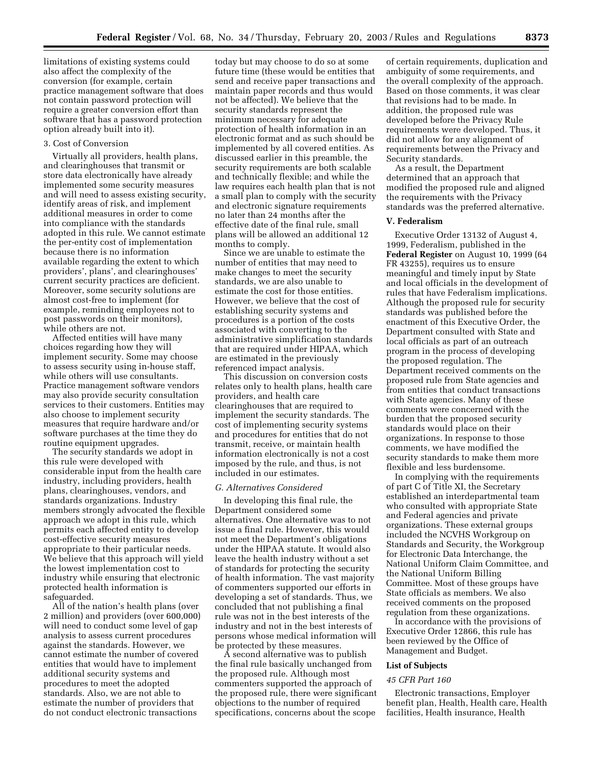limitations of existing systems could also affect the complexity of the conversion (for example, certain practice management software that does not contain password protection will require a greater conversion effort than software that has a password protection option already built into it).

3. Cost of Conversion

Virtually all providers, health plans, and clearinghouses that transmit or store data electronically have already implemented some security measures and will need to assess existing security, identify areas of risk, and implement additional measures in order to come into compliance with the standards adopted in this rule. We cannot estimate the per-entity cost of implementation because there is no information available regarding the extent to which providers', plans', and clearinghouses' current security practices are deficient. Moreover, some security solutions are almost cost-free to implement (for example, reminding employees not to post passwords on their monitors), while others are not.

Affected entities will have many choices regarding how they will implement security. Some may choose to assess security using in-house staff, while others will use consultants. Practice management software vendors may also provide security consultation services to their customers. Entities may also choose to implement security measures that require hardware and/or software purchases at the time they do routine equipment upgrades.

The security standards we adopt in this rule were developed with considerable input from the health care industry, including providers, health plans, clearinghouses, vendors, and standards organizations. Industry members strongly advocated the flexible approach we adopt in this rule, which permits each affected entity to develop cost-effective security measures appropriate to their particular needs. We believe that this approach will yield the lowest implementation cost to industry while ensuring that electronic protected health information is safeguarded.

All of the nation's health plans (over 2 million) and providers (over 600,000) will need to conduct some level of gap analysis to assess current procedures against the standards. However, we cannot estimate the number of covered entities that would have to implement additional security systems and procedures to meet the adopted standards. Also, we are not able to estimate the number of providers that do not conduct electronic transactions today but may choose to do so at some future time (these would be entities that send and receive paper transactions and maintain paper records and thus would not be affected). We believe that the security standards represent the minimum necessary for adequate protection of health information in an electronic format and as such should be implemented by all covered entities. As discussed earlier in this preamble, the security requirements are both scalable and technically flexible; and while the law requires each health plan that is not a small plan to comply with the security and electronic signature requirements no later than 24 months after the effective date of the final rule, small plans will be allowed an additional 12 months to comply.

Since we are unable to estimate the number of entities that may need to make changes to meet the security standards, we are also unable to estimate the cost for those entities. However, we believe that the cost of establishing security systems and procedures is a portion of the costs associated with converting to the administrative simplification standards that are required under HIPAA, which are estimated in the previously referenced impact analysis.

This discussion on conversion costs relates only to health plans, health care providers, and health care clearinghouses that are required to implement the security standards. The cost of implementing security systems and procedures for entities that do not transmit, receive, or maintain health information electronically is not a cost imposed by the rule, and thus, is not included in our estimates.

### *G. Alternatives Considered*

In developing this final rule, the Department considered some alternatives. One alternative was to not issue a final rule. However, this would not meet the Department's obligations under the HIPAA statute. It would also leave the health industry without a set of standards for protecting the security of health information. The vast majority of commenters supported our efforts in developing a set of standards. Thus, we concluded that not publishing a final rule was not in the best interests of the industry and not in the best interests of persons whose medical information will be protected by these measures.

A second alternative was to publish the final rule basically unchanged from the proposed rule. Although most commenters supported the approach of the proposed rule, there were significant objections to the number of required specifications, concerns about the scope of certain requirements, duplication and ambiguity of some requirements, and the overall complexity of the approach. Based on those comments, it was clear that revisions had to be made. In addition, the proposed rule was developed before the Privacy Rule requirements were developed. Thus, it did not allow for any alignment of requirements between the Privacy and Security standards.

As a result, the Department determined that an approach that modified the proposed rule and aligned the requirements with the Privacy standards was the preferred alternative.

## V. Federalism

Executive Order 13132 of August 4, 1999, Federalism, published in the **Federal Register** on August 10, 1999 (64 FR 43255), requires us to ensure meaningful and timely input by State and local officials in the development of rules that have Federalism implications. Although the proposed rule for security standards was published before the enactment of this Executive Order, the Department consulted with State and local officials as part of an outreach program in the process of developing the proposed regulation. The Department received comments on the proposed rule from State agencies and from entities that conduct transactions with State agencies. Many of these comments were concerned with the burden that the proposed security standards would place on their organizations. In response to those comments, we have modified the security standards to make them more flexible and less burdensome.

In complying with the requirements of part C of Title XI, the Secretary established an interdepartmental team who consulted with appropriate State and Federal agencies and private organizations. These external groups included the NCVHS Workgroup on Standards and Security, the Workgroup for Electronic Data Interchange, the National Uniform Claim Committee, and the National Uniform Billing Committee. Most of these groups have State officials as members. We also received comments on the proposed regulation from these organizations.

In accordance with the provisions of Executive Order 12866, this rule has been reviewed by the Office of Management and Budget.

### List of Subjects

*45 CFR Part 160*

Electronic transactions, Employer benefit plan, Health, Health care, Health facilities, Health insurance, Health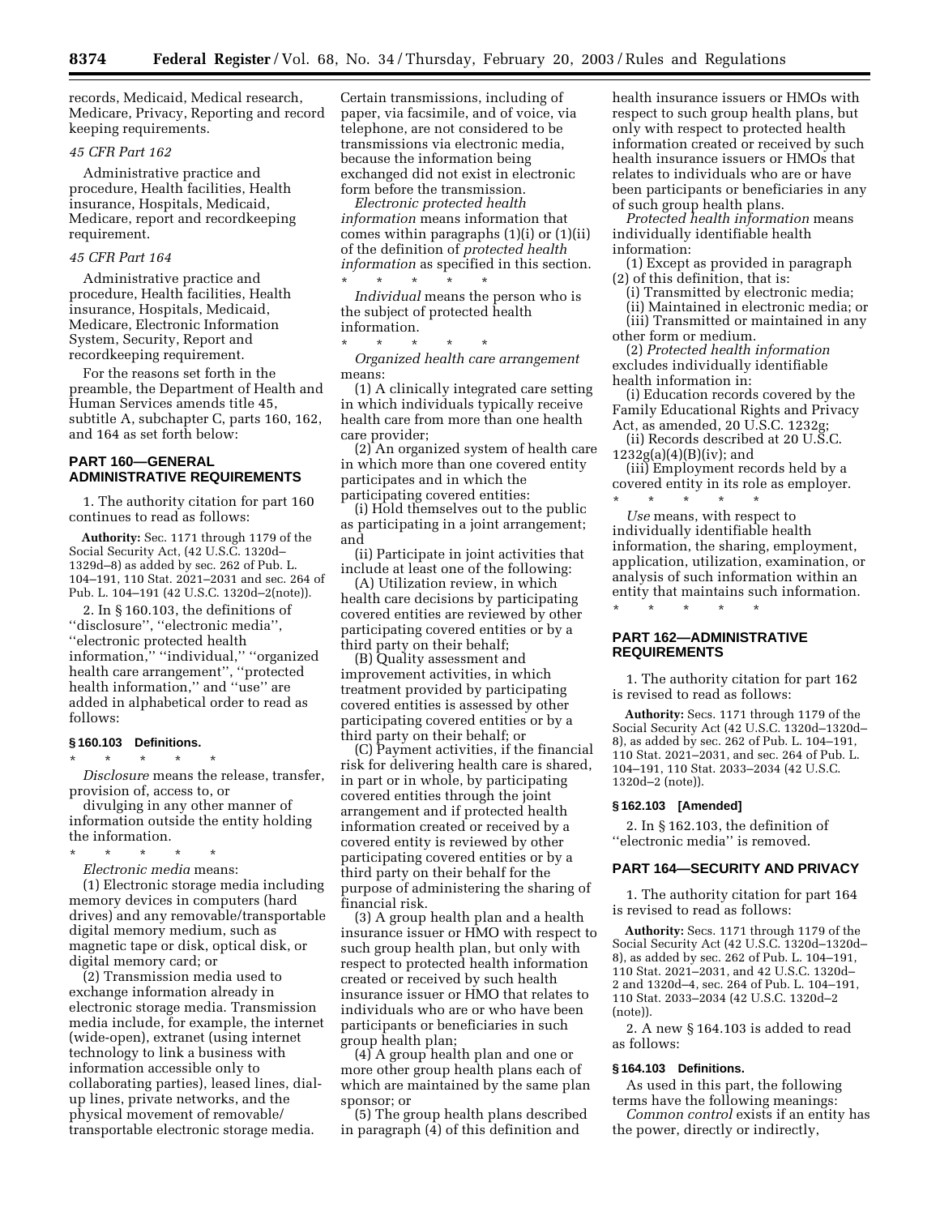records, Medicaid, Medical research, Medicare, Privacy, Reporting and record keeping requirements.

*45 CFR Part 162*

Administrative practice and procedure, Health facilities, Health insurance, Hospitals, Medicaid, Medicare, report and recordkeeping requirement.

*45 CFR Part 164*

Administrative practice and procedure, Health facilities, Health insurance, Hospitals, Medicaid, Medicare, Electronic Information System, Security, Report and recordkeeping requirement.

For the reasons set forth in the preamble, the Department of Health and Human Services amends title 45, subtitle A, subchapter C, parts 160, 162, and 164 as set forth below:

## PART 160—GENERAL ADMINISTRATIVE REQUIREMENTS

1. The authority citation for part 160 continues to read as follows:

**Authority:** Sec. 1171 through 1179 of the Social Security Act, (42 U.S.C. 1320d–1329d–8) as added by sec. 262 of Pub. L. 104–191, 110 Stat. 2021–2031 and sec. 264 of Pub. L. 104–191 (42 U.S.C. 1320d–2(note)).

2. In § 160.103, the definitions of ''disclosure'', ''electronic media'', ''electronic protected health information,'' ''individual,'' ''organized health care arrangement'', ''protected health information,'' and ''use'' are added in alphabetical order to read as follows:

### § 160.103 Definitions.

\* \* \* \* \*

*Disclosure* means the release, transfer, provision of, access to, or divulging in any other manner of information outside the entity holding the information.

\* \* \* \* \*

*Electronic media* means:

(1) Electronic storage media including memory devices in computers (hard drives) and any removable/transportable digital memory medium, such as magnetic tape or disk, optical disk, or digital memory card; or

(2) Transmission media used to exchange information already in electronic storage media. Transmission media include, for example, the internet (wide-open), extranet (using internet technology to link a business with information accessible only to collaborating parties), leased lines, dial-up lines, private networks, and the physical movement of removable/transportable electronic storage media. Certain transmissions, including of paper, via facsimile, and of voice, via telephone, are not considered to be transmissions via electronic media, because the information being exchanged did not exist in electronic form before the transmission.

*Electronic protected health information* means information that comes within paragraphs (1)(i) or (1)(ii) of the definition of *protected health information* as specified in this section.

\* \* \* \* \*

*Individual* means the person who is the subject of protected health information.

\* \* \* \* \*

*Organized health care arrangement* means:

(1) A clinically integrated care setting in which individuals typically receive health care from more than one health care provider;

(2) An organized system of health care in which more than one covered entity participates and in which the participating covered entities:

(i) Hold themselves out to the public as participating in a joint arrangement; and

(ii) Participate in joint activities that include at least one of the following:

(A) Utilization review, in which health care decisions by participating covered entities are reviewed by other participating covered entities or by a third party on their behalf;

(B) Quality assessment and improvement activities, in which treatment provided by participating covered entities is assessed by other participating covered entities or by a third party on their behalf; or

(C) Payment activities, if the financial risk for delivering health care is shared, in part or in whole, by participating covered entities through the joint arrangement and if protected health information created or received by a covered entity is reviewed by other participating covered entities or by a third party on their behalf for the purpose of administering the sharing of financial risk.

(3) A group health plan and a health insurance issuer or HMO with respect to such group health plan, but only with respect to protected health information created or received by such health insurance issuer or HMO that relates to individuals who are or who have been participants or beneficiaries in such group health plan;

(4) A group health plan and one or more other group health plans each of which are maintained by the same plan sponsor; or

(5) The group health plans described in paragraph (4) of this definition and health insurance issuers or HMOs with respect to such group health plans, but only with respect to protected health information created or received by such health insurance issuers or HMOs that relates to individuals who are or have been participants or beneficiaries in any of such group health plans.

*Protected health information* means individually identifiable health information:

(1) Except as provided in paragraph (2) of this definition, that is:

(i) Transmitted by electronic media;

(ii) Maintained in electronic media; or

(iii) Transmitted or maintained in any other form or medium.

(2) *Protected health information* excludes individually identifiable health information in:

(i) Education records covered by the Family Educational Rights and Privacy Act, as amended, 20 U.S.C. 1232g;

(ii) Records described at 20 U.S.C. 1232g(a)(4)(B)(iv); and

(iii) Employment records held by a covered entity in its role as employer.

\* \* \* \* \*

*Use* means, with respect to individually identifiable health information, the sharing, employment, application, utilization, examination, or analysis of such information within an entity that maintains such information.

\* \* \* \* \*

## PART 162—ADMINISTRATIVE REQUIREMENTS

1. The authority citation for part 162 is revised to read as follows:

**Authority:** Secs. 1171 through 1179 of the Social Security Act (42 U.S.C. 1320d–1320d–8), as added by sec. 262 of Pub. L. 104–191, 110 Stat. 2021–2031, and sec. 264 of Pub. L. 104–191, 110 Stat. 2033–2034 (42 U.S.C. 1320d–2 (note)).

### § 162.103 [Amended]

2. In § 162.103, the definition of ''electronic media'' is removed.

## PART 164—SECURITY AND PRIVACY

1. The authority citation for part 164 is revised to read as follows:

**Authority:** Secs. 1171 through 1179 of the Social Security Act (42 U.S.C. 1320d–1320d–8), as added by sec. 262 of Pub. L. 104–191, 110 Stat. 2021–2031, and 42 U.S.C. 1320d–2 and 1320d–4, sec. 264 of Pub. L. 104–191, 110 Stat. 2033–2034 (42 U.S.C. 1320d–2 (note)).

2. A new § 164.103 is added to read as follows:

### § 164.103 Definitions.

As used in this part, the following terms have the following meanings:

*Common control* exists if an entity has the power, directly or indirectly,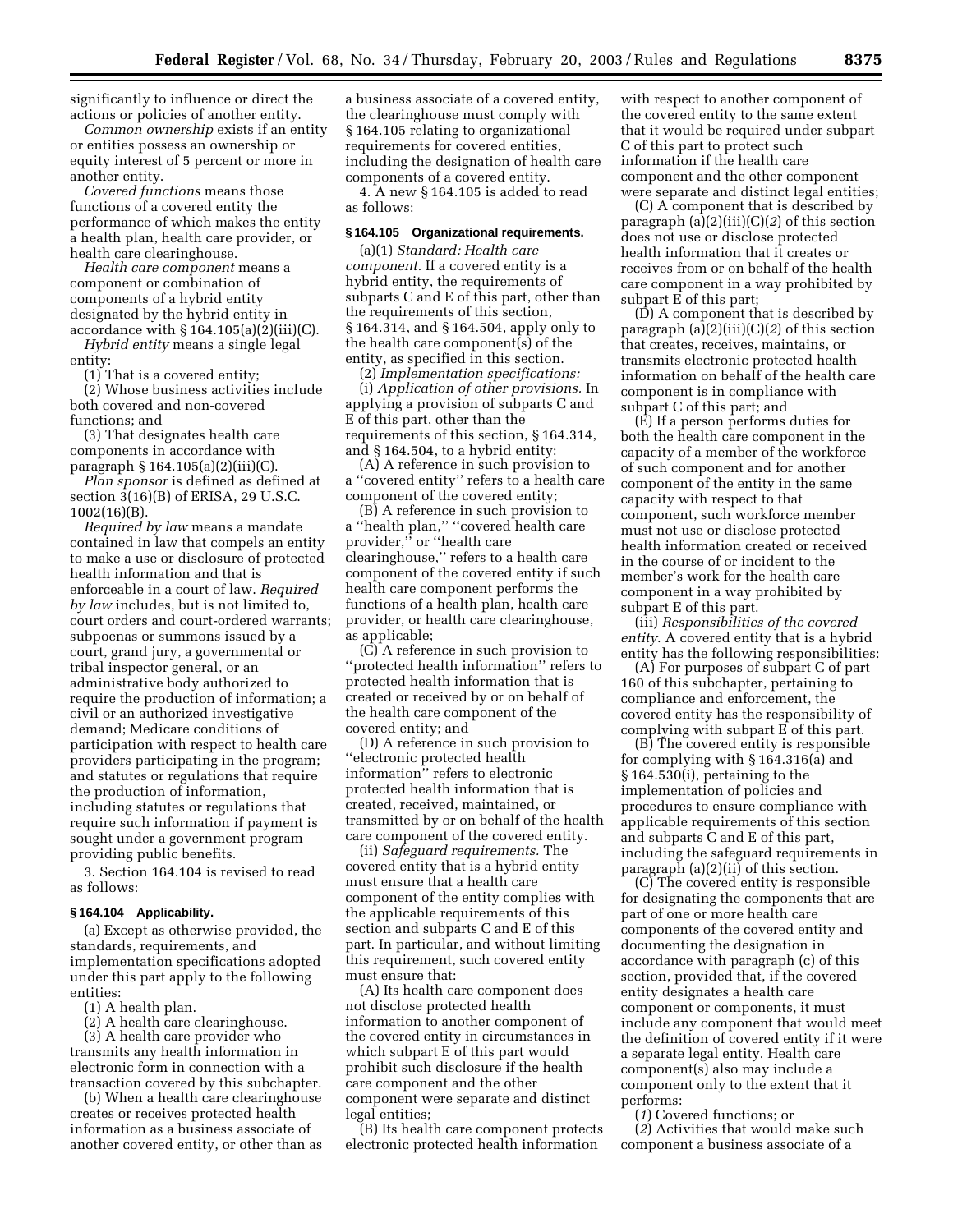significantly to influence or direct the actions or policies of another entity.

*Common ownership* exists if an entity or entities possess an ownership or equity interest of 5 percent or more in another entity.

*Covered functions* means those functions of a covered entity the performance of which makes the entity a health plan, health care provider, or health care clearinghouse.

*Health care component* means a component or combination of components of a hybrid entity designated by the hybrid entity in accordance with § 164.105(a)(2)(iii)(C).

*Hybrid entity* means a single legal entity:

(1) That is a covered entity;

(2) Whose business activities include both covered and non-covered functions; and

(3) That designates health care components in accordance with paragraph § 164.105(a)(2)(iii)(C).

*Plan sponsor* is defined as defined at section 3(16)(B) of ERISA, 29 U.S.C. 1002(16)(B).

*Required by law* means a mandate contained in law that compels an entity to make a use or disclosure of protected health information and that is enforceable in a court of law. *Required by law* includes, but is not limited to, court orders and court-ordered warrants; subpoenas or summons issued by a court, grand jury, a governmental or tribal inspector general, or an administrative body authorized to require the production of information; a civil or an authorized investigative demand; Medicare conditions of participation with respect to health care providers participating in the program; and statutes or regulations that require the production of information, including statutes or regulations that require such information if payment is sought under a government program providing public benefits.

3. Section 164.104 is revised to read as follows:

### § 164.104 Applicability.

(a) Except as otherwise provided, the standards, requirements, and implementation specifications adopted under this part apply to the following entities:

(1) A health plan.

(2) A health care clearinghouse.

(3) A health care provider who transmits any health information in electronic form in connection with a transaction covered by this subchapter.

(b) When a health care clearinghouse creates or receives protected health information as a business associate of another covered entity, or other than as a business associate of a covered entity, the clearinghouse must comply with § 164.105 relating to organizational requirements for covered entities, including the designation of health care components of a covered entity.

4. A new § 164.105 is added to read as follows:

### § 164.105 Organizational requirements.

(a)(1) *Standard: Health care component.* If a covered entity is a hybrid entity, the requirements of subparts C and E of this part, other than the requirements of this section, § 164.314, and § 164.504, apply only to the health care component(s) of the entity, as specified in this section.

(2) *Implementation specifications:*

(i) *Application of other provisions.* In applying a provision of subparts C and E of this part, other than the requirements of this section, § 164.314, and § 164.504, to a hybrid entity:

(A) A reference in such provision to a ''covered entity'' refers to a health care component of the covered entity;

(B) A reference in such provision to a ''health plan,'' ''covered health care provider,'' or ''health care clearinghouse,'' refers to a health care component of the covered entity if such health care component performs the functions of a health plan, health care provider, or health care clearinghouse, as applicable;

(C) A reference in such provision to ''protected health information'' refers to protected health information that is created or received by or on behalf of the health care component of the covered entity; and

(D) A reference in such provision to ''electronic protected health information'' refers to electronic protected health information that is created, received, maintained, or transmitted by or on behalf of the health care component of the covered entity.

(ii) *Safeguard requirements.* The covered entity that is a hybrid entity must ensure that a health care component of the entity complies with the applicable requirements of this section and subparts C and E of this part. In particular, and without limiting this requirement, such covered entity must ensure that:

(A) Its health care component does not disclose protected health information to another component of the covered entity in circumstances in which subpart E of this part would prohibit such disclosure if the health care component and the other component were separate and distinct legal entities;

(B) Its health care component protects electronic protected health information with respect to another component of the covered entity to the same extent that it would be required under subpart C of this part to protect such information if the health care component and the other component were separate and distinct legal entities;

(C) A component that is described by paragraph (a)(2)(iii)(C)(*2*) of this section does not use or disclose protected health information that it creates or receives from or on behalf of the health care component in a way prohibited by subpart E of this part;

(D) A component that is described by paragraph (a)(2)(iii)(C)(*2*) of this section that creates, receives, maintains, or transmits electronic protected health information on behalf of the health care component is in compliance with subpart C of this part; and

(E) If a person performs duties for both the health care component in the capacity of a member of the workforce of such component and for another component of the entity in the same capacity with respect to that component, such workforce member must not use or disclose protected health information created or received in the course of or incident to the member's work for the health care component in a way prohibited by subpart E of this part.

(iii) *Responsibilities of the covered entity.* A covered entity that is a hybrid entity has the following responsibilities:

(A) For purposes of subpart C of part 160 of this subchapter, pertaining to compliance and enforcement, the covered entity has the responsibility of complying with subpart E of this part.

(B) The covered entity is responsible for complying with § 164.316(a) and § 164.530(i), pertaining to the implementation of policies and procedures to ensure compliance with applicable requirements of this section and subparts C and E of this part, including the safeguard requirements in paragraph (a)(2)(ii) of this section.

(C) The covered entity is responsible for designating the components that are part of one or more health care components of the covered entity and documenting the designation in accordance with paragraph (c) of this section, provided that, if the covered entity designates a health care component or components, it must include any component that would meet the definition of covered entity if it were a separate legal entity. Health care component(s) also may include a component only to the extent that it performs:

(*1*) Covered functions; or

(*2*) Activities that would make such component a business associate of a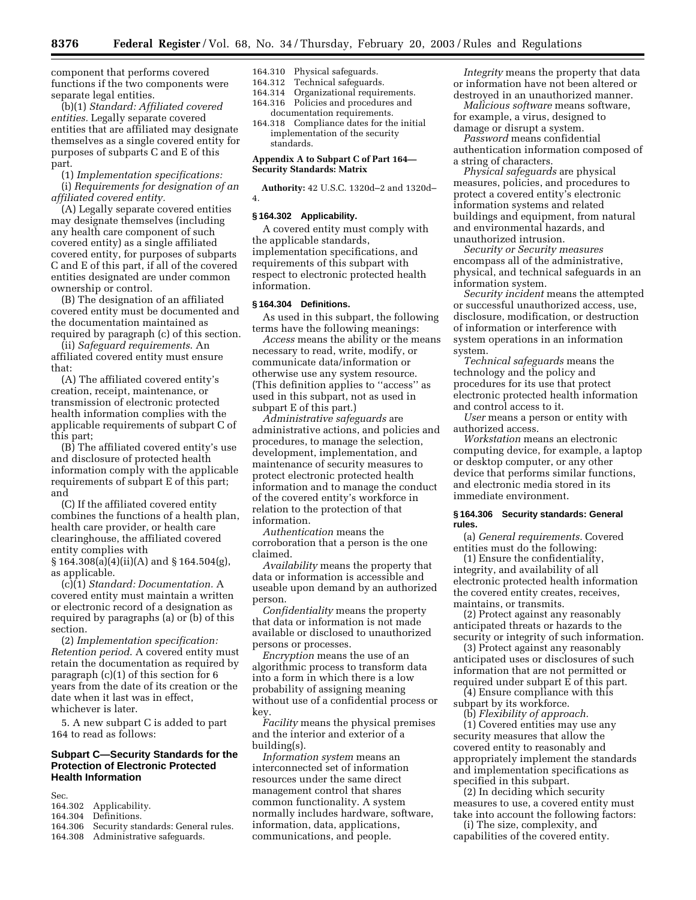component that performs covered functions if the two components were separate legal entities.

(b)(1) *Standard: Affiliated covered entities.* Legally separate covered entities that are affiliated may designate themselves as a single covered entity for purposes of subparts C and E of this part.

(1) *Implementation specifications:*

(i) *Requirements for designation of an affiliated covered entity.*

(A) Legally separate covered entities may designate themselves (including any health care component of such covered entity) as a single affiliated covered entity, for purposes of subparts C and E of this part, if all of the covered entities designated are under common ownership or control.

(B) The designation of an affiliated covered entity must be documented and the documentation maintained as required by paragraph (c) of this section.

(ii) *Safeguard requirements.* An affiliated covered entity must ensure that:

(A) The affiliated covered entity's creation, receipt, maintenance, or transmission of electronic protected health information complies with the applicable requirements of subpart C of this part;

(B) The affiliated covered entity's use and disclosure of protected health information comply with the applicable requirements of subpart E of this part; and

(C) If the affiliated covered entity combines the functions of a health plan, health care provider, or health care clearinghouse, the affiliated covered entity complies with § 164.308(a)(4)(ii)(A) and § 164.504(g), as applicable.

(c)(1) *Standard: Documentation.* A covered entity must maintain a written or electronic record of a designation as required by paragraphs (a) or (b) of this section.

(2) *Implementation specification: Retention period.* A covered entity must retain the documentation as required by paragraph (c)(1) of this section for 6 years from the date of its creation or the date when it last was in effect, whichever is later.

5. A new subpart C is added to part 164 to read as follows:

## Subpart C—Security Standards for the Protection of Electronic Protected Health Information

Sec.
164.302 Applicability.
164.304 Definitions.
164.306 Security standards: General rules.
164.308 Administrative safeguards.
164.310 Physical safeguards.
164.312 Technical safeguards.
164.314 Organizational requirements.
164.316 Policies and procedures and documentation requirements.
164.318 Compliance dates for the initial implementation of the security standards.

**Appendix A to Subpart C of Part 164—Security Standards: Matrix**

**Authority:** 42 U.S.C. 1320d–2 and 1320d–4.

### § 164.302 Applicability.

A covered entity must comply with the applicable standards, implementation specifications, and requirements of this subpart with respect to electronic protected health information.

### § 164.304 Definitions.

As used in this subpart, the following terms have the following meanings:

*Access* means the ability or the means necessary to read, write, modify, or communicate data/information or otherwise use any system resource. (This definition applies to ''access'' as used in this subpart, not as used in subpart E of this part.)

*Administrative safeguards* are administrative actions, and policies and procedures, to manage the selection, development, implementation, and maintenance of security measures to protect electronic protected health information and to manage the conduct of the covered entity's workforce in relation to the protection of that information.

*Authentication* means the corroboration that a person is the one claimed.

*Availability* means the property that data or information is accessible and useable upon demand by an authorized person.

*Confidentiality* means the property that data or information is not made available or disclosed to unauthorized persons or processes.

*Encryption* means the use of an algorithmic process to transform data into a form in which there is a low probability of assigning meaning without use of a confidential process or key.

*Facility* means the physical premises and the interior and exterior of a building(s).

*Information system* means an interconnected set of information resources under the same direct management control that shares common functionality. A system normally includes hardware, software, information, data, applications, communications, and people.

*Integrity* means the property that data or information have not been altered or destroyed in an unauthorized manner.

*Malicious software* means software, for example, a virus, designed to damage or disrupt a system.

*Password* means confidential authentication information composed of a string of characters.

*Physical safeguards* are physical measures, policies, and procedures to protect a covered entity's electronic information systems and related buildings and equipment, from natural and environmental hazards, and unauthorized intrusion.

*Security or Security measures* encompass all of the administrative, physical, and technical safeguards in an information system.

*Security incident* means the attempted or successful unauthorized access, use, disclosure, modification, or destruction of information or interference with system operations in an information system.

*Technical safeguards* means the technology and the policy and procedures for its use that protect electronic protected health information and control access to it.

*User* means a person or entity with authorized access.

*Workstation* means an electronic computing device, for example, a laptop or desktop computer, or any other device that performs similar functions, and electronic media stored in its immediate environment.

### § 164.306 Security standards: General rules.

(a) *General requirements.* Covered entities must do the following:

(1) Ensure the confidentiality, integrity, and availability of all electronic protected health information the covered entity creates, receives, maintains, or transmits.

(2) Protect against any reasonably anticipated threats or hazards to the security or integrity of such information.

(3) Protect against any reasonably anticipated uses or disclosures of such information that are not permitted or required under subpart E of this part.

(4) Ensure compliance with this subpart by its workforce.

(b) *Flexibility of approach.*

(1) Covered entities may use any security measures that allow the covered entity to reasonably and appropriately implement the standards and implementation specifications as specified in this subpart.

(2) In deciding which security measures to use, a covered entity must take into account the following factors:

(i) The size, complexity, and capabilities of the covered entity.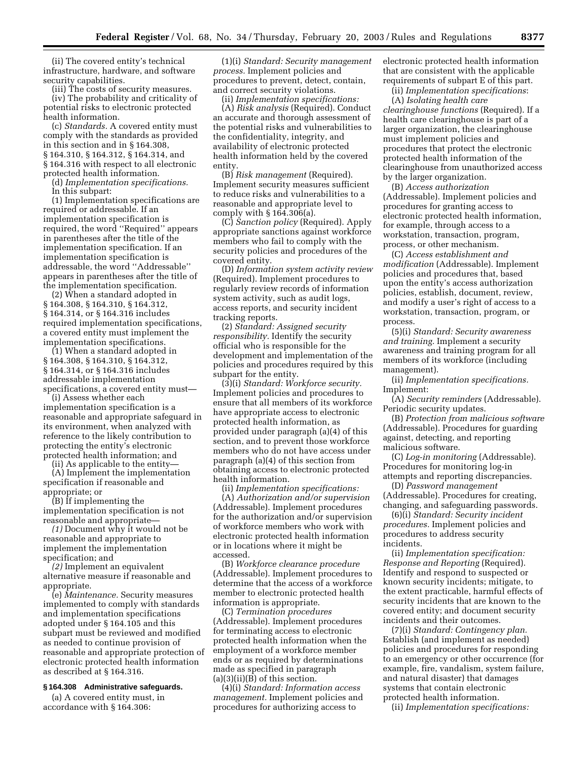(ii) The covered entity's technical infrastructure, hardware, and software security capabilities.

(iii) The costs of security measures.

(iv) The probability and criticality of potential risks to electronic protected health information.

(c) *Standards.* A covered entity must comply with the standards as provided in this section and in § 164.308, § 164.310, § 164.312, § 164.314, and § 164.316 with respect to all electronic protected health information.

(d) *Implementation specifications.* In this subpart:

(1) Implementation specifications are required or addressable. If an implementation specification is required, the word "Required" appears in parentheses after the title of the implementation specification. If an implementation specification is addressable, the word "Addressable" appears in parentheses after the title of the implementation specification.

(2) When a standard adopted in § 164.308, § 164.310, § 164.312, § 164.314, or § 164.316 includes required implementation specifications, a covered entity must implement the implementation specifications.

(3) When a standard adopted in § 164.308, § 164.310, § 164.312, § 164.314, or § 164.316 includes addressable implementation specifications, a covered entity must—

(i) Assess whether each implementation specification is a reasonable and appropriate safeguard in its environment, when analyzed with reference to the likely contribution to protecting the entity's electronic protected health information; and

(ii) As applicable to the entity—

(A) Implement the implementation specification if reasonable and appropriate; or

(B) If implementing the implementation specification is not reasonable and appropriate—

*(1)* Document why it would not be reasonable and appropriate to implement the implementation specification; and

*(2)* Implement an equivalent alternative measure if reasonable and appropriate.

(e) *Maintenance.* Security measures implemented to comply with standards and implementation specifications adopted under § 164.105 and this subpart must be reviewed and modified as needed to continue provision of reasonable and appropriate protection of electronic protected health information as described at § 164.316.

### § 164.308 Administrative safeguards.

(a) A covered entity must, in accordance with § 164.306:

(1)(i) *Standard: Security management process.* Implement policies and procedures to prevent, detect, contain, and correct security violations.

(ii) *Implementation specifications:*

(A) *Risk analysis* (Required). Conduct an accurate and thorough assessment of the potential risks and vulnerabilities to the confidentiality, integrity, and availability of electronic protected health information held by the covered entity.

(B) *Risk management* (Required). Implement security measures sufficient to reduce risks and vulnerabilities to a reasonable and appropriate level to comply with § 164.306(a).

(C) *Sanction policy* (Required). Apply appropriate sanctions against workforce members who fail to comply with the security policies and procedures of the covered entity.

(D) *Information system activity review* (Required). Implement procedures to regularly review records of information system activity, such as audit logs, access reports, and security incident tracking reports.

(2) *Standard: Assigned security responsibility.* Identify the security official who is responsible for the development and implementation of the policies and procedures required by this subpart for the entity.

(3)(i) *Standard: Workforce security.* Implement policies and procedures to ensure that all members of its workforce have appropriate access to electronic protected health information, as provided under paragraph (a)(4) of this section, and to prevent those workforce members who do not have access under paragraph (a)(4) of this section from obtaining access to electronic protected health information.

(ii) *Implementation specifications:*

(A) *Authorization and/or supervision* (Addressable). Implement procedures for the authorization and/or supervision of workforce members who work with electronic protected health information or in locations where it might be accessed.

(B) *Workforce clearance procedure* (Addressable). Implement procedures to determine that the access of a workforce member to electronic protected health information is appropriate.

(C) *Termination procedures* (Addressable). Implement procedures for terminating access to electronic protected health information when the employment of a workforce member ends or as required by determinations made as specified in paragraph (a)(3)(ii)(B) of this section.

(4)(i) *Standard: Information access management.* Implement policies and procedures for authorizing access to electronic protected health information that are consistent with the applicable requirements of subpart E of this part.

(ii) *Implementation specifications*:

(A) *Isolating health care clearinghouse functions* (Required). If a health care clearinghouse is part of a larger organization, the clearinghouse must implement policies and procedures that protect the electronic protected health information of the clearinghouse from unauthorized access by the larger organization.

(B) *Access authorization* (Addressable). Implement policies and procedures for granting access to electronic protected health information, for example, through access to a workstation, transaction, program, process, or other mechanism.

(C) *Access establishment and modification* (Addressable). Implement policies and procedures that, based upon the entity's access authorization policies, establish, document, review, and modify a user's right of access to a workstation, transaction, program, or process.

(5)(i) *Standard: Security awareness and training.* Implement a security awareness and training program for all members of its workforce (including management).

(ii) *Implementation specifications.* Implement:

(A) *Security reminders* (Addressable). Periodic security updates.

(B) *Protection from malicious software* (Addressable). Procedures for guarding against, detecting, and reporting malicious software.

(C) *Log-in monitoring* (Addressable). Procedures for monitoring log-in attempts and reporting discrepancies.

(D) *Password management* (Addressable). Procedures for creating, changing, and safeguarding passwords.

(6)(i) *Standard: Security incident procedures.* Implement policies and procedures to address security incidents.

(ii) *Implementation specification: Response and Reporting* (Required). Identify and respond to suspected or known security incidents; mitigate, to the extent practicable, harmful effects of security incidents that are known to the covered entity; and document security incidents and their outcomes.

(7)(i) *Standard: Contingency plan.* Establish (and implement as needed) policies and procedures for responding to an emergency or other occurrence (for example, fire, vandalism, system failure, and natural disaster) that damages systems that contain electronic protected health information.

(ii) *Implementation specifications:*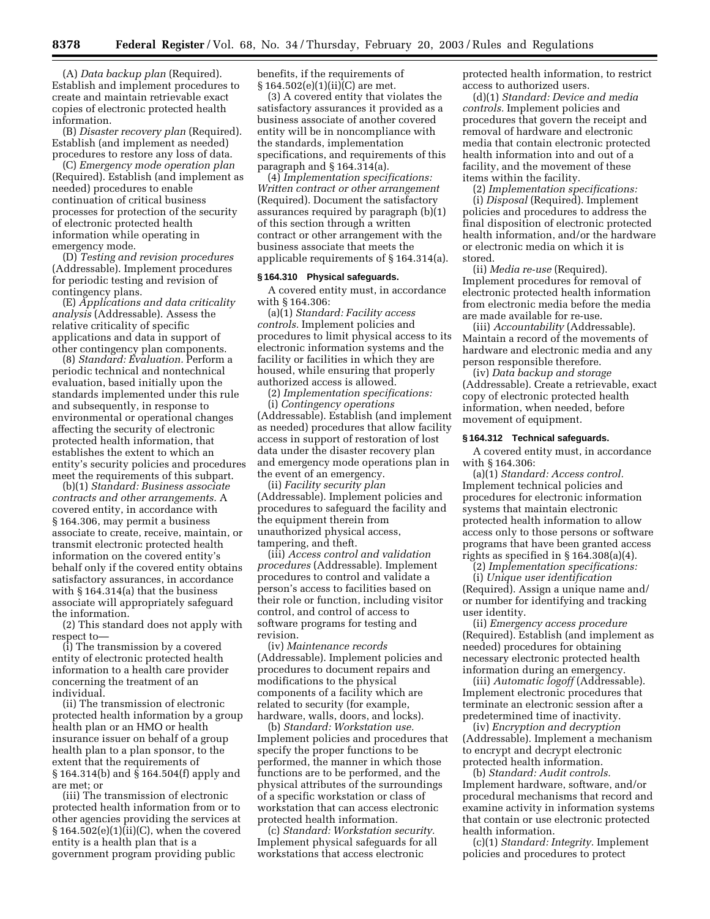(A) *Data backup plan* (Required). Establish and implement procedures to create and maintain retrievable exact copies of electronic protected health information.

(B) *Disaster recovery plan* (Required). Establish (and implement as needed) procedures to restore any loss of data.

(C) *Emergency mode operation plan* (Required). Establish (and implement as needed) procedures to enable continuation of critical business processes for protection of the security of electronic protected health information while operating in emergency mode.

(D) *Testing and revision procedures* (Addressable). Implement procedures for periodic testing and revision of contingency plans.

(E) *Applications and data criticality analysis* (Addressable). Assess the relative criticality of specific applications and data in support of other contingency plan components.

(8) *Standard: Evaluation.* Perform a periodic technical and nontechnical evaluation, based initially upon the standards implemented under this rule and subsequently, in response to environmental or operational changes affecting the security of electronic protected health information, that establishes the extent to which an entity's security policies and procedures meet the requirements of this subpart.

(b)(1) *Standard: Business associate contracts and other arrangements.* A covered entity, in accordance with § 164.306, may permit a business associate to create, receive, maintain, or transmit electronic protected health information on the covered entity's behalf only if the covered entity obtains satisfactory assurances, in accordance with § 164.314(a) that the business associate will appropriately safeguard the information.

(2) This standard does not apply with respect to—

(i) The transmission by a covered entity of electronic protected health information to a health care provider concerning the treatment of an individual.

(ii) The transmission of electronic protected health information by a group health plan or an HMO or health insurance issuer on behalf of a group health plan to a plan sponsor, to the extent that the requirements of § 164.314(b) and § 164.504(f) apply and are met; or

(iii) The transmission of electronic protected health information from or to other agencies providing the services at § 164.502(e)(1)(ii)(C), when the covered entity is a health plan that is a government program providing public benefits, if the requirements of § 164.502(e)(1)(ii)(C) are met.

(3) A covered entity that violates the satisfactory assurances it provided as a business associate of another covered entity will be in noncompliance with the standards, implementation specifications, and requirements of this paragraph and § 164.314(a).

(4) *Implementation specifications: Written contract or other arrangement* (Required). Document the satisfactory assurances required by paragraph (b)(1) of this section through a written contract or other arrangement with the business associate that meets the applicable requirements of § 164.314(a).

### § 164.310 Physical safeguards.

A covered entity must, in accordance with § 164.306:

(a)(1) *Standard: Facility access controls.* Implement policies and procedures to limit physical access to its electronic information systems and the facility or facilities in which they are housed, while ensuring that properly authorized access is allowed.

(2) *Implementation specifications:*

(i) *Contingency operations* (Addressable). Establish (and implement as needed) procedures that allow facility access in support of restoration of lost data under the disaster recovery plan and emergency mode operations plan in the event of an emergency.

(ii) *Facility security plan* (Addressable). Implement policies and procedures to safeguard the facility and the equipment therein from unauthorized physical access, tampering, and theft.

(iii) *Access control and validation procedures* (Addressable). Implement procedures to control and validate a person's access to facilities based on their role or function, including visitor control, and control of access to software programs for testing and revision.

(iv) *Maintenance records* (Addressable). Implement policies and procedures to document repairs and modifications to the physical components of a facility which are related to security (for example, hardware, walls, doors, and locks).

(b) *Standard: Workstation use.* Implement policies and procedures that specify the proper functions to be performed, the manner in which those functions are to be performed, and the physical attributes of the surroundings of a specific workstation or class of workstation that can access electronic protected health information.

(c) *Standard: Workstation security.* Implement physical safeguards for all workstations that access electronic protected health information, to restrict access to authorized users.

(d)(1) *Standard: Device and media controls.* Implement policies and procedures that govern the receipt and removal of hardware and electronic media that contain electronic protected health information into and out of a facility, and the movement of these items within the facility.

(2) *Implementation specifications:*

(i) *Disposal* (Required). Implement policies and procedures to address the final disposition of electronic protected health information, and/or the hardware or electronic media on which it is stored.

(ii) *Media re-use* (Required). Implement procedures for removal of electronic protected health information from electronic media before the media are made available for re-use.

(iii) *Accountability* (Addressable). Maintain a record of the movements of hardware and electronic media and any person responsible therefore.

(iv) *Data backup and storage* (Addressable). Create a retrievable, exact copy of electronic protected health information, when needed, before movement of equipment.

### § 164.312 Technical safeguards.

A covered entity must, in accordance with § 164.306:

(a)(1) *Standard: Access control.* Implement technical policies and procedures for electronic information systems that maintain electronic protected health information to allow access only to those persons or software programs that have been granted access rights as specified in § 164.308(a)(4).

(2) *Implementation specifications:*

(i) *Unique user identification* (Required). Assign a unique name and/or number for identifying and tracking user identity.

(ii) *Emergency access procedure* (Required). Establish (and implement as needed) procedures for obtaining necessary electronic protected health information during an emergency.

(iii) *Automatic logoff* (Addressable). Implement electronic procedures that terminate an electronic session after a predetermined time of inactivity.

(iv) *Encryption and decryption* (Addressable). Implement a mechanism to encrypt and decrypt electronic protected health information.

(b) *Standard: Audit controls.* Implement hardware, software, and/or procedural mechanisms that record and examine activity in information systems that contain or use electronic protected health information.

(c)(1) *Standard: Integrity.* Implement policies and procedures to protect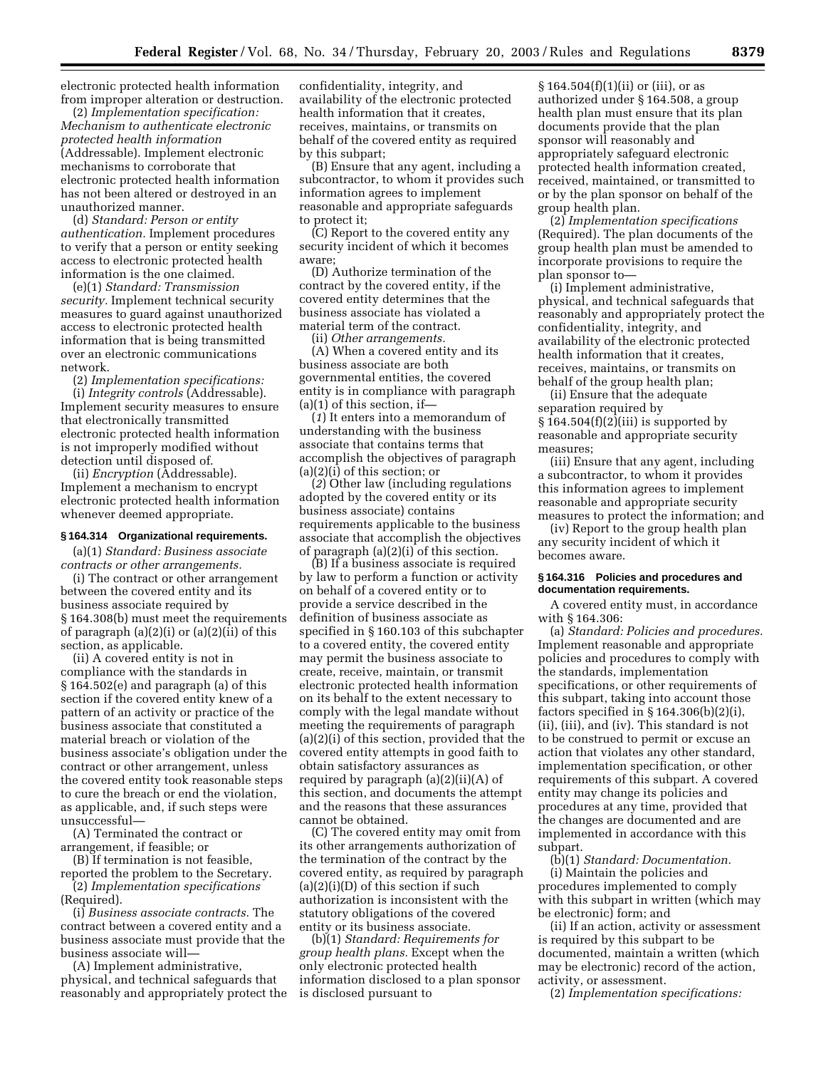electronic protected health information from improper alteration or destruction.

(2) *Implementation specification: Mechanism to authenticate electronic protected health information* (Addressable). Implement electronic mechanisms to corroborate that electronic protected health information has not been altered or destroyed in an unauthorized manner.

(d) *Standard: Person or entity authentication.* Implement procedures to verify that a person or entity seeking access to electronic protected health information is the one claimed.

(e)(1) *Standard: Transmission security.* Implement technical security measures to guard against unauthorized access to electronic protected health information that is being transmitted over an electronic communications network.

(2) *Implementation specifications:*

(i) *Integrity controls* (Addressable). Implement security measures to ensure that electronically transmitted electronic protected health information is not improperly modified without detection until disposed of.

(ii) *Encryption* (Addressable). Implement a mechanism to encrypt electronic protected health information whenever deemed appropriate.

### § 164.314 Organizational requirements.

(a)(1) *Standard: Business associate contracts or other arrangements.*

(i) The contract or other arrangement between the covered entity and its business associate required by § 164.308(b) must meet the requirements of paragraph (a)(2)(i) or (a)(2)(ii) of this section, as applicable.

(ii) A covered entity is not in compliance with the standards in § 164.502(e) and paragraph (a) of this section if the covered entity knew of a pattern of an activity or practice of the business associate that constituted a material breach or violation of the business associate's obligation under the contract or other arrangement, unless the covered entity took reasonable steps to cure the breach or end the violation, as applicable, and, if such steps were unsuccessful—

(A) Terminated the contract or arrangement, if feasible; or

(B) If termination is not feasible, reported the problem to the Secretary.

(2) *Implementation specifications* (Required).

(i) *Business associate contracts.* The contract between a covered entity and a business associate must provide that the business associate will—

(A) Implement administrative, physical, and technical safeguards that reasonably and appropriately protect the confidentiality, integrity, and availability of the electronic protected health information that it creates, receives, maintains, or transmits on behalf of the covered entity as required by this subpart;

(B) Ensure that any agent, including a subcontractor, to whom it provides such information agrees to implement reasonable and appropriate safeguards to protect it;

(C) Report to the covered entity any security incident of which it becomes aware;

(D) Authorize termination of the contract by the covered entity, if the covered entity determines that the business associate has violated a material term of the contract.

(ii) *Other arrangements.*

(A) When a covered entity and its business associate are both governmental entities, the covered entity is in compliance with paragraph (a)(1) of this section, if—

(*1*) It enters into a memorandum of understanding with the business associate that contains terms that accomplish the objectives of paragraph (a)(2)(i) of this section; or

(*2*) Other law (including regulations adopted by the covered entity or its business associate) contains requirements applicable to the business associate that accomplish the objectives of paragraph (a)(2)(i) of this section.

(B) If a business associate is required by law to perform a function or activity on behalf of a covered entity or to provide a service described in the definition of business associate as specified in § 160.103 of this subchapter to a covered entity, the covered entity may permit the business associate to create, receive, maintain, or transmit electronic protected health information on its behalf to the extent necessary to comply with the legal mandate without meeting the requirements of paragraph (a)(2)(i) of this section, provided that the covered entity attempts in good faith to obtain satisfactory assurances as required by paragraph (a)(2)(ii)(A) of this section, and documents the attempt and the reasons that these assurances cannot be obtained.

(C) The covered entity may omit from its other arrangements authorization of the termination of the contract by the covered entity, as required by paragraph (a)(2)(i)(D) of this section if such authorization is inconsistent with the statutory obligations of the covered entity or its business associate.

(b)(1) *Standard: Requirements for group health plans.* Except when the only electronic protected health information disclosed to a plan sponsor is disclosed pursuant to § 164.504(f)(1)(ii) or (iii), or as authorized under § 164.508, a group health plan must ensure that its plan documents provide that the plan sponsor will reasonably and appropriately safeguard electronic protected health information created, received, maintained, or transmitted to or by the plan sponsor on behalf of the group health plan.

(2) *Implementation specifications* (Required). The plan documents of the group health plan must be amended to incorporate provisions to require the plan sponsor to—

(i) Implement administrative, physical, and technical safeguards that reasonably and appropriately protect the confidentiality, integrity, and availability of the electronic protected health information that it creates, receives, maintains, or transmits on behalf of the group health plan;

(ii) Ensure that the adequate separation required by § 164.504(f)(2)(iii) is supported by reasonable and appropriate security measures;

(iii) Ensure that any agent, including a subcontractor, to whom it provides this information agrees to implement reasonable and appropriate security measures to protect the information; and

(iv) Report to the group health plan any security incident of which it becomes aware.

### § 164.316 Policies and procedures and documentation requirements.

A covered entity must, in accordance with § 164.306:

(a) *Standard: Policies and procedures.* Implement reasonable and appropriate policies and procedures to comply with the standards, implementation specifications, or other requirements of this subpart, taking into account those factors specified in § 164.306(b)(2)(i), (ii), (iii), and (iv). This standard is not to be construed to permit or excuse an action that violates any other standard, implementation specification, or other requirements of this subpart. A covered entity may change its policies and procedures at any time, provided that the changes are documented and are implemented in accordance with this subpart.

(b)(1) *Standard: Documentation.*

(i) Maintain the policies and procedures implemented to comply with this subpart in written (which may be electronic) form; and

(ii) If an action, activity or assessment is required by this subpart to be documented, maintain a written (which may be electronic) record of the action, activity, or assessment.

(2) *Implementation specifications:*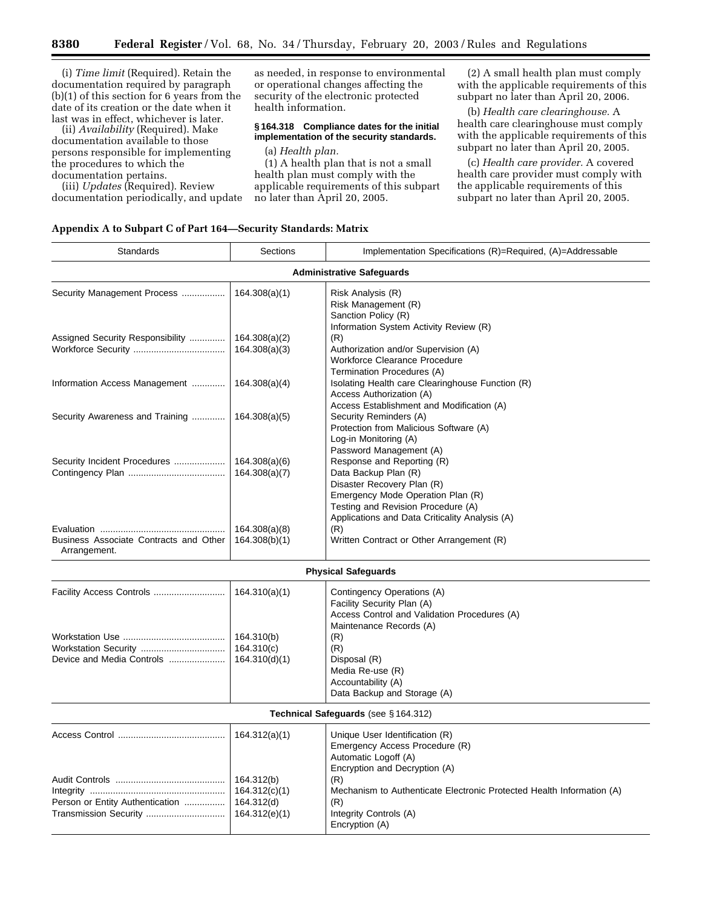(i) *Time limit* (Required). Retain the documentation required by paragraph (b)(1) of this section for 6 years from the date of its creation or the date when it last was in effect, whichever is later.

(ii) *Availability* (Required). Make documentation available to those persons responsible for implementing the procedures to which the documentation pertains.

(iii) *Updates* (Required). Review documentation periodically, and update as needed, in response to environmental or operational changes affecting the security of the electronic protected health information.

**§ 164.318 Compliance dates for the initial implementation of the security standards.**

(a) *Health plan.*

(1) A health plan that is not a small health plan must comply with the applicable requirements of this subpart no later than April 20, 2005.

(2) A small health plan must comply with the applicable requirements of this subpart no later than April 20, 2006.

(b) *Health care clearinghouse.* A health care clearinghouse must comply with the applicable requirements of this subpart no later than April 20, 2005.

(c) *Health care provider.* A covered health care provider must comply with the applicable requirements of this subpart no later than April 20, 2005.

## Appendix A to Subpart C of Part 164—Security Standards: Matrix

| Standards | Sections | Implementation Specifications (R)=Required, (A)=Addressable |
|---|---|---|
| **Administrative Safeguards** | | |
| Security Management Process | 164.308(a)(1) | Risk Analysis (R) |
| | | Risk Management (R) |
| | | Sanction Policy (R) |
| | | Information System Activity Review (R) |
| Assigned Security Responsibility | 164.308(a)(2) | (R) |
| Workforce Security | 164.308(a)(3) | Authorization and/or Supervision (A) |
| | | Workforce Clearance Procedure |
| | | Termination Procedures (A) |
| Information Access Management | 164.308(a)(4) | Isolating Health care Clearinghouse Function (R) |
| | | Access Authorization (A) |
| | | Access Establishment and Modification (A) |
| Security Awareness and Training | 164.308(a)(5) | Security Reminders (A) |
| | | Protection from Malicious Software (A) |
| | | Log-in Monitoring (A) |
| | | Password Management (A) |
| Security Incident Procedures | 164.308(a)(6) | Response and Reporting (R) |
| Contingency Plan | 164.308(a)(7) | Data Backup Plan (R) |
| | | Disaster Recovery Plan (R) |
| | | Emergency Mode Operation Plan (R) |
| | | Testing and Revision Procedure (A) |
| | | Applications and Data Criticality Analysis (A) |
| Evaluation | 164.308(a)(8) | (R) |
| Business Associate Contracts and Other Arrangement. | 164.308(b)(1) | Written Contract or Other Arrangement (R) |
| **Physical Safeguards** | | |
| Facility Access Controls | 164.310(a)(1) | Contingency Operations (A) |
| | | Facility Security Plan (A) |
| | | Access Control and Validation Procedures (A) |
| | | Maintenance Records (A) |
| Workstation Use | 164.310(b) | (R) |
| Workstation Security | 164.310(c) | (R) |
| Device and Media Controls | 164.310(d)(1) | Disposal (R) |
| | | Media Re-use (R) |
| | | Accountability (A) |
| | | Data Backup and Storage (A) |
| **Technical Safeguards** (see § 164.312) | | |
| Access Control | 164.312(a)(1) | Unique User Identification (R) |
| | | Emergency Access Procedure (R) |
| | | Automatic Logoff (A) |
| | | Encryption and Decryption (A) |
| Audit Controls | 164.312(b) | (R) |
| Integrity | 164.312(c)(1) | Mechanism to Authenticate Electronic Protected Health Information (A) |
| Person or Entity Authentication | 164.312(d) | (R) |
| Transmission Security | 164.312(e)(1) | Integrity Controls (A) |
| | | Encryption (A) |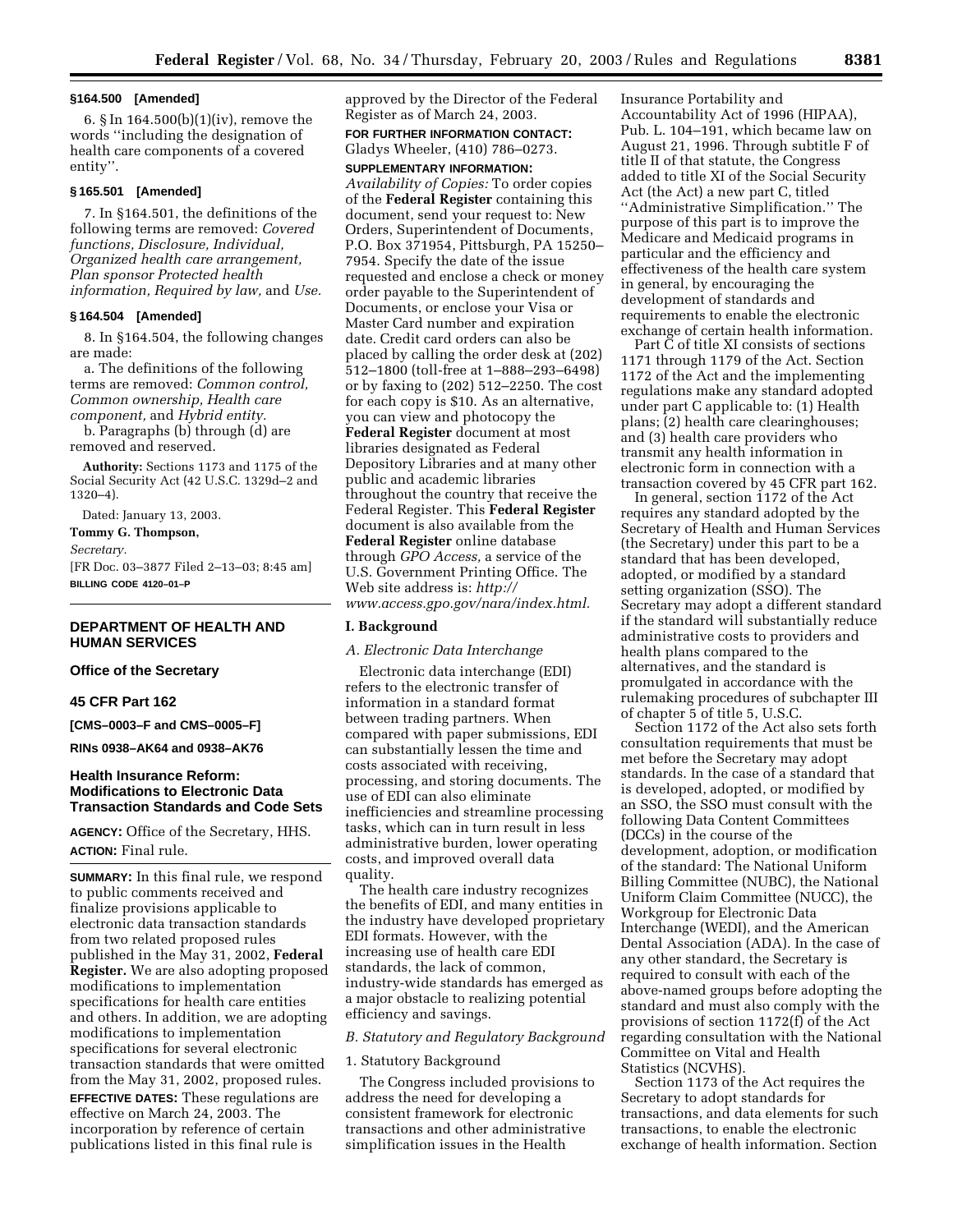### §164.500 [Amended]

6. § In 164.500(b)(1)(iv), remove the words "including the designation of health care components of a covered entity".

### § 165.501 [Amended]

7. In §164.501, the definitions of the following terms are removed: *Covered functions, Disclosure, Individual, Organized health care arrangement, Plan sponsor Protected health information, Required by law,* and *Use.*

### § 164.504 [Amended]

8. In §164.504, the following changes are made:

a. The definitions of the following terms are removed: *Common control, Common ownership, Health care component,* and *Hybrid entity.*

b. Paragraphs (b) through (d) are removed and reserved.

**Authority:** Sections 1173 and 1175 of the Social Security Act (42 U.S.C. 1329d–2 and 1320–4).

Dated: January 13, 2003.

**Tommy G. Thompson,**

*Secretary.*

[FR Doc. 03–3877 Filed 2–13–03; 8:45 am]

**BILLING CODE 4120–01–P**

---

## DEPARTMENT OF HEALTH AND HUMAN SERVICES

### Office of the Secretary

### 45 CFR Part 162

**[CMS–0003–F and CMS–0005–F]**

**RINs 0938–AK64 and 0938–AK76**

## Health Insurance Reform: Modifications to Electronic Data Transaction Standards and Code Sets

**AGENCY:** Office of the Secretary, HHS.

**ACTION:** Final rule.

**SUMMARY:** In this final rule, we respond to public comments received and finalize provisions applicable to electronic data transaction standards from two related proposed rules published in the May 31, 2002, **Federal Register.** We are also adopting proposed modifications to implementation specifications for health care entities and others. In addition, we are adopting modifications to implementation specifications for several electronic transaction standards that were omitted from the May 31, 2002, proposed rules.

**EFFECTIVE DATES:** These regulations are effective on March 24, 2003. The incorporation by reference of certain publications listed in this final rule is approved by the Director of the Federal Register as of March 24, 2003.

**FOR FURTHER INFORMATION CONTACT:** Gladys Wheeler, (410) 786–0273.

**SUPPLEMENTARY INFORMATION:**

*Availability of Copies:* To order copies of the **Federal Register** containing this document, send your request to: New Orders, Superintendent of Documents, P.O. Box 371954, Pittsburgh, PA 15250–7954. Specify the date of the issue requested and enclose a check or money order payable to the Superintendent of Documents, or enclose your Visa or Master Card number and expiration date. Credit card orders can also be placed by calling the order desk at (202) 512–1800 (toll-free at 1–888–293–6498) or by faxing to (202) 512–2250. The cost for each copy is $10. As an alternative, you can view and photocopy the **Federal Register** document at most libraries designated as Federal Depository Libraries and at many other public and academic libraries throughout the country that receive the Federal Register. This **Federal Register** document is also available from the **Federal Register** online database through *GPO Access,* a service of the U.S. Government Printing Office. The Web site address is: *http://www.access.gpo.gov/nara/index.html.*

### I. Background

#### *A. Electronic Data Interchange*

Electronic data interchange (EDI) refers to the electronic transfer of information in a standard format between trading partners. When compared with paper submissions, EDI can substantially lessen the time and costs associated with receiving, processing, and storing documents. The use of EDI can also eliminate inefficiencies and streamline processing tasks, which can in turn result in less administrative burden, lower operating costs, and improved overall data quality.

The health care industry recognizes the benefits of EDI, and many entities in the industry have developed proprietary EDI formats. However, with the increasing use of health care EDI standards, the lack of common, industry-wide standards has emerged as a major obstacle to realizing potential efficiency and savings.

#### *B. Statutory and Regulatory Background*

1. Statutory Background

The Congress included provisions to address the need for developing a consistent framework for electronic transactions and other administrative simplification issues in the Health Insurance Portability and Accountability Act of 1996 (HIPAA), Pub. L. 104–191, which became law on August 21, 1996. Through subtitle F of title II of that statute, the Congress added to title XI of the Social Security Act (the Act) a new part C, titled "Administrative Simplification." The purpose of this part is to improve the Medicare and Medicaid programs in particular and the efficiency and effectiveness of the health care system in general, by encouraging the development of standards and requirements to enable the electronic exchange of certain health information.

Part C of title XI consists of sections 1171 through 1179 of the Act. Section 1172 of the Act and the implementing regulations make any standard adopted under part C applicable to: (1) Health plans; (2) health care clearinghouses; and (3) health care providers who transmit any health information in electronic form in connection with a transaction covered by 45 CFR part 162.

In general, section 1172 of the Act requires any standard adopted by the Secretary of Health and Human Services (the Secretary) under this part to be a standard that has been developed, adopted, or modified by a standard setting organization (SSO). The Secretary may adopt a different standard if the standard will substantially reduce administrative costs to providers and health plans compared to the alternatives, and the standard is promulgated in accordance with the rulemaking procedures of subchapter III of chapter 5 of title 5, U.S.C.

Section 1172 of the Act also sets forth consultation requirements that must be met before the Secretary may adopt standards. In the case of a standard that is developed, adopted, or modified by an SSO, the SSO must consult with the following Data Content Committees (DCCs) in the course of the development, adoption, or modification of the standard: The National Uniform Billing Committee (NUBC), the National Uniform Claim Committee (NUCC), the Workgroup for Electronic Data Interchange (WEDI), and the American Dental Association (ADA). In the case of any other standard, the Secretary is required to consult with each of the above-named groups before adopting the standard and must also comply with the provisions of section 1172(f) of the Act regarding consultation with the National Committee on Vital and Health Statistics (NCVHS).

Section 1173 of the Act requires the Secretary to adopt standards for transactions, and data elements for such transactions, to enable the electronic exchange of health information. Section